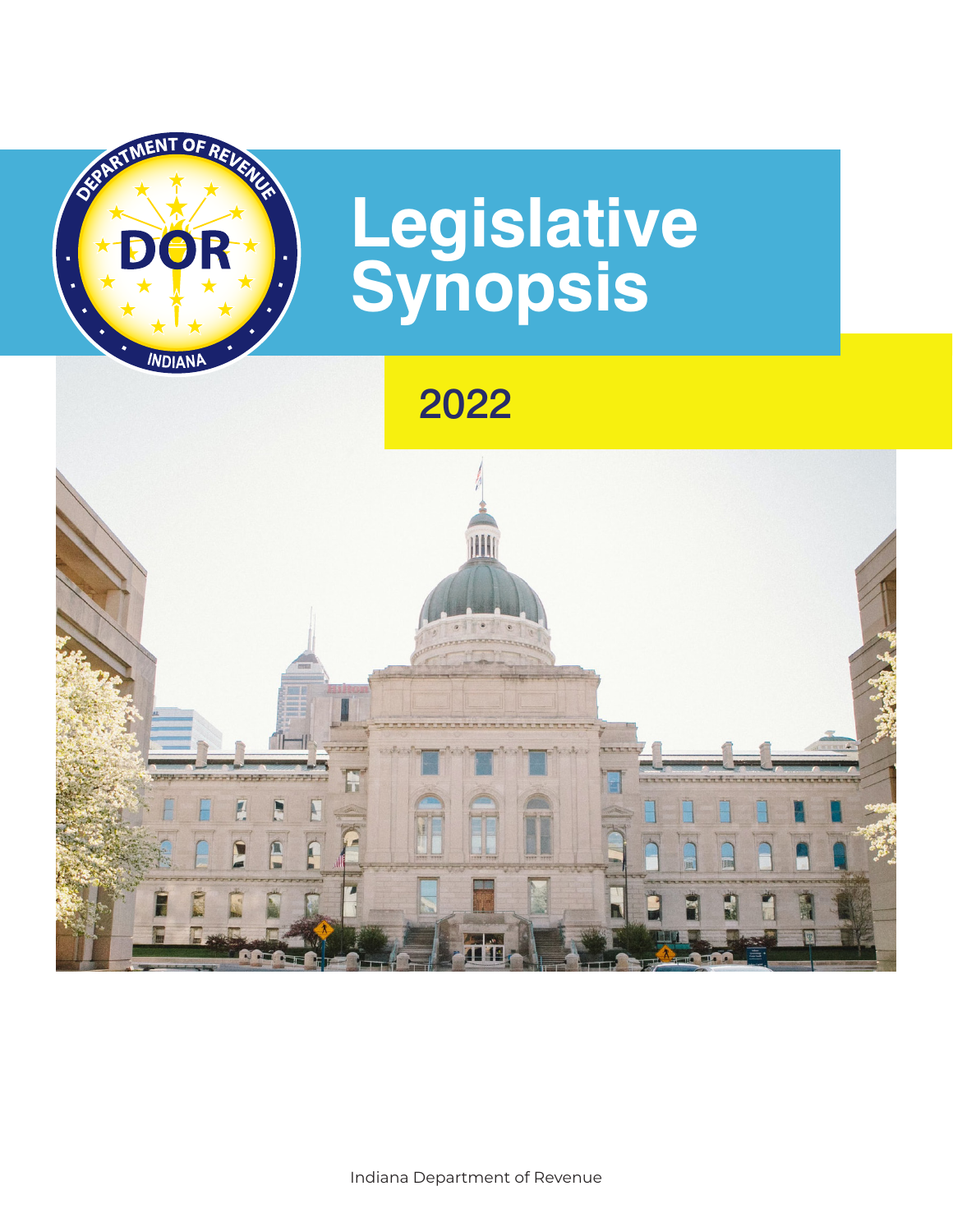# Legislative Synopsis

## 2022

Indiana Department of Revenue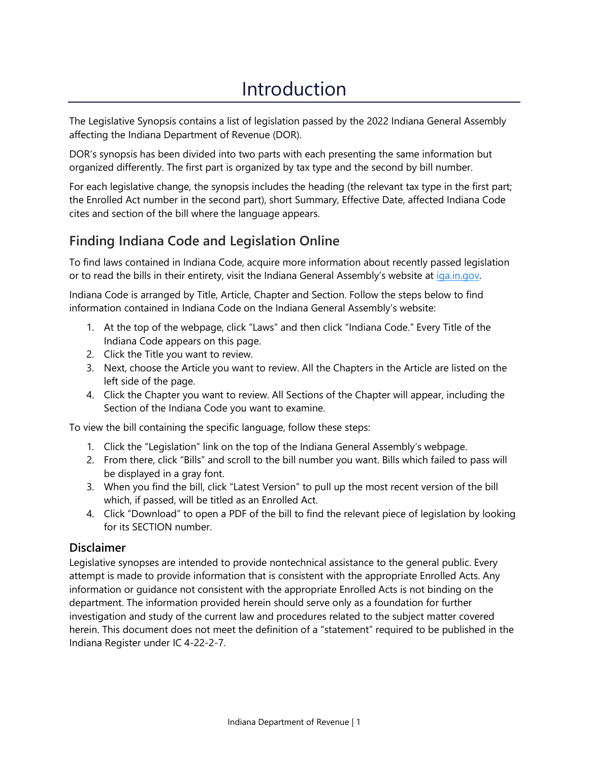# Introduction

The Legislative Synopsis contains a list of legislation passed by the 2022 Indiana General Assembly affecting the Indiana Department of Revenue (DOR).

DOR's synopsis has been divided into two parts with each presenting the same information but organized differently. The first part is organized by tax type and the second by bill number.

For each legislative change, the synopsis includes the heading (the relevant tax type in the first part; the Enrolled Act number in the second part), short Summary, Effective Date, affected Indiana Code cites and section of the bill where the language appears.

## Finding Indiana Code and Legislation Online

To find laws contained in Indiana Code, acquire more information about recently passed legislation or to read the bills in their entirety, visit the Indiana General Assembly's website at iga.in.gov.

Indiana Code is arranged by Title, Article, Chapter and Section. Follow the steps below to find information contained in Indiana Code on the Indiana General Assembly's website:

1. At the top of the webpage, click "Laws" and then click "Indiana Code." Every Title of the Indiana Code appears on this page.
2. Click the Title you want to review.
3. Next, choose the Article you want to review. All the Chapters in the Article are listed on the left side of the page.
4. Click the Chapter you want to review. All Sections of the Chapter will appear, including the Section of the Indiana Code you want to examine.

To view the bill containing the specific language, follow these steps:

1. Click the "Legislation" link on the top of the Indiana General Assembly's webpage.
2. From there, click "Bills" and scroll to the bill number you want. Bills which failed to pass will be displayed in a gray font.
3. When you find the bill, click "Latest Version" to pull up the most recent version of the bill which, if passed, will be titled as an Enrolled Act.
4. Click "Download" to open a PDF of the bill to find the relevant piece of legislation by looking for its SECTION number.

### Disclaimer

Legislative synopses are intended to provide nontechnical assistance to the general public. Every attempt is made to provide information that is consistent with the appropriate Enrolled Acts. Any information or guidance not consistent with the appropriate Enrolled Acts is not binding on the department. The information provided herein should serve only as a foundation for further investigation and study of the current law and procedures related to the subject matter covered herein. This document does not meet the definition of a "statement" required to be published in the Indiana Register under IC 4-22-2-7.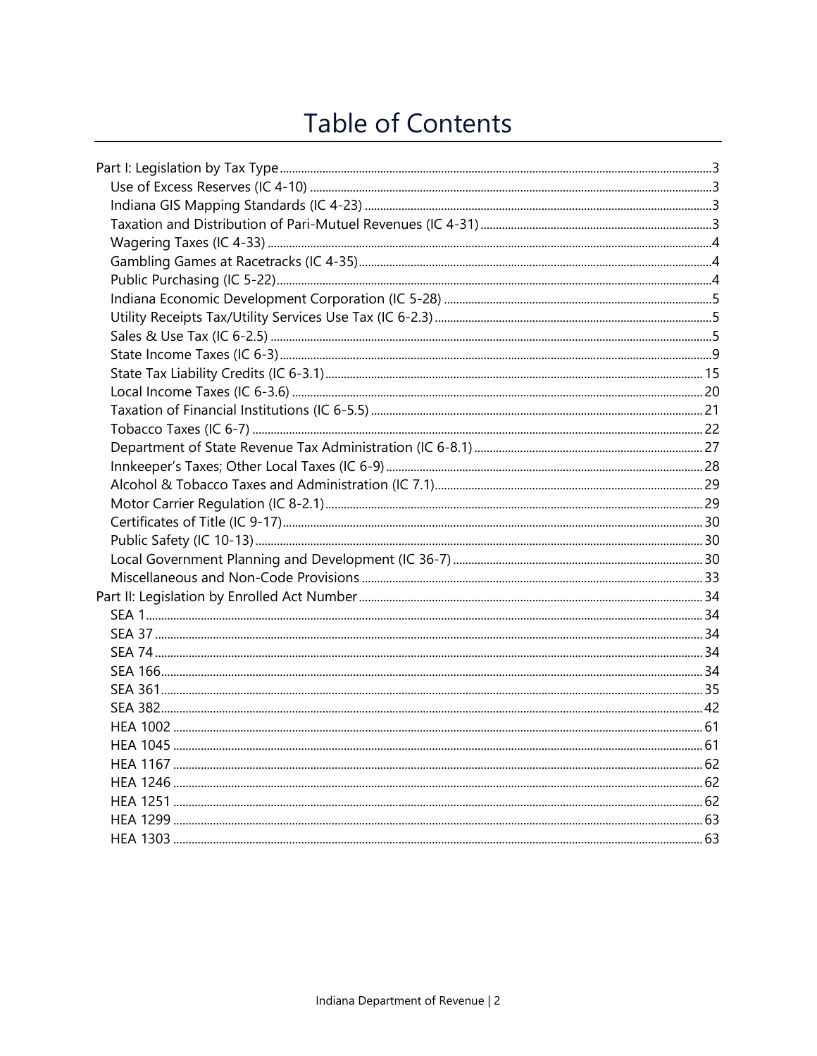# Table of Contents

- Part I: Legislation by Tax Type ... 3
  - Use of Excess Reserves (IC 4-10) ... 3
  - Indiana GIS Mapping Standards (IC 4-23) ... 3
  - Taxation and Distribution of Pari-Mutuel Revenues (IC 4-31) ... 3
  - Wagering Taxes (IC 4-33) ... 4
  - Gambling Games at Racetracks (IC 4-35) ... 4
  - Public Purchasing (IC 5-22) ... 4
  - Indiana Economic Development Corporation (IC 5-28) ... 5
  - Utility Receipts Tax/Utility Services Use Tax (IC 6-2.3) ... 5
  - Sales & Use Tax (IC 6-2.5) ... 5
  - State Income Taxes (IC 6-3) ... 9
  - State Tax Liability Credits (IC 6-3.1) ... 15
  - Local Income Taxes (IC 6-3.6) ... 20
  - Taxation of Financial Institutions (IC 6-5.5) ... 21
  - Tobacco Taxes (IC 6-7) ... 22
  - Department of State Revenue Tax Administration (IC 6-8.1) ... 27
  - Innkeeper's Taxes; Other Local Taxes (IC 6-9) ... 28
  - Alcohol & Tobacco Taxes and Administration (IC 7.1) ... 29
  - Motor Carrier Regulation (IC 8-2.1) ... 29
  - Certificates of Title (IC 9-17) ... 30
  - Public Safety (IC 10-13) ... 30
  - Local Government Planning and Development (IC 36-7) ... 30
  - Miscellaneous and Non-Code Provisions ... 33
- Part II: Legislation by Enrolled Act Number ... 34
  - SEA 1 ... 34
  - SEA 37 ... 34
  - SEA 74 ... 34
  - SEA 166 ... 34
  - SEA 361 ... 35
  - SEA 382 ... 42
  - HEA 1002 ... 61
  - HEA 1045 ... 61
  - HEA 1167 ... 62
  - HEA 1246 ... 62
  - HEA 1251 ... 62
  - HEA 1299 ... 63
  - HEA 1303 ... 63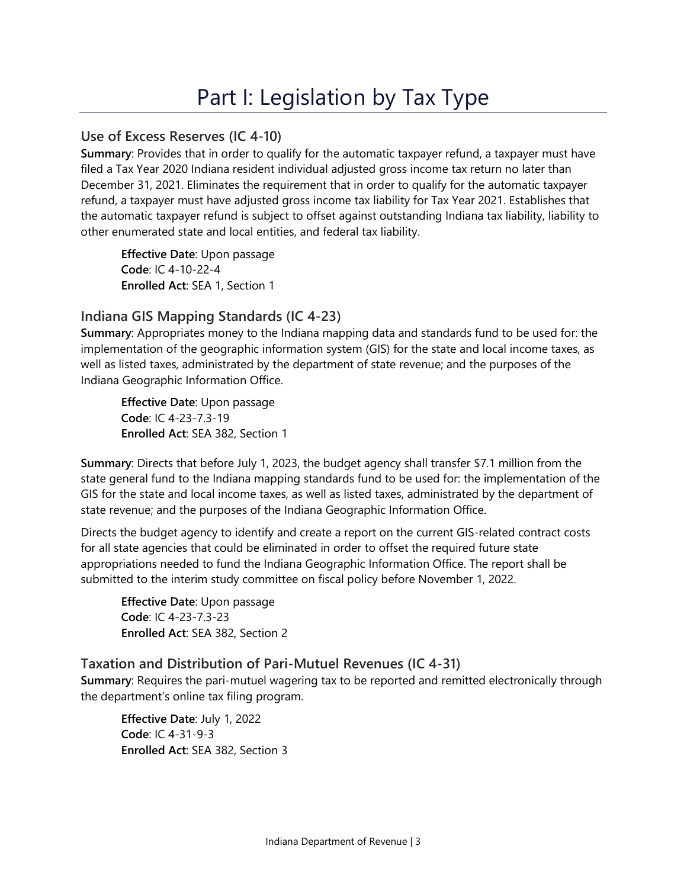# Part I: Legislation by Tax Type

## Use of Excess Reserves (IC 4-10)

**Summary**: Provides that in order to qualify for the automatic taxpayer refund, a taxpayer must have filed a Tax Year 2020 Indiana resident individual adjusted gross income tax return no later than December 31, 2021. Eliminates the requirement that in order to qualify for the automatic taxpayer refund, a taxpayer must have adjusted gross income tax liability for Tax Year 2021. Establishes that the automatic taxpayer refund is subject to offset against outstanding Indiana tax liability, liability to other enumerated state and local entities, and federal tax liability.

> **Effective Date**: Upon passage
> **Code**: IC 4-10-22-4
> **Enrolled Act**: SEA 1, Section 1

## Indiana GIS Mapping Standards (IC 4-23)

**Summary**: Appropriates money to the Indiana mapping data and standards fund to be used for: the implementation of the geographic information system (GIS) for the state and local income taxes, as well as listed taxes, administrated by the department of state revenue; and the purposes of the Indiana Geographic Information Office.

> **Effective Date**: Upon passage
> **Code**: IC 4-23-7.3-19
> **Enrolled Act**: SEA 382, Section 1

**Summary**: Directs that before July 1, 2023, the budget agency shall transfer $7.1 million from the state general fund to the Indiana mapping standards fund to be used for: the implementation of the GIS for the state and local income taxes, as well as listed taxes, administrated by the department of state revenue; and the purposes of the Indiana Geographic Information Office.

Directs the budget agency to identify and create a report on the current GIS-related contract costs for all state agencies that could be eliminated in order to offset the required future state appropriations needed to fund the Indiana Geographic Information Office. The report shall be submitted to the interim study committee on fiscal policy before November 1, 2022.

> **Effective Date**: Upon passage
> **Code**: IC 4-23-7.3-23
> **Enrolled Act**: SEA 382, Section 2

## Taxation and Distribution of Pari-Mutuel Revenues (IC 4-31)

**Summary**: Requires the pari-mutuel wagering tax to be reported and remitted electronically through the department's online tax filing program.

> **Effective Date**: July 1, 2022
> **Code**: IC 4-31-9-3
> **Enrolled Act**: SEA 382, Section 3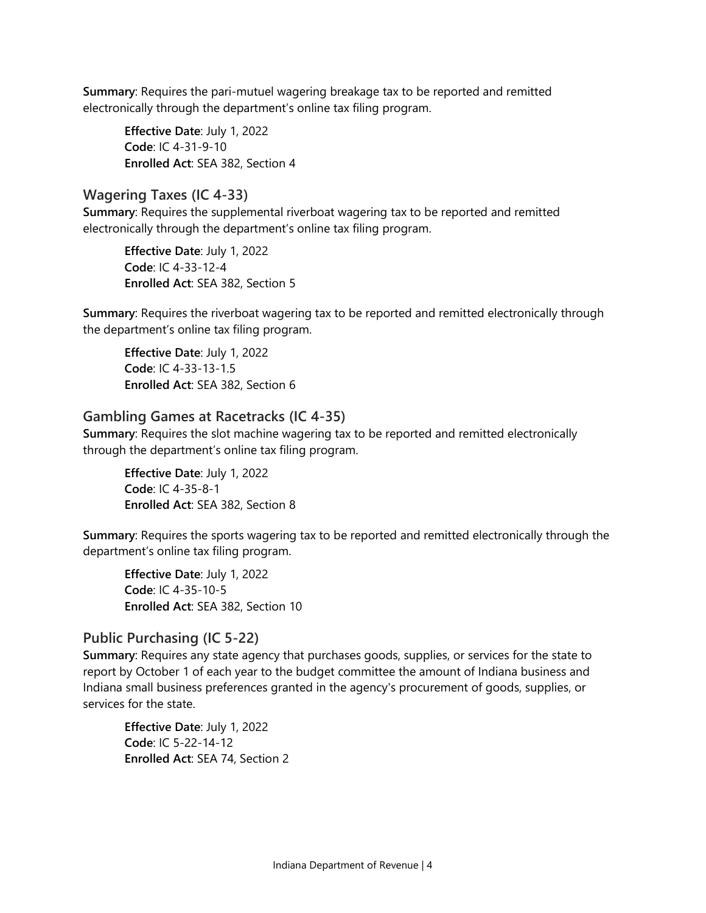**Summary**: Requires the pari-mutuel wagering breakage tax to be reported and remitted electronically through the department's online tax filing program.

> **Effective Date**: July 1, 2022
> **Code**: IC 4-31-9-10
> **Enrolled Act**: SEA 382, Section 4

### Wagering Taxes (IC 4-33)

**Summary**: Requires the supplemental riverboat wagering tax to be reported and remitted electronically through the department's online tax filing program.

> **Effective Date**: July 1, 2022
> **Code**: IC 4-33-12-4
> **Enrolled Act**: SEA 382, Section 5

**Summary**: Requires the riverboat wagering tax to be reported and remitted electronically through the department's online tax filing program.

> **Effective Date**: July 1, 2022
> **Code**: IC 4-33-13-1.5
> **Enrolled Act**: SEA 382, Section 6

### Gambling Games at Racetracks (IC 4-35)

**Summary**: Requires the slot machine wagering tax to be reported and remitted electronically through the department's online tax filing program.

> **Effective Date**: July 1, 2022
> **Code**: IC 4-35-8-1
> **Enrolled Act**: SEA 382, Section 8

**Summary**: Requires the sports wagering tax to be reported and remitted electronically through the department's online tax filing program.

> **Effective Date**: July 1, 2022
> **Code**: IC 4-35-10-5
> **Enrolled Act**: SEA 382, Section 10

### Public Purchasing (IC 5-22)

**Summary**: Requires any state agency that purchases goods, supplies, or services for the state to report by October 1 of each year to the budget committee the amount of Indiana business and Indiana small business preferences granted in the agency's procurement of goods, supplies, or services for the state.

> **Effective Date**: July 1, 2022
> **Code**: IC 5-22-14-12
> **Enrolled Act**: SEA 74, Section 2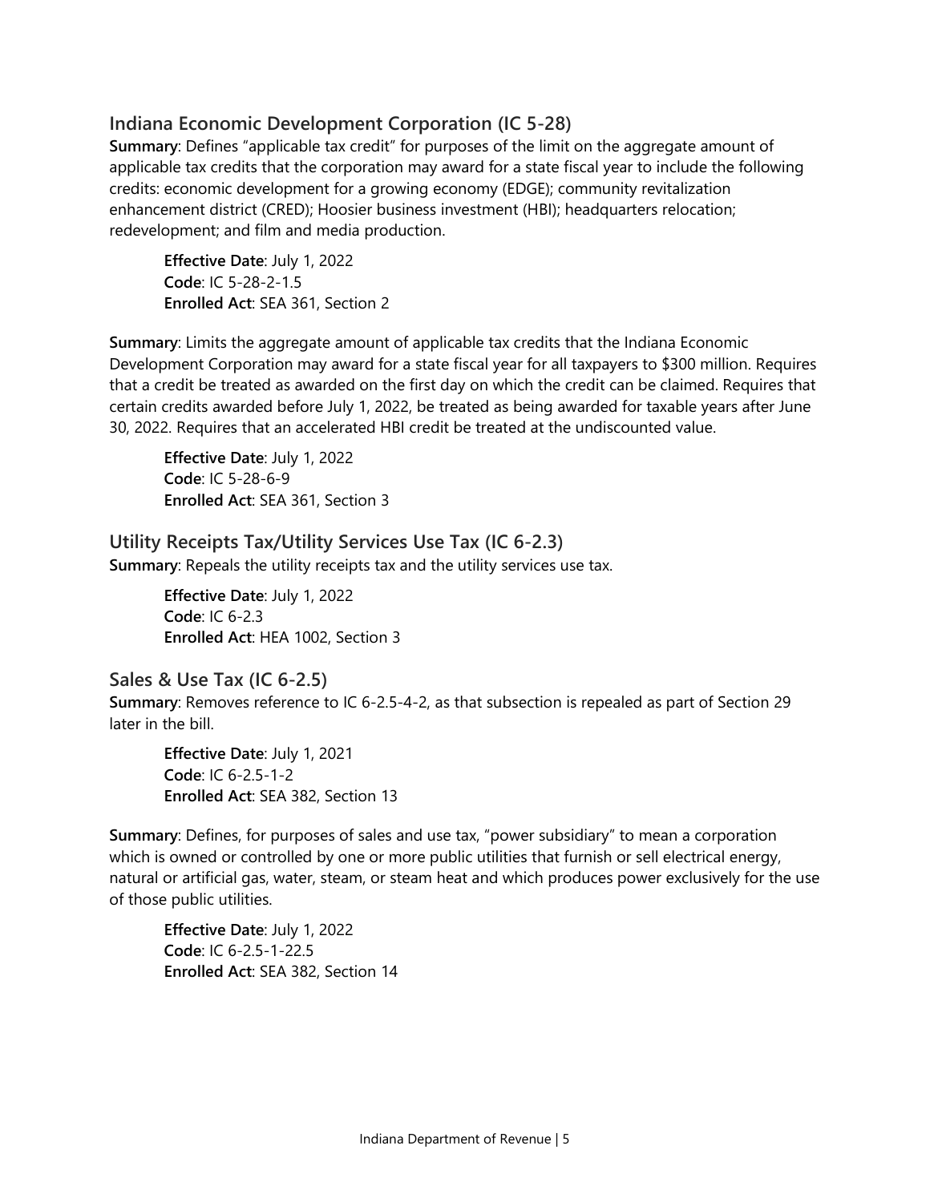## Indiana Economic Development Corporation (IC 5-28)

**Summary**: Defines "applicable tax credit" for purposes of the limit on the aggregate amount of applicable tax credits that the corporation may award for a state fiscal year to include the following credits: economic development for a growing economy (EDGE); community revitalization enhancement district (CRED); Hoosier business investment (HBI); headquarters relocation; redevelopment; and film and media production.

> **Effective Date**: July 1, 2022
> **Code**: IC 5-28-2-1.5
> **Enrolled Act**: SEA 361, Section 2

**Summary**: Limits the aggregate amount of applicable tax credits that the Indiana Economic Development Corporation may award for a state fiscal year for all taxpayers to $300 million. Requires that a credit be treated as awarded on the first day on which the credit can be claimed. Requires that certain credits awarded before July 1, 2022, be treated as being awarded for taxable years after June 30, 2022. Requires that an accelerated HBI credit be treated at the undiscounted value.

> **Effective Date**: July 1, 2022
> **Code**: IC 5-28-6-9
> **Enrolled Act**: SEA 361, Section 3

## Utility Receipts Tax/Utility Services Use Tax (IC 6-2.3)

**Summary**: Repeals the utility receipts tax and the utility services use tax.

> **Effective Date**: July 1, 2022
> **Code**: IC 6-2.3
> **Enrolled Act**: HEA 1002, Section 3

## Sales & Use Tax (IC 6-2.5)

**Summary**: Removes reference to IC 6-2.5-4-2, as that subsection is repealed as part of Section 29 later in the bill.

> **Effective Date**: July 1, 2021
> **Code**: IC 6-2.5-1-2
> **Enrolled Act**: SEA 382, Section 13

**Summary**: Defines, for purposes of sales and use tax, "power subsidiary" to mean a corporation which is owned or controlled by one or more public utilities that furnish or sell electrical energy, natural or artificial gas, water, steam, or steam heat and which produces power exclusively for the use of those public utilities.

> **Effective Date**: July 1, 2022
> **Code**: IC 6-2.5-1-22.5
> **Enrolled Act**: SEA 382, Section 14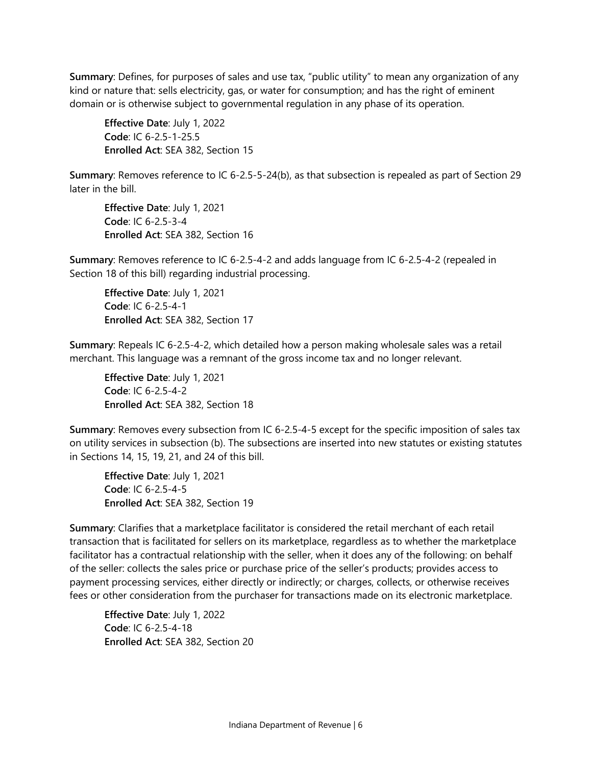**Summary**: Defines, for purposes of sales and use tax, "public utility" to mean any organization of any kind or nature that: sells electricity, gas, or water for consumption; and has the right of eminent domain or is otherwise subject to governmental regulation in any phase of its operation.

**Effective Date**: July 1, 2022
**Code**: IC 6-2.5-1-25.5
**Enrolled Act**: SEA 382, Section 15

**Summary**: Removes reference to IC 6-2.5-5-24(b), as that subsection is repealed as part of Section 29 later in the bill.

**Effective Date**: July 1, 2021
**Code**: IC 6-2.5-3-4
**Enrolled Act**: SEA 382, Section 16

**Summary**: Removes reference to IC 6-2.5-4-2 and adds language from IC 6-2.5-4-2 (repealed in Section 18 of this bill) regarding industrial processing.

**Effective Date**: July 1, 2021
**Code**: IC 6-2.5-4-1
**Enrolled Act**: SEA 382, Section 17

**Summary**: Repeals IC 6-2.5-4-2, which detailed how a person making wholesale sales was a retail merchant. This language was a remnant of the gross income tax and no longer relevant.

**Effective Date**: July 1, 2021
**Code**: IC 6-2.5-4-2
**Enrolled Act**: SEA 382, Section 18

**Summary**: Removes every subsection from IC 6-2.5-4-5 except for the specific imposition of sales tax on utility services in subsection (b). The subsections are inserted into new statutes or existing statutes in Sections 14, 15, 19, 21, and 24 of this bill.

**Effective Date**: July 1, 2021
**Code**: IC 6-2.5-4-5
**Enrolled Act**: SEA 382, Section 19

**Summary**: Clarifies that a marketplace facilitator is considered the retail merchant of each retail transaction that is facilitated for sellers on its marketplace, regardless as to whether the marketplace facilitator has a contractual relationship with the seller, when it does any of the following: on behalf of the seller: collects the sales price or purchase price of the seller's products; provides access to payment processing services, either directly or indirectly; or charges, collects, or otherwise receives fees or other consideration from the purchaser for transactions made on its electronic marketplace.

**Effective Date**: July 1, 2022
**Code**: IC 6-2.5-4-18
**Enrolled Act**: SEA 382, Section 20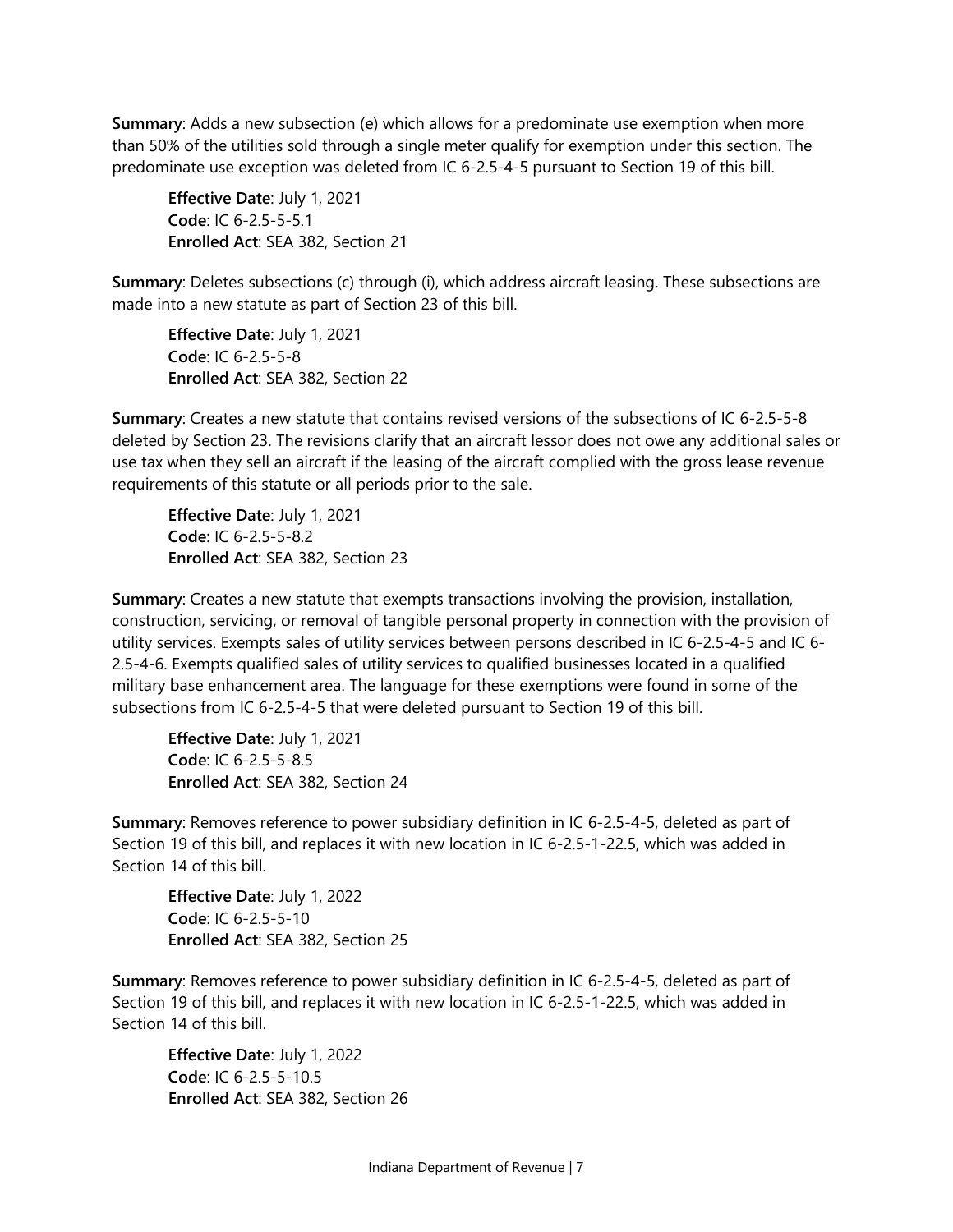**Summary**: Adds a new subsection (e) which allows for a predominate use exemption when more than 50% of the utilities sold through a single meter qualify for exemption under this section. The predominate use exception was deleted from IC 6-2.5-4-5 pursuant to Section 19 of this bill.

> **Effective Date**: July 1, 2021
> **Code**: IC 6-2.5-5-5.1
> **Enrolled Act**: SEA 382, Section 21

**Summary**: Deletes subsections (c) through (i), which address aircraft leasing. These subsections are made into a new statute as part of Section 23 of this bill.

> **Effective Date**: July 1, 2021
> **Code**: IC 6-2.5-5-8
> **Enrolled Act**: SEA 382, Section 22

**Summary**: Creates a new statute that contains revised versions of the subsections of IC 6-2.5-5-8 deleted by Section 23. The revisions clarify that an aircraft lessor does not owe any additional sales or use tax when they sell an aircraft if the leasing of the aircraft complied with the gross lease revenue requirements of this statute or all periods prior to the sale.

> **Effective Date**: July 1, 2021
> **Code**: IC 6-2.5-5-8.2
> **Enrolled Act**: SEA 382, Section 23

**Summary**: Creates a new statute that exempts transactions involving the provision, installation, construction, servicing, or removal of tangible personal property in connection with the provision of utility services. Exempts sales of utility services between persons described in IC 6-2.5-4-5 and IC 6-2.5-4-6. Exempts qualified sales of utility services to qualified businesses located in a qualified military base enhancement area. The language for these exemptions were found in some of the subsections from IC 6-2.5-4-5 that were deleted pursuant to Section 19 of this bill.

> **Effective Date**: July 1, 2021
> **Code**: IC 6-2.5-5-8.5
> **Enrolled Act**: SEA 382, Section 24

**Summary**: Removes reference to power subsidiary definition in IC 6-2.5-4-5, deleted as part of Section 19 of this bill, and replaces it with new location in IC 6-2.5-1-22.5, which was added in Section 14 of this bill.

> **Effective Date**: July 1, 2022
> **Code**: IC 6-2.5-5-10
> **Enrolled Act**: SEA 382, Section 25

**Summary**: Removes reference to power subsidiary definition in IC 6-2.5-4-5, deleted as part of Section 19 of this bill, and replaces it with new location in IC 6-2.5-1-22.5, which was added in Section 14 of this bill.

> **Effective Date**: July 1, 2022
> **Code**: IC 6-2.5-5-10.5
> **Enrolled Act**: SEA 382, Section 26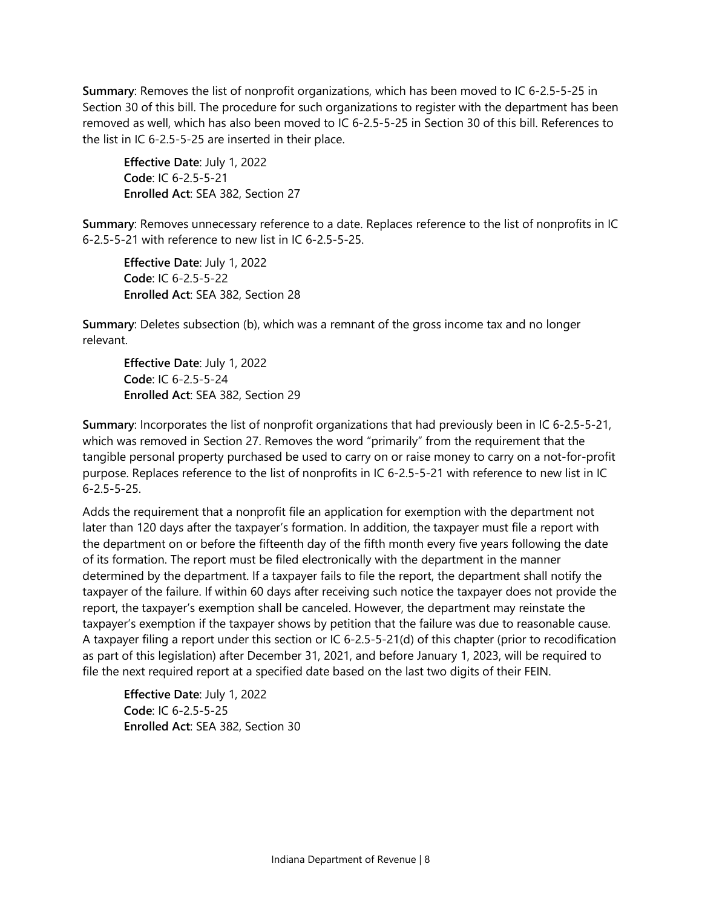**Summary**: Removes the list of nonprofit organizations, which has been moved to IC 6-2.5-5-25 in Section 30 of this bill. The procedure for such organizations to register with the department has been removed as well, which has also been moved to IC 6-2.5-5-25 in Section 30 of this bill. References to the list in IC 6-2.5-5-25 are inserted in their place.

> **Effective Date**: July 1, 2022
> **Code**: IC 6-2.5-5-21
> **Enrolled Act**: SEA 382, Section 27

**Summary**: Removes unnecessary reference to a date. Replaces reference to the list of nonprofits in IC 6-2.5-5-21 with reference to new list in IC 6-2.5-5-25.

> **Effective Date**: July 1, 2022
> **Code**: IC 6-2.5-5-22
> **Enrolled Act**: SEA 382, Section 28

**Summary**: Deletes subsection (b), which was a remnant of the gross income tax and no longer relevant.

> **Effective Date**: July 1, 2022
> **Code**: IC 6-2.5-5-24
> **Enrolled Act**: SEA 382, Section 29

**Summary**: Incorporates the list of nonprofit organizations that had previously been in IC 6-2.5-5-21, which was removed in Section 27. Removes the word "primarily" from the requirement that the tangible personal property purchased be used to carry on or raise money to carry on a not-for-profit purpose. Replaces reference to the list of nonprofits in IC 6-2.5-5-21 with reference to new list in IC 6-2.5-5-25.

Adds the requirement that a nonprofit file an application for exemption with the department not later than 120 days after the taxpayer's formation. In addition, the taxpayer must file a report with the department on or before the fifteenth day of the fifth month every five years following the date of its formation. The report must be filed electronically with the department in the manner determined by the department. If a taxpayer fails to file the report, the department shall notify the taxpayer of the failure. If within 60 days after receiving such notice the taxpayer does not provide the report, the taxpayer's exemption shall be canceled. However, the department may reinstate the taxpayer's exemption if the taxpayer shows by petition that the failure was due to reasonable cause. A taxpayer filing a report under this section or IC 6-2.5-5-21(d) of this chapter (prior to recodification as part of this legislation) after December 31, 2021, and before January 1, 2023, will be required to file the next required report at a specified date based on the last two digits of their FEIN.

> **Effective Date**: July 1, 2022
> **Code**: IC 6-2.5-5-25
> **Enrolled Act**: SEA 382, Section 30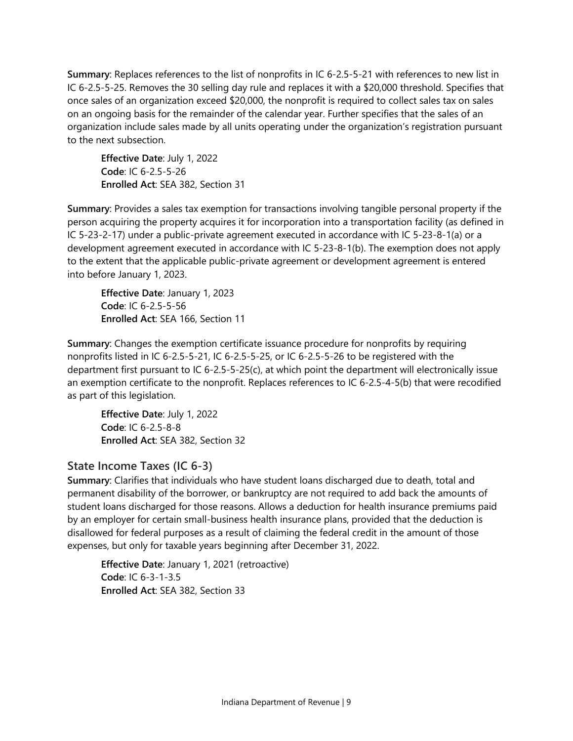**Summary**: Replaces references to the list of nonprofits in IC 6-2.5-5-21 with references to new list in IC 6-2.5-5-25. Removes the 30 selling day rule and replaces it with a $20,000 threshold. Specifies that once sales of an organization exceed $20,000, the nonprofit is required to collect sales tax on sales on an ongoing basis for the remainder of the calendar year. Further specifies that the sales of an organization include sales made by all units operating under the organization's registration pursuant to the next subsection.

> **Effective Date**: July 1, 2022
> **Code**: IC 6-2.5-5-26
> **Enrolled Act**: SEA 382, Section 31

**Summary**: Provides a sales tax exemption for transactions involving tangible personal property if the person acquiring the property acquires it for incorporation into a transportation facility (as defined in IC 5-23-2-17) under a public-private agreement executed in accordance with IC 5-23-8-1(a) or a development agreement executed in accordance with IC 5-23-8-1(b). The exemption does not apply to the extent that the applicable public-private agreement or development agreement is entered into before January 1, 2023.

> **Effective Date**: January 1, 2023
> **Code**: IC 6-2.5-5-56
> **Enrolled Act**: SEA 166, Section 11

**Summary**: Changes the exemption certificate issuance procedure for nonprofits by requiring nonprofits listed in IC 6-2.5-5-21, IC 6-2.5-5-25, or IC 6-2.5-5-26 to be registered with the department first pursuant to IC 6-2.5-5-25(c), at which point the department will electronically issue an exemption certificate to the nonprofit. Replaces references to IC 6-2.5-4-5(b) that were recodified as part of this legislation.

> **Effective Date**: July 1, 2022
> **Code**: IC 6-2.5-8-8
> **Enrolled Act**: SEA 382, Section 32

## State Income Taxes (IC 6-3)

**Summary**: Clarifies that individuals who have student loans discharged due to death, total and permanent disability of the borrower, or bankruptcy are not required to add back the amounts of student loans discharged for those reasons. Allows a deduction for health insurance premiums paid by an employer for certain small-business health insurance plans, provided that the deduction is disallowed for federal purposes as a result of claiming the federal credit in the amount of those expenses, but only for taxable years beginning after December 31, 2022.

> **Effective Date**: January 1, 2021 (retroactive)
> **Code**: IC 6-3-1-3.5
> **Enrolled Act**: SEA 382, Section 33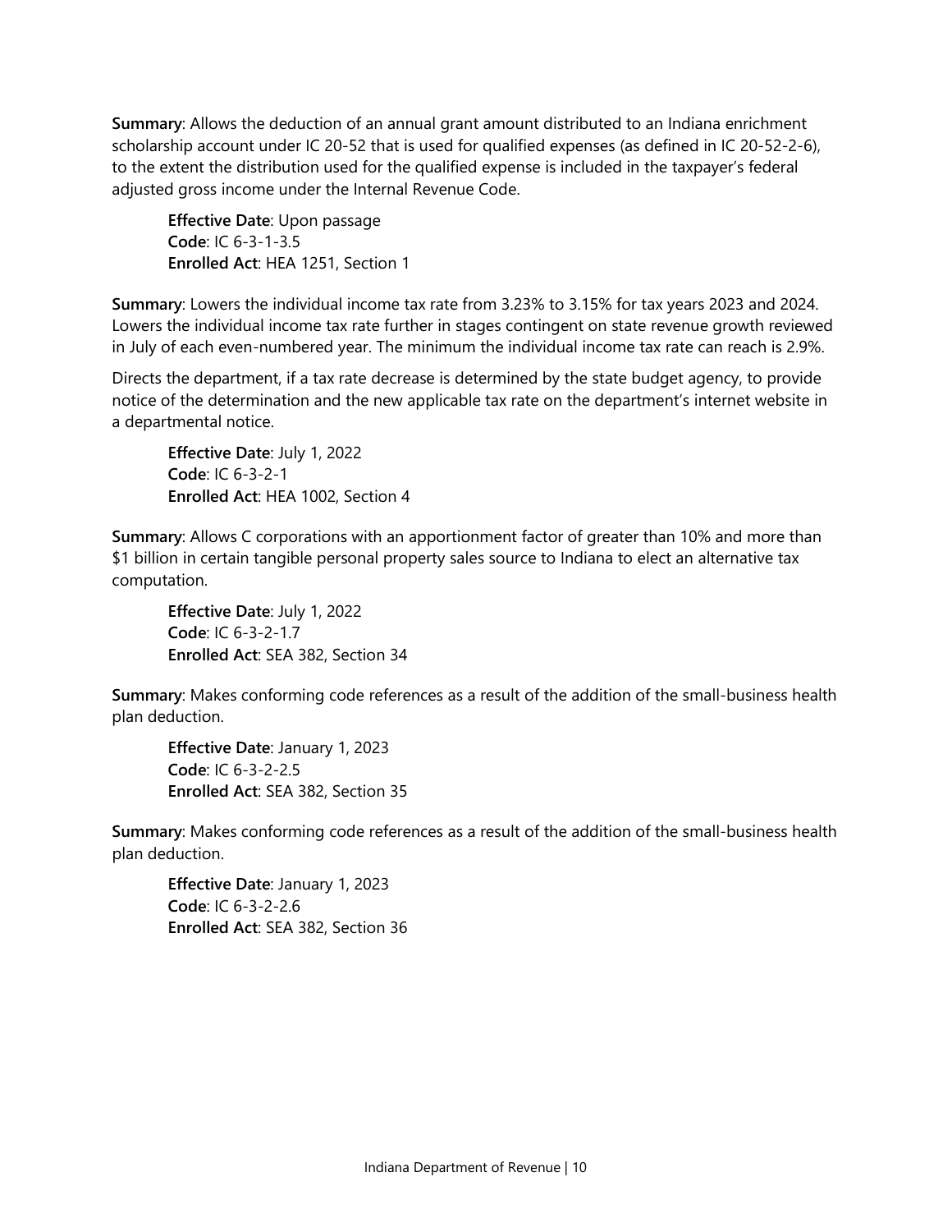**Summary**: Allows the deduction of an annual grant amount distributed to an Indiana enrichment scholarship account under IC 20-52 that is used for qualified expenses (as defined in IC 20-52-2-6), to the extent the distribution used for the qualified expense is included in the taxpayer's federal adjusted gross income under the Internal Revenue Code.

> **Effective Date**: Upon passage
> **Code**: IC 6-3-1-3.5
> **Enrolled Act**: HEA 1251, Section 1

**Summary**: Lowers the individual income tax rate from 3.23% to 3.15% for tax years 2023 and 2024. Lowers the individual income tax rate further in stages contingent on state revenue growth reviewed in July of each even-numbered year. The minimum the individual income tax rate can reach is 2.9%.

Directs the department, if a tax rate decrease is determined by the state budget agency, to provide notice of the determination and the new applicable tax rate on the department's internet website in a departmental notice.

> **Effective Date**: July 1, 2022
> **Code**: IC 6-3-2-1
> **Enrolled Act**: HEA 1002, Section 4

**Summary**: Allows C corporations with an apportionment factor of greater than 10% and more than $1 billion in certain tangible personal property sales source to Indiana to elect an alternative tax computation.

> **Effective Date**: July 1, 2022
> **Code**: IC 6-3-2-1.7
> **Enrolled Act**: SEA 382, Section 34

**Summary**: Makes conforming code references as a result of the addition of the small-business health plan deduction.

> **Effective Date**: January 1, 2023
> **Code**: IC 6-3-2-2.5
> **Enrolled Act**: SEA 382, Section 35

**Summary**: Makes conforming code references as a result of the addition of the small-business health plan deduction.

> **Effective Date**: January 1, 2023
> **Code**: IC 6-3-2-2.6
> **Enrolled Act**: SEA 382, Section 36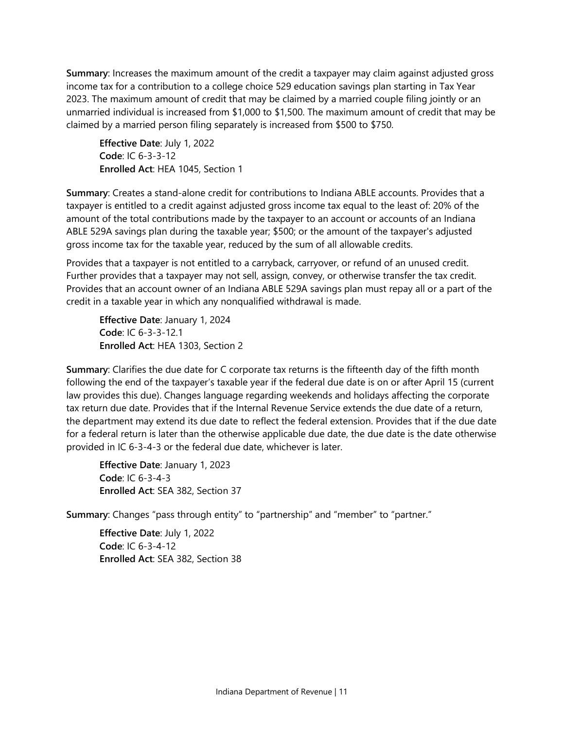**Summary**: Increases the maximum amount of the credit a taxpayer may claim against adjusted gross income tax for a contribution to a college choice 529 education savings plan starting in Tax Year 2023. The maximum amount of credit that may be claimed by a married couple filing jointly or an unmarried individual is increased from $1,000 to $1,500. The maximum amount of credit that may be claimed by a married person filing separately is increased from $500 to $750.

> **Effective Date**: July 1, 2022
> **Code**: IC 6-3-3-12
> **Enrolled Act**: HEA 1045, Section 1

**Summary**: Creates a stand-alone credit for contributions to Indiana ABLE accounts. Provides that a taxpayer is entitled to a credit against adjusted gross income tax equal to the least of: 20% of the amount of the total contributions made by the taxpayer to an account or accounts of an Indiana ABLE 529A savings plan during the taxable year; $500; or the amount of the taxpayer's adjusted gross income tax for the taxable year, reduced by the sum of all allowable credits.

Provides that a taxpayer is not entitled to a carryback, carryover, or refund of an unused credit. Further provides that a taxpayer may not sell, assign, convey, or otherwise transfer the tax credit. Provides that an account owner of an Indiana ABLE 529A savings plan must repay all or a part of the credit in a taxable year in which any nonqualified withdrawal is made.

> **Effective Date**: January 1, 2024
> **Code**: IC 6-3-3-12.1
> **Enrolled Act**: HEA 1303, Section 2

**Summary**: Clarifies the due date for C corporate tax returns is the fifteenth day of the fifth month following the end of the taxpayer's taxable year if the federal due date is on or after April 15 (current law provides this due). Changes language regarding weekends and holidays affecting the corporate tax return due date. Provides that if the Internal Revenue Service extends the due date of a return, the department may extend its due date to reflect the federal extension. Provides that if the due date for a federal return is later than the otherwise applicable due date, the due date is the date otherwise provided in IC 6-3-4-3 or the federal due date, whichever is later.

> **Effective Date**: January 1, 2023
> **Code**: IC 6-3-4-3
> **Enrolled Act**: SEA 382, Section 37

**Summary**: Changes "pass through entity" to "partnership" and "member" to "partner."

> **Effective Date**: July 1, 2022
> **Code**: IC 6-3-4-12
> **Enrolled Act**: SEA 382, Section 38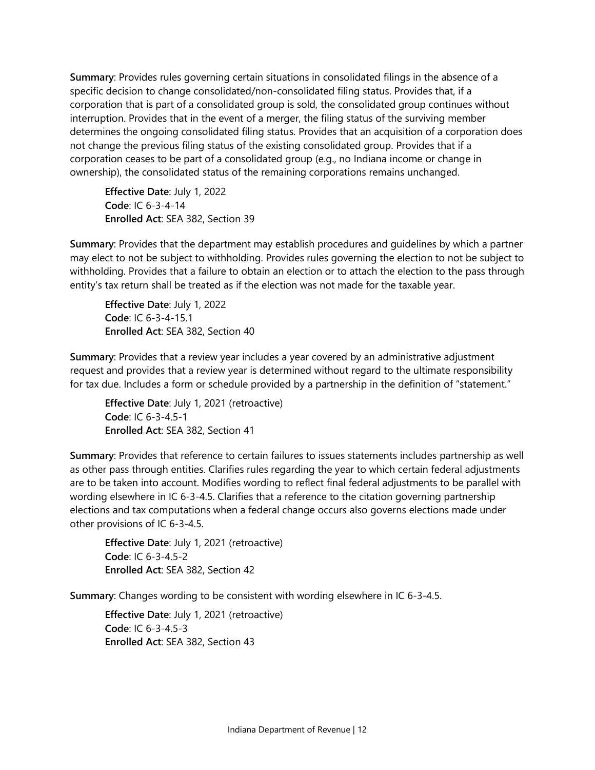**Summary**: Provides rules governing certain situations in consolidated filings in the absence of a specific decision to change consolidated/non-consolidated filing status. Provides that, if a corporation that is part of a consolidated group is sold, the consolidated group continues without interruption. Provides that in the event of a merger, the filing status of the surviving member determines the ongoing consolidated filing status. Provides that an acquisition of a corporation does not change the previous filing status of the existing consolidated group. Provides that if a corporation ceases to be part of a consolidated group (e.g., no Indiana income or change in ownership), the consolidated status of the remaining corporations remains unchanged.

> **Effective Date**: July 1, 2022
> **Code**: IC 6-3-4-14
> **Enrolled Act**: SEA 382, Section 39

**Summary**: Provides that the department may establish procedures and guidelines by which a partner may elect to not be subject to withholding. Provides rules governing the election to not be subject to withholding. Provides that a failure to obtain an election or to attach the election to the pass through entity's tax return shall be treated as if the election was not made for the taxable year.

> **Effective Date**: July 1, 2022
> **Code**: IC 6-3-4-15.1
> **Enrolled Act**: SEA 382, Section 40

**Summary**: Provides that a review year includes a year covered by an administrative adjustment request and provides that a review year is determined without regard to the ultimate responsibility for tax due. Includes a form or schedule provided by a partnership in the definition of "statement."

> **Effective Date**: July 1, 2021 (retroactive)
> **Code**: IC 6-3-4.5-1
> **Enrolled Act**: SEA 382, Section 41

**Summary**: Provides that reference to certain failures to issues statements includes partnership as well as other pass through entities. Clarifies rules regarding the year to which certain federal adjustments are to be taken into account. Modifies wording to reflect final federal adjustments to be parallel with wording elsewhere in IC 6-3-4.5. Clarifies that a reference to the citation governing partnership elections and tax computations when a federal change occurs also governs elections made under other provisions of IC 6-3-4.5.

> **Effective Date**: July 1, 2021 (retroactive)
> **Code**: IC 6-3-4.5-2
> **Enrolled Act**: SEA 382, Section 42

**Summary**: Changes wording to be consistent with wording elsewhere in IC 6-3-4.5.

> **Effective Date**: July 1, 2021 (retroactive)
> **Code**: IC 6-3-4.5-3
> **Enrolled Act**: SEA 382, Section 43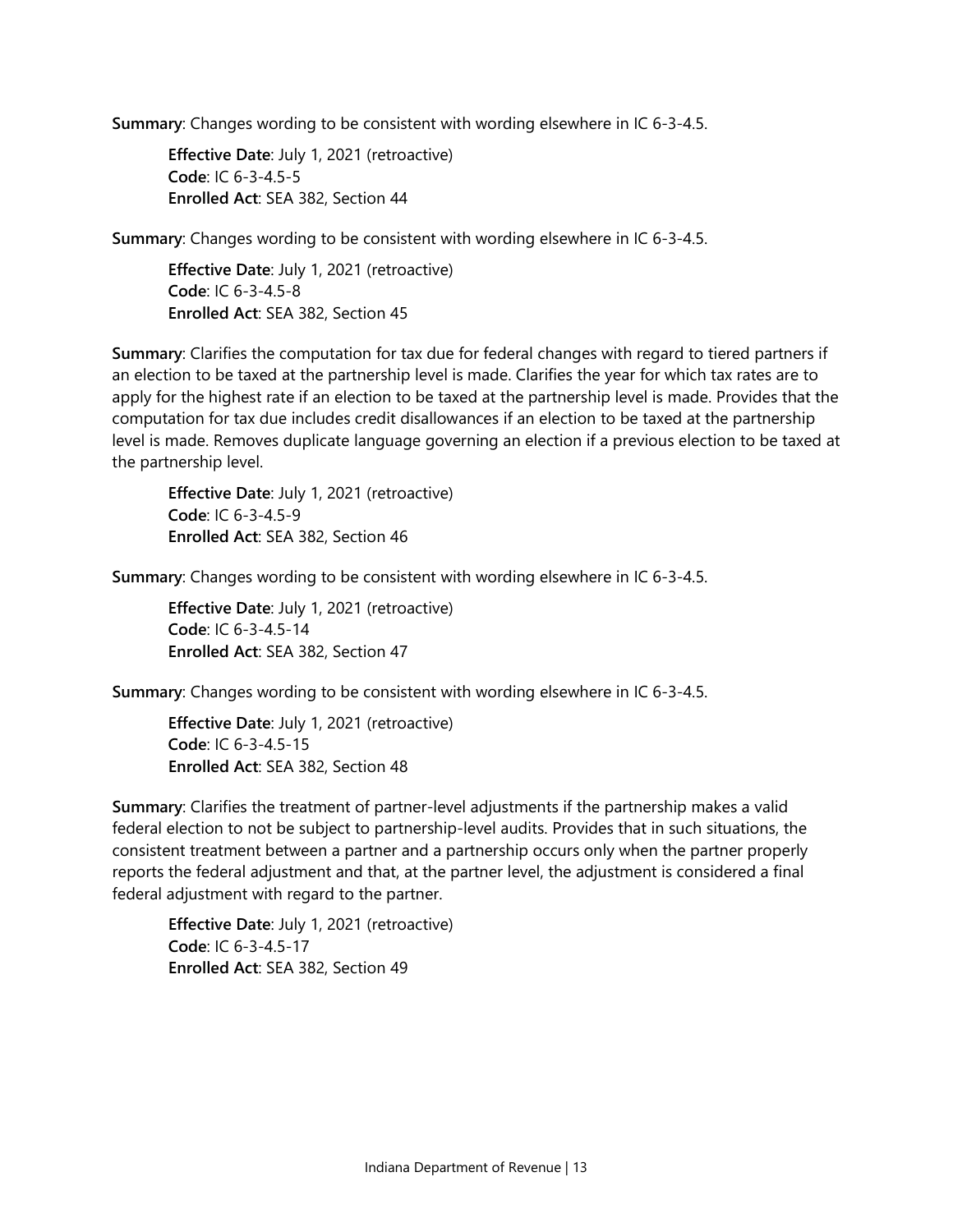**Summary**: Changes wording to be consistent with wording elsewhere in IC 6-3-4.5.

**Effective Date**: July 1, 2021 (retroactive)
**Code**: IC 6-3-4.5-5
**Enrolled Act**: SEA 382, Section 44

**Summary**: Changes wording to be consistent with wording elsewhere in IC 6-3-4.5.

**Effective Date**: July 1, 2021 (retroactive)
**Code**: IC 6-3-4.5-8
**Enrolled Act**: SEA 382, Section 45

**Summary**: Clarifies the computation for tax due for federal changes with regard to tiered partners if an election to be taxed at the partnership level is made. Clarifies the year for which tax rates are to apply for the highest rate if an election to be taxed at the partnership level is made. Provides that the computation for tax due includes credit disallowances if an election to be taxed at the partnership level is made. Removes duplicate language governing an election if a previous election to be taxed at the partnership level.

**Effective Date**: July 1, 2021 (retroactive)
**Code**: IC 6-3-4.5-9
**Enrolled Act**: SEA 382, Section 46

**Summary**: Changes wording to be consistent with wording elsewhere in IC 6-3-4.5.

**Effective Date**: July 1, 2021 (retroactive)
**Code**: IC 6-3-4.5-14
**Enrolled Act**: SEA 382, Section 47

**Summary**: Changes wording to be consistent with wording elsewhere in IC 6-3-4.5.

**Effective Date**: July 1, 2021 (retroactive)
**Code**: IC 6-3-4.5-15
**Enrolled Act**: SEA 382, Section 48

**Summary**: Clarifies the treatment of partner-level adjustments if the partnership makes a valid federal election to not be subject to partnership-level audits. Provides that in such situations, the consistent treatment between a partner and a partnership occurs only when the partner properly reports the federal adjustment and that, at the partner level, the adjustment is considered a final federal adjustment with regard to the partner.

**Effective Date**: July 1, 2021 (retroactive)
**Code**: IC 6-3-4.5-17
**Enrolled Act**: SEA 382, Section 49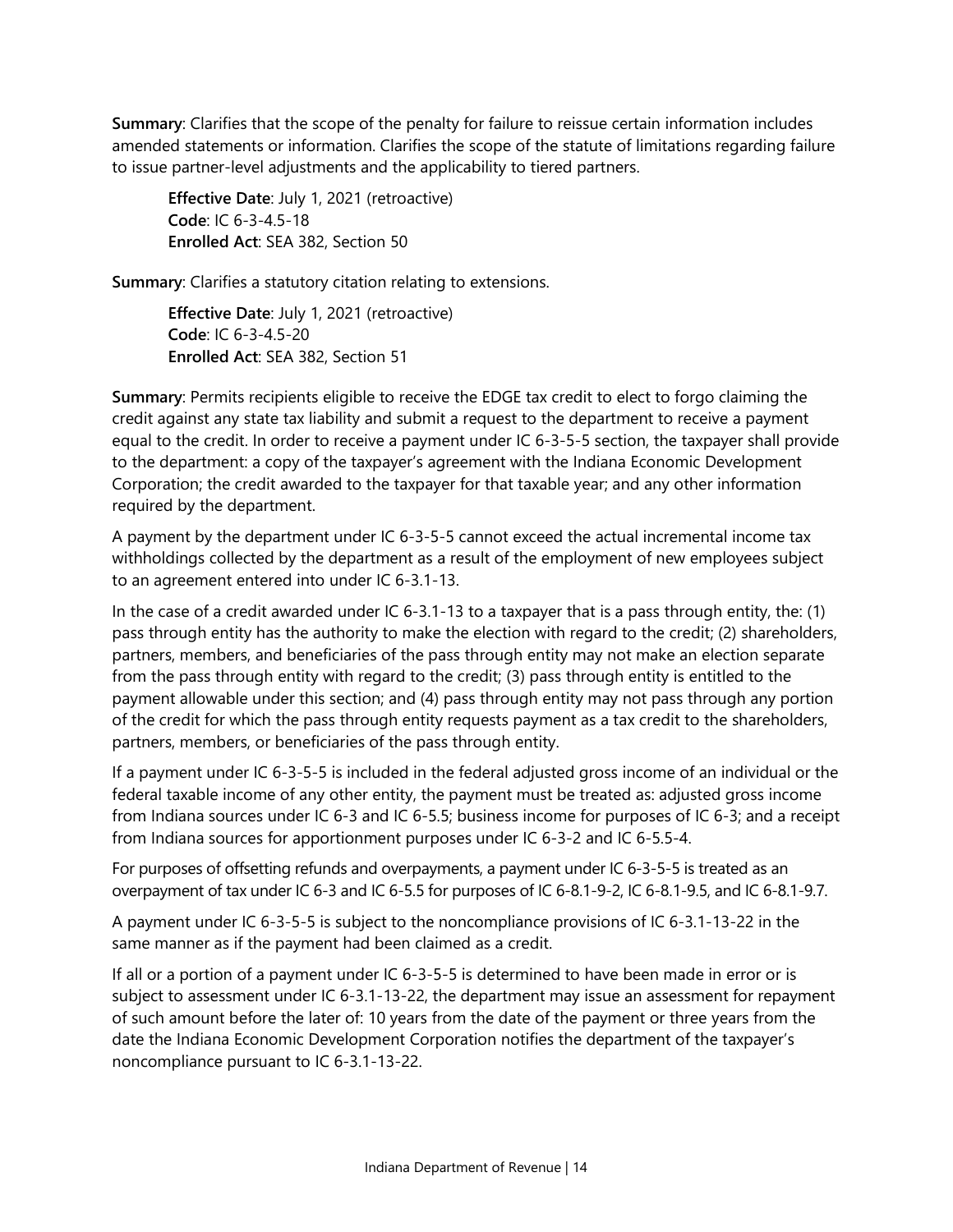**Summary**: Clarifies that the scope of the penalty for failure to reissue certain information includes amended statements or information. Clarifies the scope of the statute of limitations regarding failure to issue partner-level adjustments and the applicability to tiered partners.

> **Effective Date**: July 1, 2021 (retroactive)
> **Code**: IC 6-3-4.5-18
> **Enrolled Act**: SEA 382, Section 50

**Summary**: Clarifies a statutory citation relating to extensions.

> **Effective Date**: July 1, 2021 (retroactive)
> **Code**: IC 6-3-4.5-20
> **Enrolled Act**: SEA 382, Section 51

**Summary**: Permits recipients eligible to receive the EDGE tax credit to elect to forgo claiming the credit against any state tax liability and submit a request to the department to receive a payment equal to the credit. In order to receive a payment under IC 6-3-5-5 section, the taxpayer shall provide to the department: a copy of the taxpayer's agreement with the Indiana Economic Development Corporation; the credit awarded to the taxpayer for that taxable year; and any other information required by the department.

A payment by the department under IC 6-3-5-5 cannot exceed the actual incremental income tax withholdings collected by the department as a result of the employment of new employees subject to an agreement entered into under IC 6-3.1-13.

In the case of a credit awarded under IC 6-3.1-13 to a taxpayer that is a pass through entity, the: (1) pass through entity has the authority to make the election with regard to the credit; (2) shareholders, partners, members, and beneficiaries of the pass through entity may not make an election separate from the pass through entity with regard to the credit; (3) pass through entity is entitled to the payment allowable under this section; and (4) pass through entity may not pass through any portion of the credit for which the pass through entity requests payment as a tax credit to the shareholders, partners, members, or beneficiaries of the pass through entity.

If a payment under IC 6-3-5-5 is included in the federal adjusted gross income of an individual or the federal taxable income of any other entity, the payment must be treated as: adjusted gross income from Indiana sources under IC 6-3 and IC 6-5.5; business income for purposes of IC 6-3; and a receipt from Indiana sources for apportionment purposes under IC 6-3-2 and IC 6-5.5-4.

For purposes of offsetting refunds and overpayments, a payment under IC 6-3-5-5 is treated as an overpayment of tax under IC 6-3 and IC 6-5.5 for purposes of IC 6-8.1-9-2, IC 6-8.1-9.5, and IC 6-8.1-9.7.

A payment under IC 6-3-5-5 is subject to the noncompliance provisions of IC 6-3.1-13-22 in the same manner as if the payment had been claimed as a credit.

If all or a portion of a payment under IC 6-3-5-5 is determined to have been made in error or is subject to assessment under IC 6-3.1-13-22, the department may issue an assessment for repayment of such amount before the later of: 10 years from the date of the payment or three years from the date the Indiana Economic Development Corporation notifies the department of the taxpayer's noncompliance pursuant to IC 6-3.1-13-22.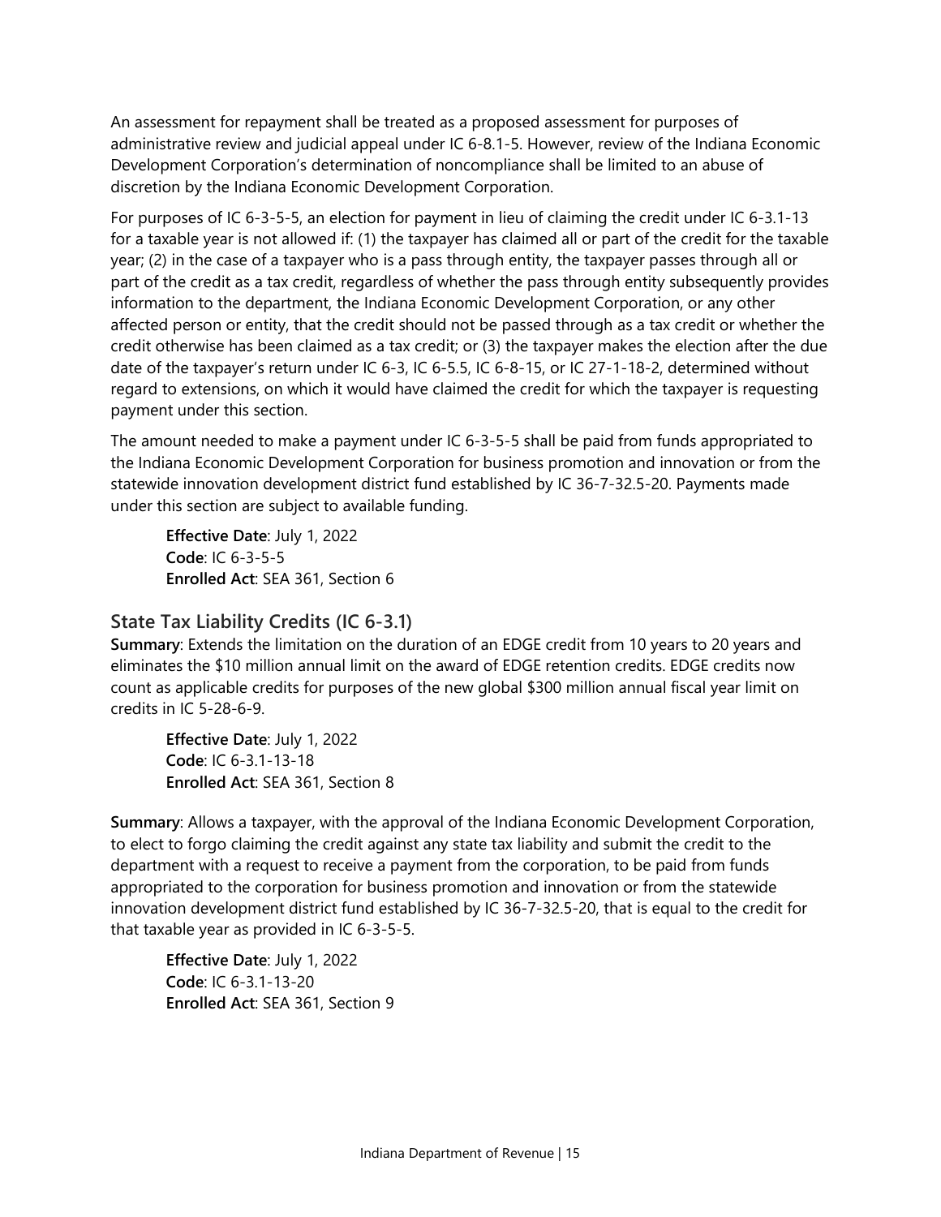An assessment for repayment shall be treated as a proposed assessment for purposes of administrative review and judicial appeal under IC 6-8.1-5. However, review of the Indiana Economic Development Corporation's determination of noncompliance shall be limited to an abuse of discretion by the Indiana Economic Development Corporation.

For purposes of IC 6-3-5-5, an election for payment in lieu of claiming the credit under IC 6-3.1-13 for a taxable year is not allowed if: (1) the taxpayer has claimed all or part of the credit for the taxable year; (2) in the case of a taxpayer who is a pass through entity, the taxpayer passes through all or part of the credit as a tax credit, regardless of whether the pass through entity subsequently provides information to the department, the Indiana Economic Development Corporation, or any other affected person or entity, that the credit should not be passed through as a tax credit or whether the credit otherwise has been claimed as a tax credit; or (3) the taxpayer makes the election after the due date of the taxpayer's return under IC 6-3, IC 6-5.5, IC 6-8-15, or IC 27-1-18-2, determined without regard to extensions, on which it would have claimed the credit for which the taxpayer is requesting payment under this section.

The amount needed to make a payment under IC 6-3-5-5 shall be paid from funds appropriated to the Indiana Economic Development Corporation for business promotion and innovation or from the statewide innovation development district fund established by IC 36-7-32.5-20. Payments made under this section are subject to available funding.

> **Effective Date**: July 1, 2022
> **Code**: IC 6-3-5-5
> **Enrolled Act**: SEA 361, Section 6

## State Tax Liability Credits (IC 6-3.1)

**Summary**: Extends the limitation on the duration of an EDGE credit from 10 years to 20 years and eliminates the $10 million annual limit on the award of EDGE retention credits. EDGE credits now count as applicable credits for purposes of the new global $300 million annual fiscal year limit on credits in IC 5-28-6-9.

> **Effective Date**: July 1, 2022
> **Code**: IC 6-3.1-13-18
> **Enrolled Act**: SEA 361, Section 8

**Summary**: Allows a taxpayer, with the approval of the Indiana Economic Development Corporation, to elect to forgo claiming the credit against any state tax liability and submit the credit to the department with a request to receive a payment from the corporation, to be paid from funds appropriated to the corporation for business promotion and innovation or from the statewide innovation development district fund established by IC 36-7-32.5-20, that is equal to the credit for that taxable year as provided in IC 6-3-5-5.

> **Effective Date**: July 1, 2022
> **Code**: IC 6-3.1-13-20
> **Enrolled Act**: SEA 361, Section 9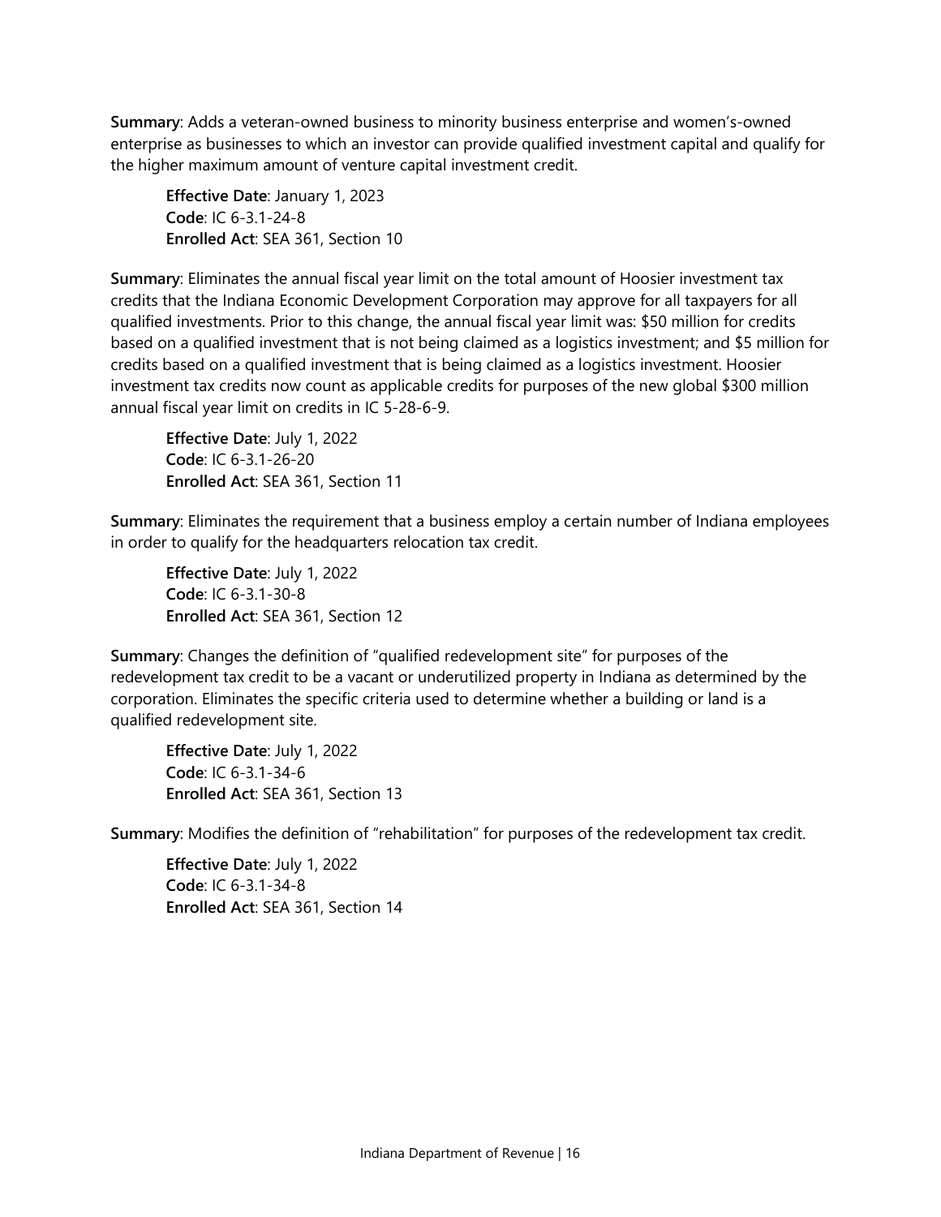**Summary**: Adds a veteran-owned business to minority business enterprise and women's-owned enterprise as businesses to which an investor can provide qualified investment capital and qualify for the higher maximum amount of venture capital investment credit.

> **Effective Date**: January 1, 2023
> **Code**: IC 6-3.1-24-8
> **Enrolled Act**: SEA 361, Section 10

**Summary**: Eliminates the annual fiscal year limit on the total amount of Hoosier investment tax credits that the Indiana Economic Development Corporation may approve for all taxpayers for all qualified investments. Prior to this change, the annual fiscal year limit was: $50 million for credits based on a qualified investment that is not being claimed as a logistics investment; and $5 million for credits based on a qualified investment that is being claimed as a logistics investment. Hoosier investment tax credits now count as applicable credits for purposes of the new global $300 million annual fiscal year limit on credits in IC 5-28-6-9.

> **Effective Date**: July 1, 2022
> **Code**: IC 6-3.1-26-20
> **Enrolled Act**: SEA 361, Section 11

**Summary**: Eliminates the requirement that a business employ a certain number of Indiana employees in order to qualify for the headquarters relocation tax credit.

> **Effective Date**: July 1, 2022
> **Code**: IC 6-3.1-30-8
> **Enrolled Act**: SEA 361, Section 12

**Summary**: Changes the definition of "qualified redevelopment site" for purposes of the redevelopment tax credit to be a vacant or underutilized property in Indiana as determined by the corporation. Eliminates the specific criteria used to determine whether a building or land is a qualified redevelopment site.

> **Effective Date**: July 1, 2022
> **Code**: IC 6-3.1-34-6
> **Enrolled Act**: SEA 361, Section 13

**Summary**: Modifies the definition of "rehabilitation" for purposes of the redevelopment tax credit.

> **Effective Date**: July 1, 2022
> **Code**: IC 6-3.1-34-8
> **Enrolled Act**: SEA 361, Section 14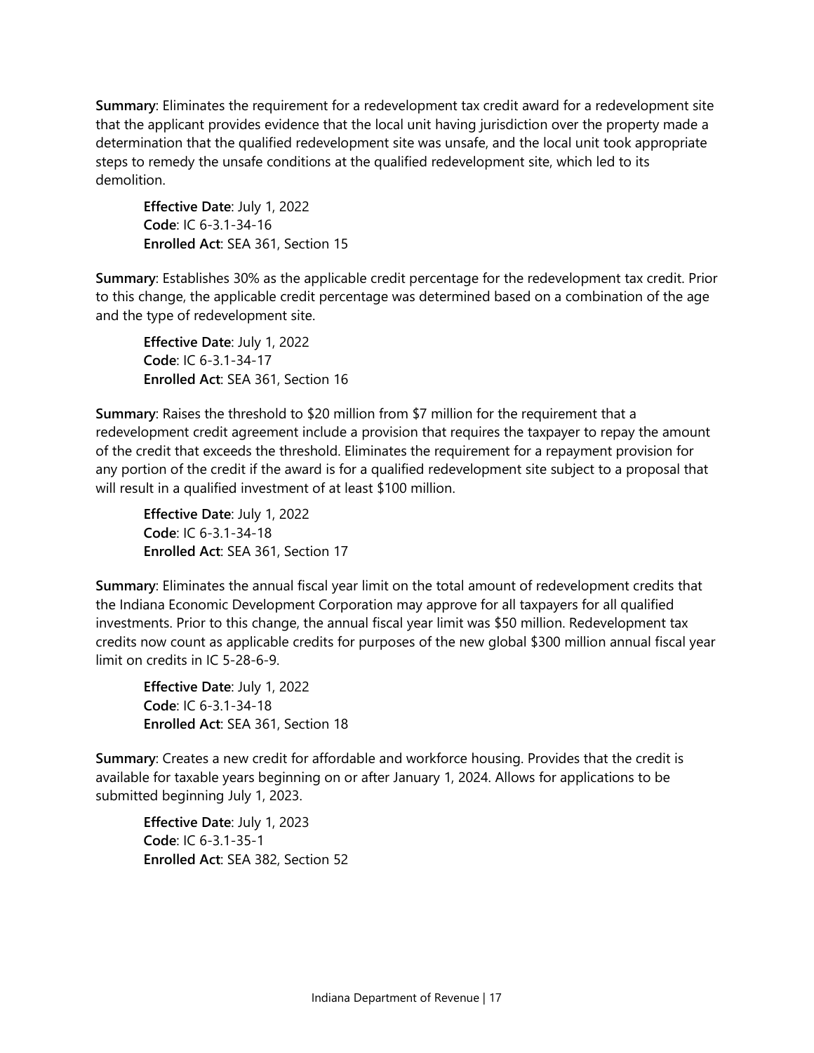**Summary**: Eliminates the requirement for a redevelopment tax credit award for a redevelopment site that the applicant provides evidence that the local unit having jurisdiction over the property made a determination that the qualified redevelopment site was unsafe, and the local unit took appropriate steps to remedy the unsafe conditions at the qualified redevelopment site, which led to its demolition.

> **Effective Date**: July 1, 2022
> **Code**: IC 6-3.1-34-16
> **Enrolled Act**: SEA 361, Section 15

**Summary**: Establishes 30% as the applicable credit percentage for the redevelopment tax credit. Prior to this change, the applicable credit percentage was determined based on a combination of the age and the type of redevelopment site.

> **Effective Date**: July 1, 2022
> **Code**: IC 6-3.1-34-17
> **Enrolled Act**: SEA 361, Section 16

**Summary**: Raises the threshold to $20 million from $7 million for the requirement that a redevelopment credit agreement include a provision that requires the taxpayer to repay the amount of the credit that exceeds the threshold. Eliminates the requirement for a repayment provision for any portion of the credit if the award is for a qualified redevelopment site subject to a proposal that will result in a qualified investment of at least $100 million.

> **Effective Date**: July 1, 2022
> **Code**: IC 6-3.1-34-18
> **Enrolled Act**: SEA 361, Section 17

**Summary**: Eliminates the annual fiscal year limit on the total amount of redevelopment credits that the Indiana Economic Development Corporation may approve for all taxpayers for all qualified investments. Prior to this change, the annual fiscal year limit was $50 million. Redevelopment tax credits now count as applicable credits for purposes of the new global $300 million annual fiscal year limit on credits in IC 5-28-6-9.

> **Effective Date**: July 1, 2022
> **Code**: IC 6-3.1-34-18
> **Enrolled Act**: SEA 361, Section 18

**Summary**: Creates a new credit for affordable and workforce housing. Provides that the credit is available for taxable years beginning on or after January 1, 2024. Allows for applications to be submitted beginning July 1, 2023.

> **Effective Date**: July 1, 2023
> **Code**: IC 6-3.1-35-1
> **Enrolled Act**: SEA 382, Section 52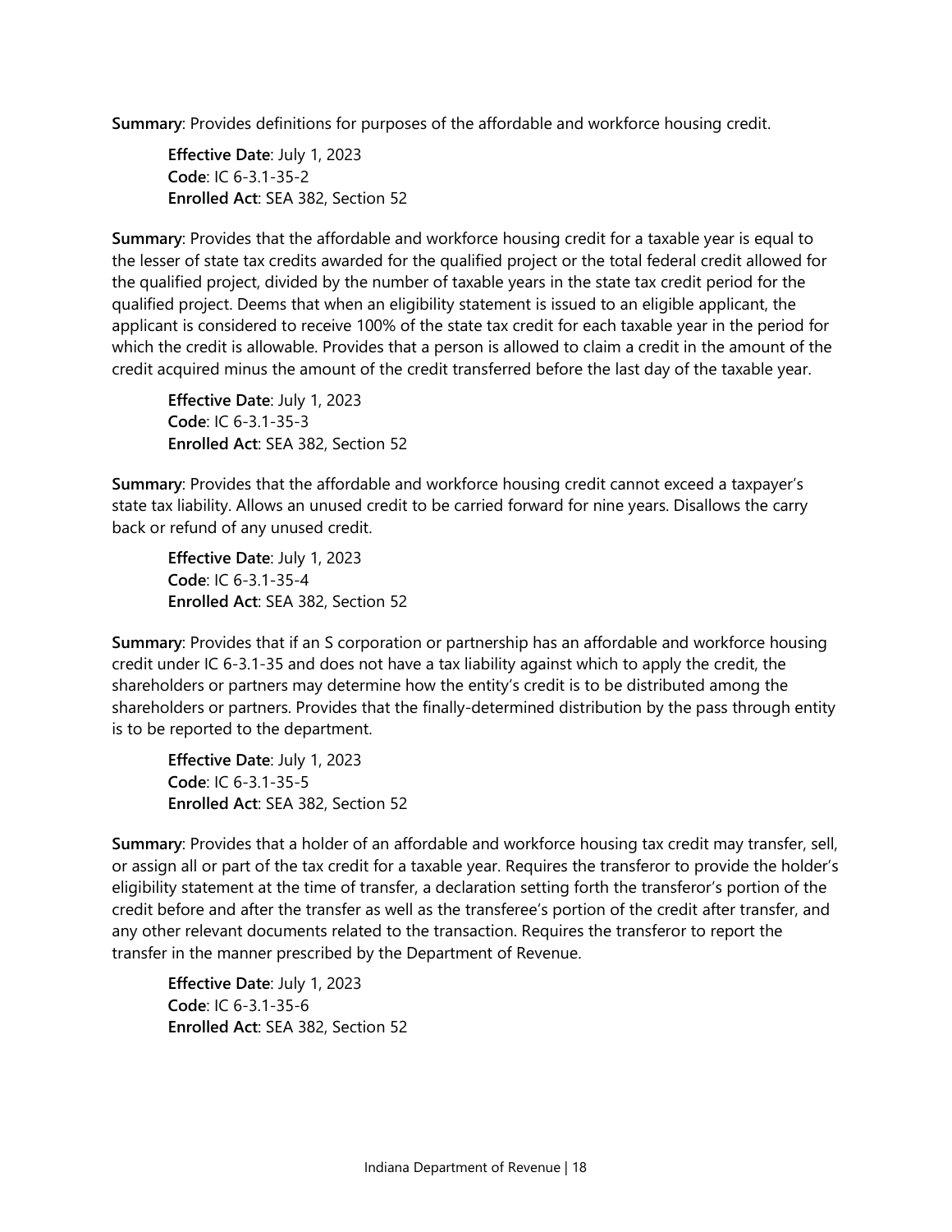**Summary**: Provides definitions for purposes of the affordable and workforce housing credit.

> **Effective Date**: July 1, 2023
> **Code**: IC 6-3.1-35-2
> **Enrolled Act**: SEA 382, Section 52

**Summary**: Provides that the affordable and workforce housing credit for a taxable year is equal to the lesser of state tax credits awarded for the qualified project or the total federal credit allowed for the qualified project, divided by the number of taxable years in the state tax credit period for the qualified project. Deems that when an eligibility statement is issued to an eligible applicant, the applicant is considered to receive 100% of the state tax credit for each taxable year in the period for which the credit is allowable. Provides that a person is allowed to claim a credit in the amount of the credit acquired minus the amount of the credit transferred before the last day of the taxable year.

> **Effective Date**: July 1, 2023
> **Code**: IC 6-3.1-35-3
> **Enrolled Act**: SEA 382, Section 52

**Summary**: Provides that the affordable and workforce housing credit cannot exceed a taxpayer's state tax liability. Allows an unused credit to be carried forward for nine years. Disallows the carry back or refund of any unused credit.

> **Effective Date**: July 1, 2023
> **Code**: IC 6-3.1-35-4
> **Enrolled Act**: SEA 382, Section 52

**Summary**: Provides that if an S corporation or partnership has an affordable and workforce housing credit under IC 6-3.1-35 and does not have a tax liability against which to apply the credit, the shareholders or partners may determine how the entity's credit is to be distributed among the shareholders or partners. Provides that the finally-determined distribution by the pass through entity is to be reported to the department.

> **Effective Date**: July 1, 2023
> **Code**: IC 6-3.1-35-5
> **Enrolled Act**: SEA 382, Section 52

**Summary**: Provides that a holder of an affordable and workforce housing tax credit may transfer, sell, or assign all or part of the tax credit for a taxable year. Requires the transferor to provide the holder's eligibility statement at the time of transfer, a declaration setting forth the transferor's portion of the credit before and after the transfer as well as the transferee's portion of the credit after transfer, and any other relevant documents related to the transaction. Requires the transferor to report the transfer in the manner prescribed by the Department of Revenue.

> **Effective Date**: July 1, 2023
> **Code**: IC 6-3.1-35-6
> **Enrolled Act**: SEA 382, Section 52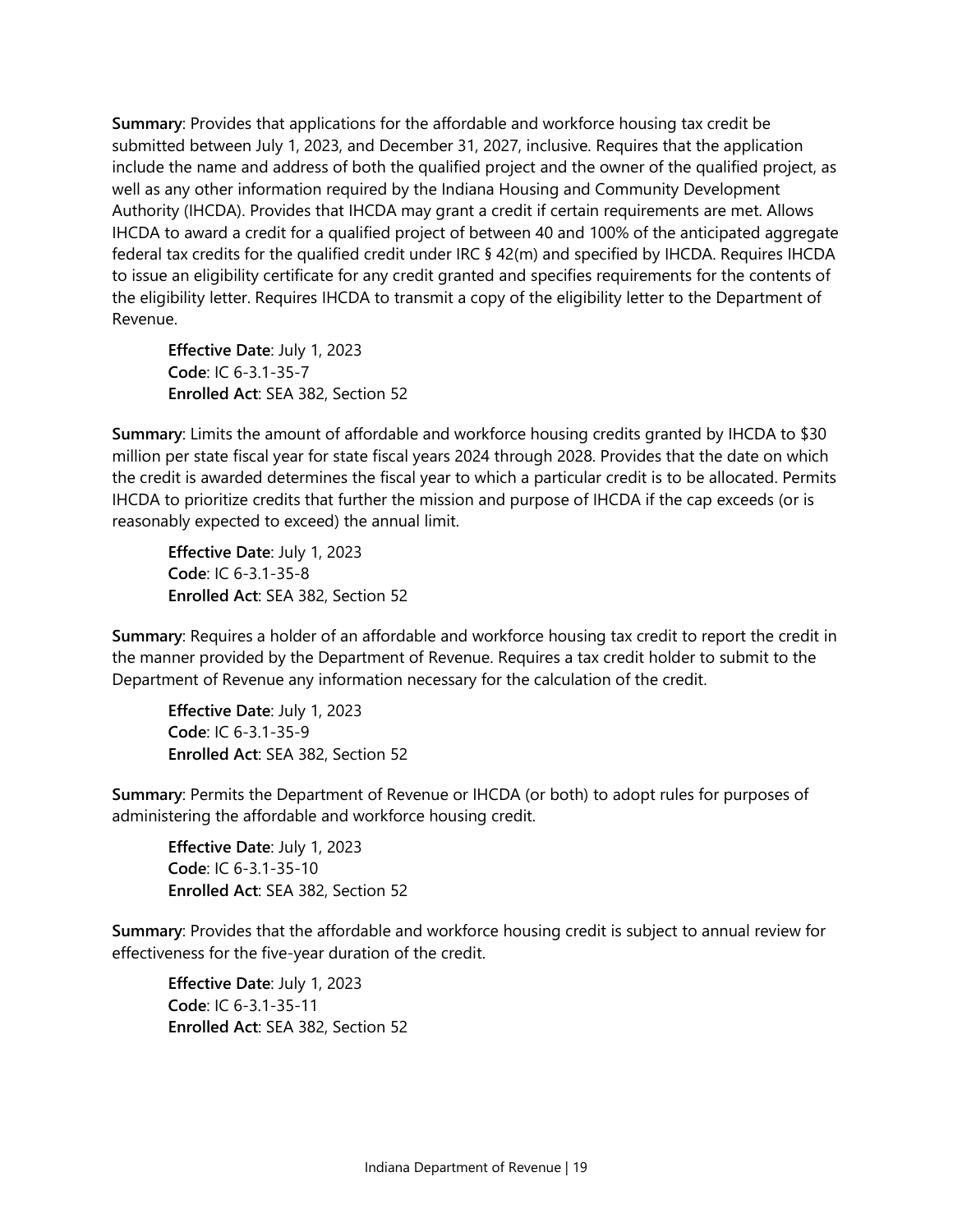**Summary**: Provides that applications for the affordable and workforce housing tax credit be submitted between July 1, 2023, and December 31, 2027, inclusive. Requires that the application include the name and address of both the qualified project and the owner of the qualified project, as well as any other information required by the Indiana Housing and Community Development Authority (IHCDA). Provides that IHCDA may grant a credit if certain requirements are met. Allows IHCDA to award a credit for a qualified project of between 40 and 100% of the anticipated aggregate federal tax credits for the qualified credit under IRC § 42(m) and specified by IHCDA. Requires IHCDA to issue an eligibility certificate for any credit granted and specifies requirements for the contents of the eligibility letter. Requires IHCDA to transmit a copy of the eligibility letter to the Department of Revenue.

> **Effective Date**: July 1, 2023
> **Code**: IC 6-3.1-35-7
> **Enrolled Act**: SEA 382, Section 52

**Summary**: Limits the amount of affordable and workforce housing credits granted by IHCDA to $30 million per state fiscal year for state fiscal years 2024 through 2028. Provides that the date on which the credit is awarded determines the fiscal year to which a particular credit is to be allocated. Permits IHCDA to prioritize credits that further the mission and purpose of IHCDA if the cap exceeds (or is reasonably expected to exceed) the annual limit.

> **Effective Date**: July 1, 2023
> **Code**: IC 6-3.1-35-8
> **Enrolled Act**: SEA 382, Section 52

**Summary**: Requires a holder of an affordable and workforce housing tax credit to report the credit in the manner provided by the Department of Revenue. Requires a tax credit holder to submit to the Department of Revenue any information necessary for the calculation of the credit.

> **Effective Date**: July 1, 2023
> **Code**: IC 6-3.1-35-9
> **Enrolled Act**: SEA 382, Section 52

**Summary**: Permits the Department of Revenue or IHCDA (or both) to adopt rules for purposes of administering the affordable and workforce housing credit.

> **Effective Date**: July 1, 2023
> **Code**: IC 6-3.1-35-10
> **Enrolled Act**: SEA 382, Section 52

**Summary**: Provides that the affordable and workforce housing credit is subject to annual review for effectiveness for the five-year duration of the credit.

> **Effective Date**: July 1, 2023
> **Code**: IC 6-3.1-35-11
> **Enrolled Act**: SEA 382, Section 52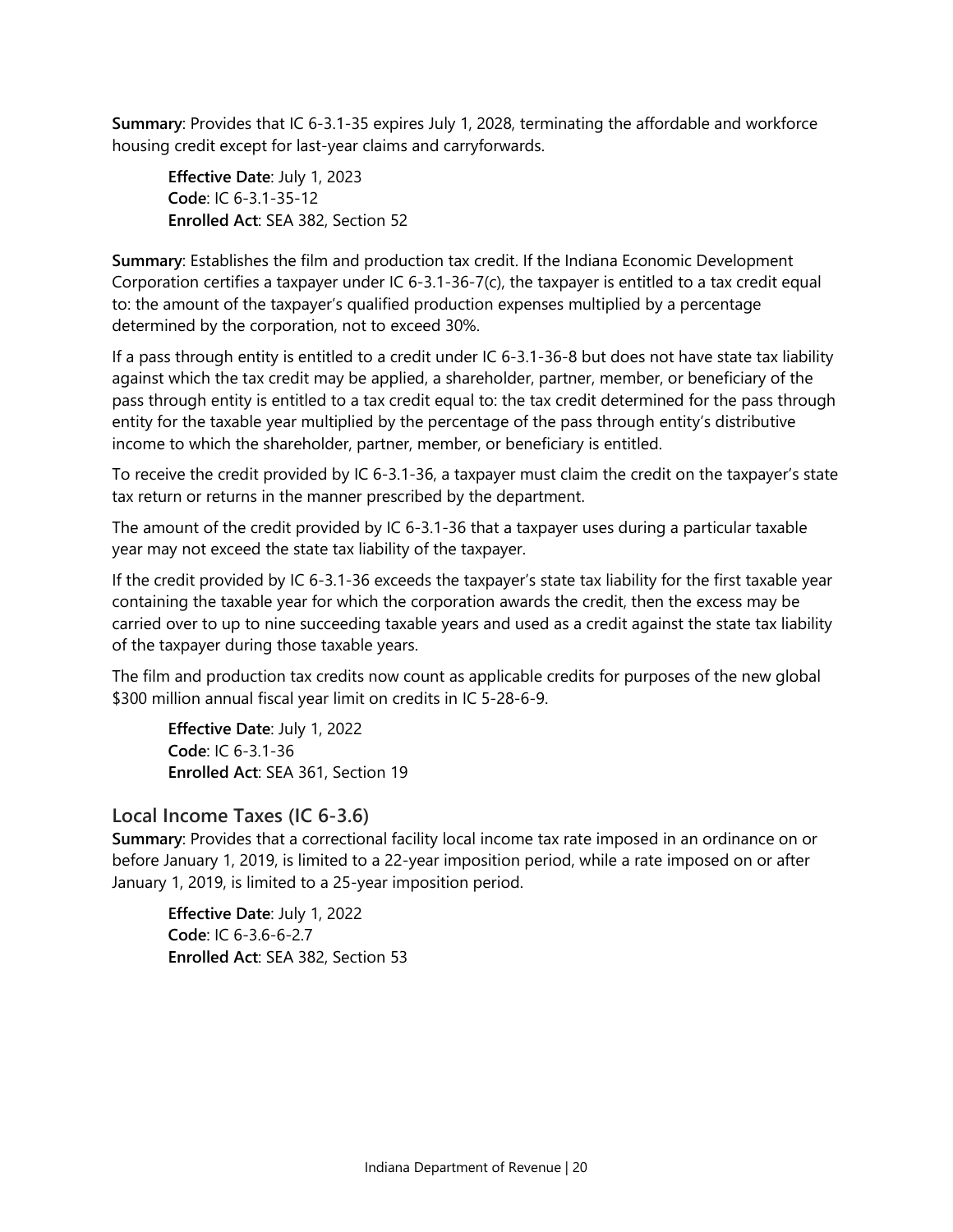**Summary**: Provides that IC 6-3.1-35 expires July 1, 2028, terminating the affordable and workforce housing credit except for last-year claims and carryforwards.

> **Effective Date**: July 1, 2023
> **Code**: IC 6-3.1-35-12
> **Enrolled Act**: SEA 382, Section 52

**Summary**: Establishes the film and production tax credit. If the Indiana Economic Development Corporation certifies a taxpayer under IC 6-3.1-36-7(c), the taxpayer is entitled to a tax credit equal to: the amount of the taxpayer's qualified production expenses multiplied by a percentage determined by the corporation, not to exceed 30%.

If a pass through entity is entitled to a credit under IC 6-3.1-36-8 but does not have state tax liability against which the tax credit may be applied, a shareholder, partner, member, or beneficiary of the pass through entity is entitled to a tax credit equal to: the tax credit determined for the pass through entity for the taxable year multiplied by the percentage of the pass through entity's distributive income to which the shareholder, partner, member, or beneficiary is entitled.

To receive the credit provided by IC 6-3.1-36, a taxpayer must claim the credit on the taxpayer's state tax return or returns in the manner prescribed by the department.

The amount of the credit provided by IC 6-3.1-36 that a taxpayer uses during a particular taxable year may not exceed the state tax liability of the taxpayer.

If the credit provided by IC 6-3.1-36 exceeds the taxpayer's state tax liability for the first taxable year containing the taxable year for which the corporation awards the credit, then the excess may be carried over to up to nine succeeding taxable years and used as a credit against the state tax liability of the taxpayer during those taxable years.

The film and production tax credits now count as applicable credits for purposes of the new global $300 million annual fiscal year limit on credits in IC 5-28-6-9.

> **Effective Date**: July 1, 2022
> **Code**: IC 6-3.1-36
> **Enrolled Act**: SEA 361, Section 19

### Local Income Taxes (IC 6-3.6)

**Summary**: Provides that a correctional facility local income tax rate imposed in an ordinance on or before January 1, 2019, is limited to a 22-year imposition period, while a rate imposed on or after January 1, 2019, is limited to a 25-year imposition period.

> **Effective Date**: July 1, 2022
> **Code**: IC 6-3.6-6-2.7
> **Enrolled Act**: SEA 382, Section 53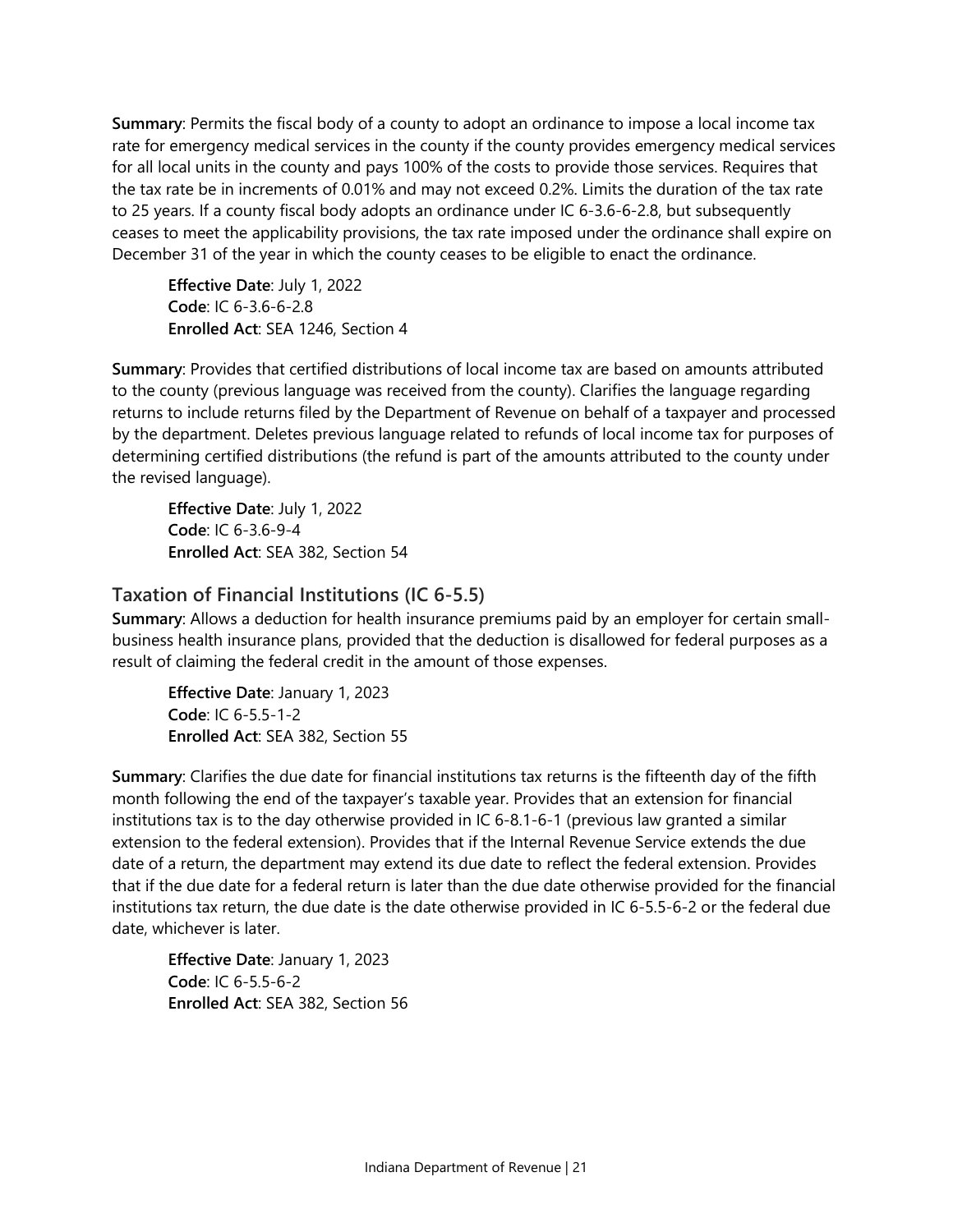**Summary**: Permits the fiscal body of a county to adopt an ordinance to impose a local income tax rate for emergency medical services in the county if the county provides emergency medical services for all local units in the county and pays 100% of the costs to provide those services. Requires that the tax rate be in increments of 0.01% and may not exceed 0.2%. Limits the duration of the tax rate to 25 years. If a county fiscal body adopts an ordinance under IC 6-3.6-6-2.8, but subsequently ceases to meet the applicability provisions, the tax rate imposed under the ordinance shall expire on December 31 of the year in which the county ceases to be eligible to enact the ordinance.

> **Effective Date**: July 1, 2022
> **Code**: IC 6-3.6-6-2.8
> **Enrolled Act**: SEA 1246, Section 4

**Summary**: Provides that certified distributions of local income tax are based on amounts attributed to the county (previous language was received from the county). Clarifies the language regarding returns to include returns filed by the Department of Revenue on behalf of a taxpayer and processed by the department. Deletes previous language related to refunds of local income tax for purposes of determining certified distributions (the refund is part of the amounts attributed to the county under the revised language).

> **Effective Date**: July 1, 2022
> **Code**: IC 6-3.6-9-4
> **Enrolled Act**: SEA 382, Section 54

## Taxation of Financial Institutions (IC 6-5.5)

**Summary**: Allows a deduction for health insurance premiums paid by an employer for certain small-business health insurance plans, provided that the deduction is disallowed for federal purposes as a result of claiming the federal credit in the amount of those expenses.

> **Effective Date**: January 1, 2023
> **Code**: IC 6-5.5-1-2
> **Enrolled Act**: SEA 382, Section 55

**Summary**: Clarifies the due date for financial institutions tax returns is the fifteenth day of the fifth month following the end of the taxpayer's taxable year. Provides that an extension for financial institutions tax is to the day otherwise provided in IC 6-8.1-6-1 (previous law granted a similar extension to the federal extension). Provides that if the Internal Revenue Service extends the due date of a return, the department may extend its due date to reflect the federal extension. Provides that if the due date for a federal return is later than the due date otherwise provided for the financial institutions tax return, the due date is the date otherwise provided in IC 6-5.5-6-2 or the federal due date, whichever is later.

> **Effective Date**: January 1, 2023
> **Code**: IC 6-5.5-6-2
> **Enrolled Act**: SEA 382, Section 56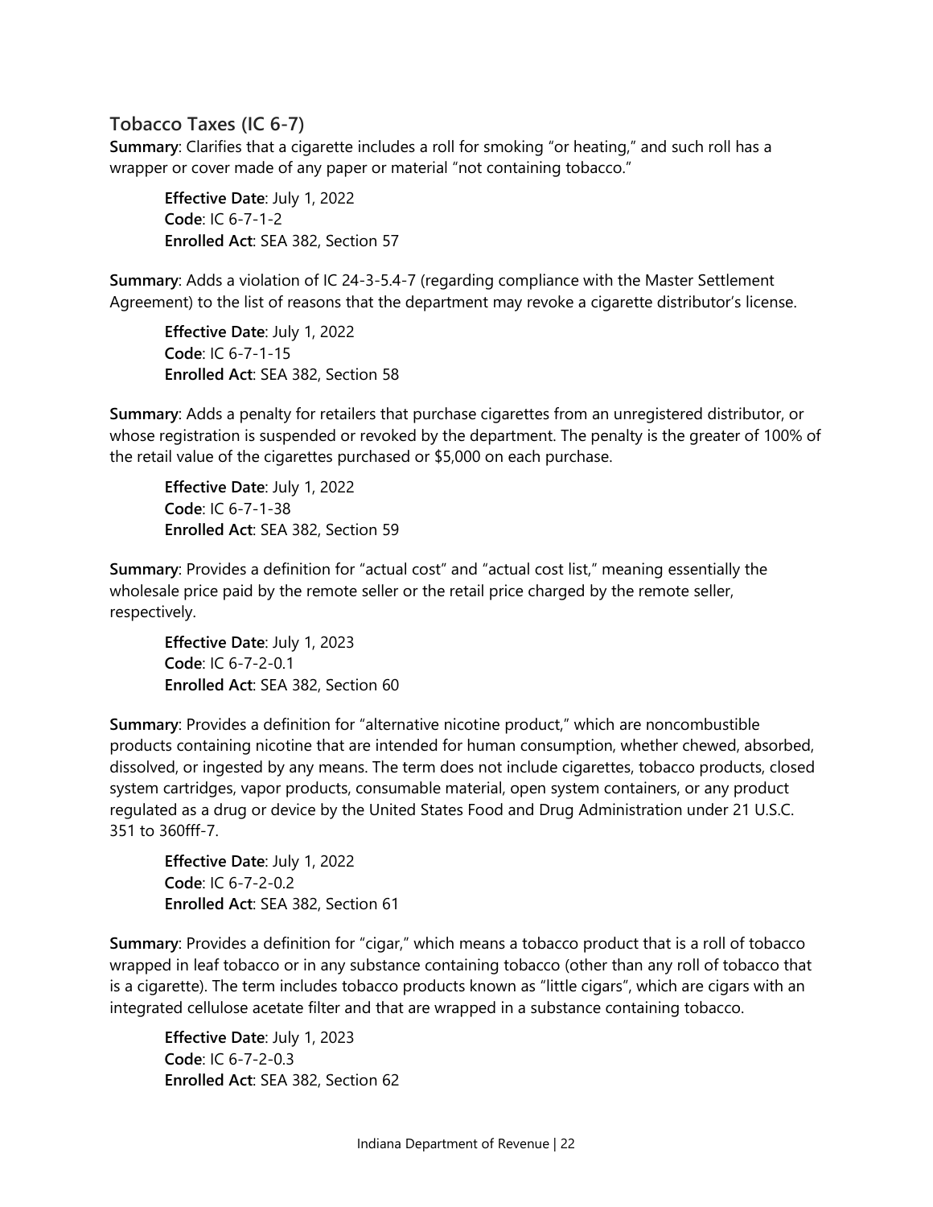## Tobacco Taxes (IC 6-7)

**Summary**: Clarifies that a cigarette includes a roll for smoking "or heating," and such roll has a wrapper or cover made of any paper or material "not containing tobacco."

> **Effective Date**: July 1, 2022
> **Code**: IC 6-7-1-2
> **Enrolled Act**: SEA 382, Section 57

**Summary**: Adds a violation of IC 24-3-5.4-7 (regarding compliance with the Master Settlement Agreement) to the list of reasons that the department may revoke a cigarette distributor's license.

> **Effective Date**: July 1, 2022
> **Code**: IC 6-7-1-15
> **Enrolled Act**: SEA 382, Section 58

**Summary**: Adds a penalty for retailers that purchase cigarettes from an unregistered distributor, or whose registration is suspended or revoked by the department. The penalty is the greater of 100% of the retail value of the cigarettes purchased or $5,000 on each purchase.

> **Effective Date**: July 1, 2022
> **Code**: IC 6-7-1-38
> **Enrolled Act**: SEA 382, Section 59

**Summary**: Provides a definition for "actual cost" and "actual cost list," meaning essentially the wholesale price paid by the remote seller or the retail price charged by the remote seller, respectively.

> **Effective Date**: July 1, 2023
> **Code**: IC 6-7-2-0.1
> **Enrolled Act**: SEA 382, Section 60

**Summary**: Provides a definition for "alternative nicotine product," which are noncombustible products containing nicotine that are intended for human consumption, whether chewed, absorbed, dissolved, or ingested by any means. The term does not include cigarettes, tobacco products, closed system cartridges, vapor products, consumable material, open system containers, or any product regulated as a drug or device by the United States Food and Drug Administration under 21 U.S.C. 351 to 360fff-7.

> **Effective Date**: July 1, 2022
> **Code**: IC 6-7-2-0.2
> **Enrolled Act**: SEA 382, Section 61

**Summary**: Provides a definition for "cigar," which means a tobacco product that is a roll of tobacco wrapped in leaf tobacco or in any substance containing tobacco (other than any roll of tobacco that is a cigarette). The term includes tobacco products known as "little cigars", which are cigars with an integrated cellulose acetate filter and that are wrapped in a substance containing tobacco.

> **Effective Date**: July 1, 2023
> **Code**: IC 6-7-2-0.3
> **Enrolled Act**: SEA 382, Section 62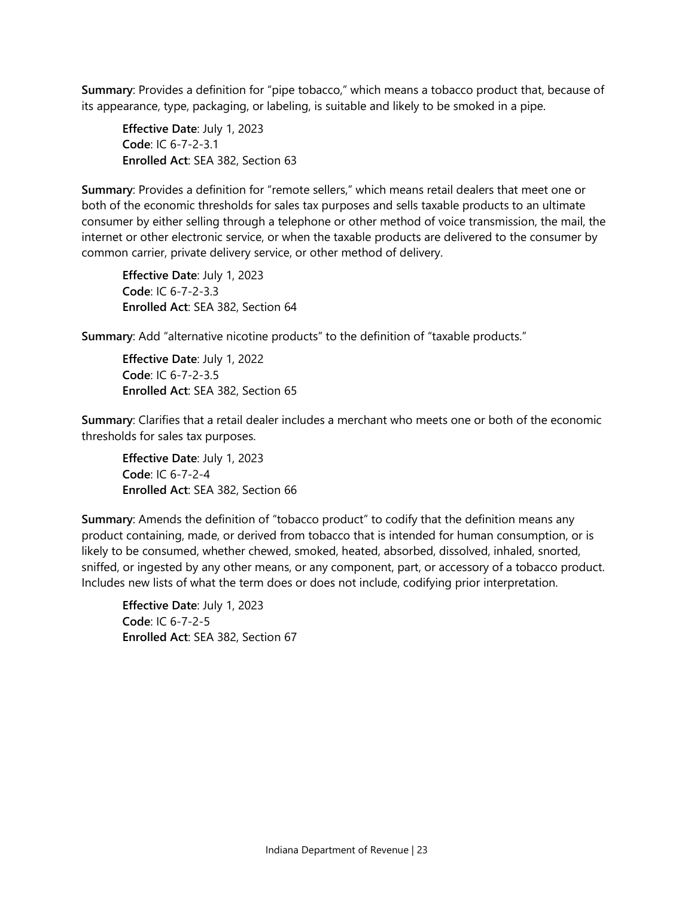**Summary**: Provides a definition for “pipe tobacco,” which means a tobacco product that, because of its appearance, type, packaging, or labeling, is suitable and likely to be smoked in a pipe.

> **Effective Date**: July 1, 2023
> **Code**: IC 6-7-2-3.1
> **Enrolled Act**: SEA 382, Section 63

**Summary**: Provides a definition for “remote sellers,” which means retail dealers that meet one or both of the economic thresholds for sales tax purposes and sells taxable products to an ultimate consumer by either selling through a telephone or other method of voice transmission, the mail, the internet or other electronic service, or when the taxable products are delivered to the consumer by common carrier, private delivery service, or other method of delivery.

> **Effective Date**: July 1, 2023
> **Code**: IC 6-7-2-3.3
> **Enrolled Act**: SEA 382, Section 64

**Summary**: Add “alternative nicotine products” to the definition of “taxable products.”

> **Effective Date**: July 1, 2022
> **Code**: IC 6-7-2-3.5
> **Enrolled Act**: SEA 382, Section 65

**Summary**: Clarifies that a retail dealer includes a merchant who meets one or both of the economic thresholds for sales tax purposes.

> **Effective Date**: July 1, 2023
> **Code**: IC 6-7-2-4
> **Enrolled Act**: SEA 382, Section 66

**Summary**: Amends the definition of “tobacco product” to codify that the definition means any product containing, made, or derived from tobacco that is intended for human consumption, or is likely to be consumed, whether chewed, smoked, heated, absorbed, dissolved, inhaled, snorted, sniffed, or ingested by any other means, or any component, part, or accessory of a tobacco product. Includes new lists of what the term does or does not include, codifying prior interpretation.

> **Effective Date**: July 1, 2023
> **Code**: IC 6-7-2-5
> **Enrolled Act**: SEA 382, Section 67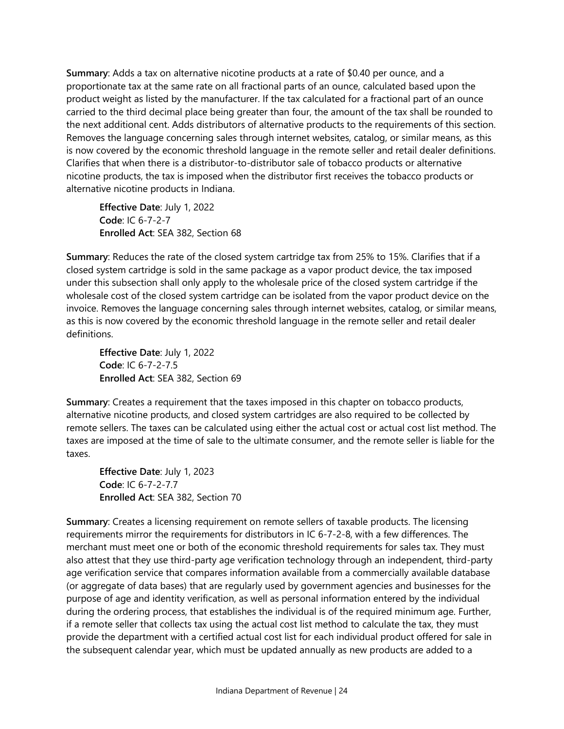**Summary**: Adds a tax on alternative nicotine products at a rate of $0.40 per ounce, and a proportionate tax at the same rate on all fractional parts of an ounce, calculated based upon the product weight as listed by the manufacturer. If the tax calculated for a fractional part of an ounce carried to the third decimal place being greater than four, the amount of the tax shall be rounded to the next additional cent. Adds distributors of alternative products to the requirements of this section. Removes the language concerning sales through internet websites, catalog, or similar means, as this is now covered by the economic threshold language in the remote seller and retail dealer definitions. Clarifies that when there is a distributor-to-distributor sale of tobacco products or alternative nicotine products, the tax is imposed when the distributor first receives the tobacco products or alternative nicotine products in Indiana.

> **Effective Date**: July 1, 2022
> **Code**: IC 6-7-2-7
> **Enrolled Act**: SEA 382, Section 68

**Summary**: Reduces the rate of the closed system cartridge tax from 25% to 15%. Clarifies that if a closed system cartridge is sold in the same package as a vapor product device, the tax imposed under this subsection shall only apply to the wholesale price of the closed system cartridge if the wholesale cost of the closed system cartridge can be isolated from the vapor product device on the invoice. Removes the language concerning sales through internet websites, catalog, or similar means, as this is now covered by the economic threshold language in the remote seller and retail dealer definitions.

> **Effective Date**: July 1, 2022
> **Code**: IC 6-7-2-7.5
> **Enrolled Act**: SEA 382, Section 69

**Summary**: Creates a requirement that the taxes imposed in this chapter on tobacco products, alternative nicotine products, and closed system cartridges are also required to be collected by remote sellers. The taxes can be calculated using either the actual cost or actual cost list method. The taxes are imposed at the time of sale to the ultimate consumer, and the remote seller is liable for the taxes.

> **Effective Date**: July 1, 2023
> **Code**: IC 6-7-2-7.7
> **Enrolled Act**: SEA 382, Section 70

**Summary**: Creates a licensing requirement on remote sellers of taxable products. The licensing requirements mirror the requirements for distributors in IC 6-7-2-8, with a few differences. The merchant must meet one or both of the economic threshold requirements for sales tax. They must also attest that they use third-party age verification technology through an independent, third-party age verification service that compares information available from a commercially available database (or aggregate of data bases) that are regularly used by government agencies and businesses for the purpose of age and identity verification, as well as personal information entered by the individual during the ordering process, that establishes the individual is of the required minimum age. Further, if a remote seller that collects tax using the actual cost list method to calculate the tax, they must provide the department with a certified actual cost list for each individual product offered for sale in the subsequent calendar year, which must be updated annually as new products are added to a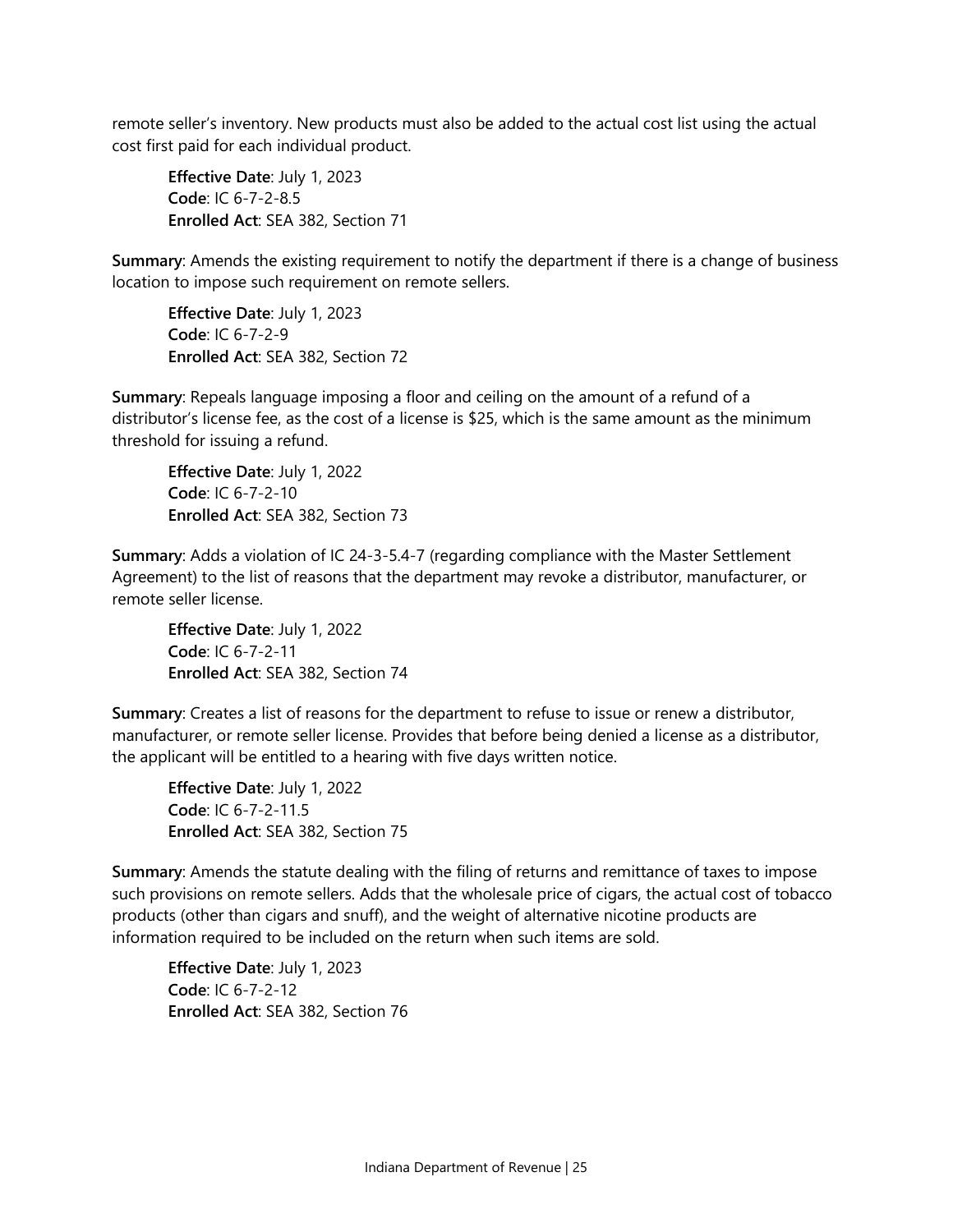remote seller's inventory. New products must also be added to the actual cost list using the actual cost first paid for each individual product.

> **Effective Date**: July 1, 2023
> **Code**: IC 6-7-2-8.5
> **Enrolled Act**: SEA 382, Section 71

**Summary**: Amends the existing requirement to notify the department if there is a change of business location to impose such requirement on remote sellers.

> **Effective Date**: July 1, 2023
> **Code**: IC 6-7-2-9
> **Enrolled Act**: SEA 382, Section 72

**Summary**: Repeals language imposing a floor and ceiling on the amount of a refund of a distributor's license fee, as the cost of a license is $25, which is the same amount as the minimum threshold for issuing a refund.

> **Effective Date**: July 1, 2022
> **Code**: IC 6-7-2-10
> **Enrolled Act**: SEA 382, Section 73

**Summary**: Adds a violation of IC 24-3-5.4-7 (regarding compliance with the Master Settlement Agreement) to the list of reasons that the department may revoke a distributor, manufacturer, or remote seller license.

> **Effective Date**: July 1, 2022
> **Code**: IC 6-7-2-11
> **Enrolled Act**: SEA 382, Section 74

**Summary**: Creates a list of reasons for the department to refuse to issue or renew a distributor, manufacturer, or remote seller license. Provides that before being denied a license as a distributor, the applicant will be entitled to a hearing with five days written notice.

> **Effective Date**: July 1, 2022
> **Code**: IC 6-7-2-11.5
> **Enrolled Act**: SEA 382, Section 75

**Summary**: Amends the statute dealing with the filing of returns and remittance of taxes to impose such provisions on remote sellers. Adds that the wholesale price of cigars, the actual cost of tobacco products (other than cigars and snuff), and the weight of alternative nicotine products are information required to be included on the return when such items are sold.

> **Effective Date**: July 1, 2023
> **Code**: IC 6-7-2-12
> **Enrolled Act**: SEA 382, Section 76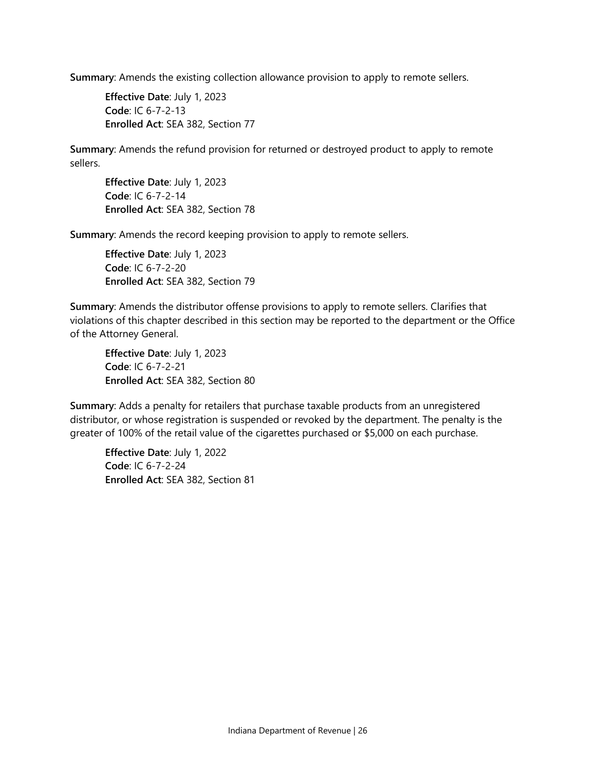**Summary**: Amends the existing collection allowance provision to apply to remote sellers.

> **Effective Date**: July 1, 2023
> **Code**: IC 6-7-2-13
> **Enrolled Act**: SEA 382, Section 77

**Summary**: Amends the refund provision for returned or destroyed product to apply to remote sellers.

> **Effective Date**: July 1, 2023
> **Code**: IC 6-7-2-14
> **Enrolled Act**: SEA 382, Section 78

**Summary**: Amends the record keeping provision to apply to remote sellers.

> **Effective Date**: July 1, 2023
> **Code**: IC 6-7-2-20
> **Enrolled Act**: SEA 382, Section 79

**Summary**: Amends the distributor offense provisions to apply to remote sellers. Clarifies that violations of this chapter described in this section may be reported to the department or the Office of the Attorney General.

> **Effective Date**: July 1, 2023
> **Code**: IC 6-7-2-21
> **Enrolled Act**: SEA 382, Section 80

**Summary**: Adds a penalty for retailers that purchase taxable products from an unregistered distributor, or whose registration is suspended or revoked by the department. The penalty is the greater of 100% of the retail value of the cigarettes purchased or $5,000 on each purchase.

> **Effective Date**: July 1, 2022
> **Code**: IC 6-7-2-24
> **Enrolled Act**: SEA 382, Section 81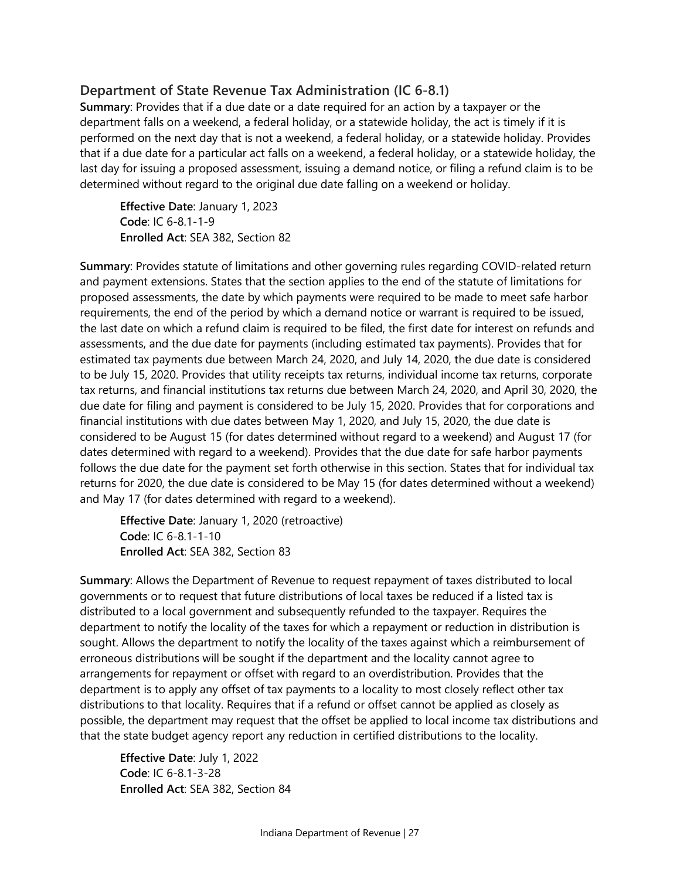## Department of State Revenue Tax Administration (IC 6-8.1)

**Summary**: Provides that if a due date or a date required for an action by a taxpayer or the department falls on a weekend, a federal holiday, or a statewide holiday, the act is timely if it is performed on the next day that is not a weekend, a federal holiday, or a statewide holiday. Provides that if a due date for a particular act falls on a weekend, a federal holiday, or a statewide holiday, the last day for issuing a proposed assessment, issuing a demand notice, or filing a refund claim is to be determined without regard to the original due date falling on a weekend or holiday.

> **Effective Date**: January 1, 2023
> **Code**: IC 6-8.1-1-9
> **Enrolled Act**: SEA 382, Section 82

**Summary**: Provides statute of limitations and other governing rules regarding COVID-related return and payment extensions. States that the section applies to the end of the statute of limitations for proposed assessments, the date by which payments were required to be made to meet safe harbor requirements, the end of the period by which a demand notice or warrant is required to be issued, the last date on which a refund claim is required to be filed, the first date for interest on refunds and assessments, and the due date for payments (including estimated tax payments). Provides that for estimated tax payments due between March 24, 2020, and July 14, 2020, the due date is considered to be July 15, 2020. Provides that utility receipts tax returns, individual income tax returns, corporate tax returns, and financial institutions tax returns due between March 24, 2020, and April 30, 2020, the due date for filing and payment is considered to be July 15, 2020. Provides that for corporations and financial institutions with due dates between May 1, 2020, and July 15, 2020, the due date is considered to be August 15 (for dates determined without regard to a weekend) and August 17 (for dates determined with regard to a weekend). Provides that the due date for safe harbor payments follows the due date for the payment set forth otherwise in this section. States that for individual tax returns for 2020, the due date is considered to be May 15 (for dates determined without a weekend) and May 17 (for dates determined with regard to a weekend).

> **Effective Date**: January 1, 2020 (retroactive)
> **Code**: IC 6-8.1-1-10
> **Enrolled Act**: SEA 382, Section 83

**Summary**: Allows the Department of Revenue to request repayment of taxes distributed to local governments or to request that future distributions of local taxes be reduced if a listed tax is distributed to a local government and subsequently refunded to the taxpayer. Requires the department to notify the locality of the taxes for which a repayment or reduction in distribution is sought. Allows the department to notify the locality of the taxes against which a reimbursement of erroneous distributions will be sought if the department and the locality cannot agree to arrangements for repayment or offset with regard to an overdistribution. Provides that the department is to apply any offset of tax payments to a locality to most closely reflect other tax distributions to that locality. Requires that if a refund or offset cannot be applied as closely as possible, the department may request that the offset be applied to local income tax distributions and that the state budget agency report any reduction in certified distributions to the locality.

> **Effective Date**: July 1, 2022
> **Code**: IC 6-8.1-3-28
> **Enrolled Act**: SEA 382, Section 84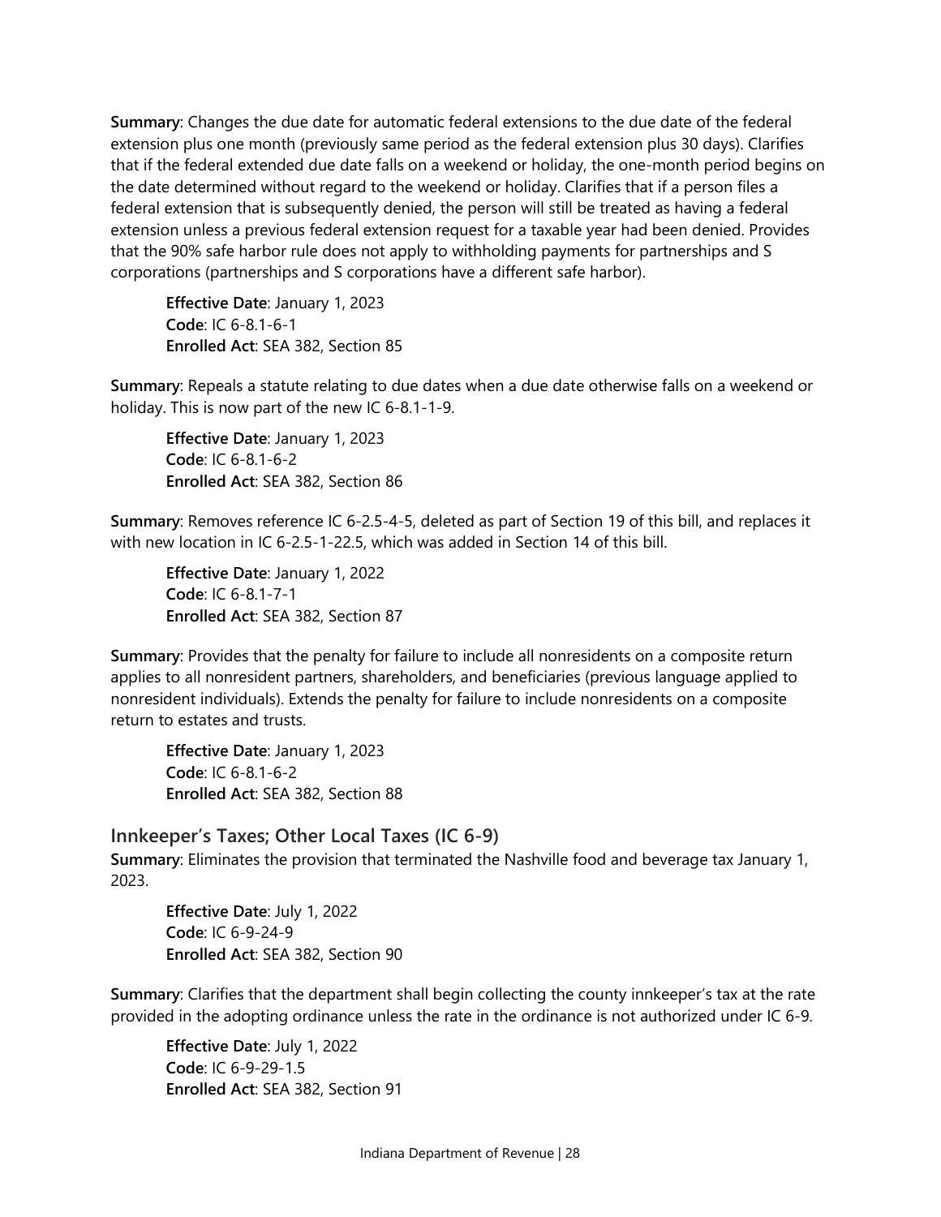**Summary**: Changes the due date for automatic federal extensions to the due date of the federal extension plus one month (previously same period as the federal extension plus 30 days). Clarifies that if the federal extended due date falls on a weekend or holiday, the one-month period begins on the date determined without regard to the weekend or holiday. Clarifies that if a person files a federal extension that is subsequently denied, the person will still be treated as having a federal extension unless a previous federal extension request for a taxable year had been denied. Provides that the 90% safe harbor rule does not apply to withholding payments for partnerships and S corporations (partnerships and S corporations have a different safe harbor).

> **Effective Date**: January 1, 2023
> **Code**: IC 6-8.1-6-1
> **Enrolled Act**: SEA 382, Section 85

**Summary**: Repeals a statute relating to due dates when a due date otherwise falls on a weekend or holiday. This is now part of the new IC 6-8.1-1-9.

> **Effective Date**: January 1, 2023
> **Code**: IC 6-8.1-6-2
> **Enrolled Act**: SEA 382, Section 86

**Summary**: Removes reference IC 6-2.5-4-5, deleted as part of Section 19 of this bill, and replaces it with new location in IC 6-2.5-1-22.5, which was added in Section 14 of this bill.

> **Effective Date**: January 1, 2022
> **Code**: IC 6-8.1-7-1
> **Enrolled Act**: SEA 382, Section 87

**Summary**: Provides that the penalty for failure to include all nonresidents on a composite return applies to all nonresident partners, shareholders, and beneficiaries (previous language applied to nonresident individuals). Extends the penalty for failure to include nonresidents on a composite return to estates and trusts.

> **Effective Date**: January 1, 2023
> **Code**: IC 6-8.1-6-2
> **Enrolled Act**: SEA 382, Section 88

## Innkeeper's Taxes; Other Local Taxes (IC 6-9)

**Summary**: Eliminates the provision that terminated the Nashville food and beverage tax January 1, 2023.

> **Effective Date**: July 1, 2022
> **Code**: IC 6-9-24-9
> **Enrolled Act**: SEA 382, Section 90

**Summary**: Clarifies that the department shall begin collecting the county innkeeper's tax at the rate provided in the adopting ordinance unless the rate in the ordinance is not authorized under IC 6-9.

> **Effective Date**: July 1, 2022
> **Code**: IC 6-9-29-1.5
> **Enrolled Act**: SEA 382, Section 91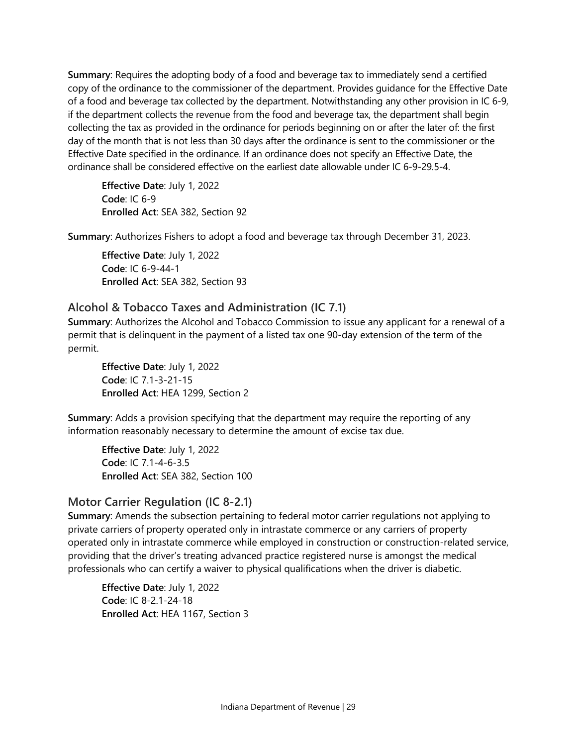**Summary**: Requires the adopting body of a food and beverage tax to immediately send a certified copy of the ordinance to the commissioner of the department. Provides guidance for the Effective Date of a food and beverage tax collected by the department. Notwithstanding any other provision in IC 6-9, if the department collects the revenue from the food and beverage tax, the department shall begin collecting the tax as provided in the ordinance for periods beginning on or after the later of: the first day of the month that is not less than 30 days after the ordinance is sent to the commissioner or the Effective Date specified in the ordinance. If an ordinance does not specify an Effective Date, the ordinance shall be considered effective on the earliest date allowable under IC 6-9-29.5-4.

> **Effective Date**: July 1, 2022
> **Code**: IC 6-9
> **Enrolled Act**: SEA 382, Section 92

**Summary**: Authorizes Fishers to adopt a food and beverage tax through December 31, 2023.

> **Effective Date**: July 1, 2022
> **Code**: IC 6-9-44-1
> **Enrolled Act**: SEA 382, Section 93

## Alcohol & Tobacco Taxes and Administration (IC 7.1)

**Summary**: Authorizes the Alcohol and Tobacco Commission to issue any applicant for a renewal of a permit that is delinquent in the payment of a listed tax one 90-day extension of the term of the permit.

> **Effective Date**: July 1, 2022
> **Code**: IC 7.1-3-21-15
> **Enrolled Act**: HEA 1299, Section 2

**Summary**: Adds a provision specifying that the department may require the reporting of any information reasonably necessary to determine the amount of excise tax due.

> **Effective Date**: July 1, 2022
> **Code**: IC 7.1-4-6-3.5
> **Enrolled Act**: SEA 382, Section 100

## Motor Carrier Regulation (IC 8-2.1)

**Summary**: Amends the subsection pertaining to federal motor carrier regulations not applying to private carriers of property operated only in intrastate commerce or any carriers of property operated only in intrastate commerce while employed in construction or construction-related service, providing that the driver's treating advanced practice registered nurse is amongst the medical professionals who can certify a waiver to physical qualifications when the driver is diabetic.

> **Effective Date**: July 1, 2022
> **Code**: IC 8-2.1-24-18
> **Enrolled Act**: HEA 1167, Section 3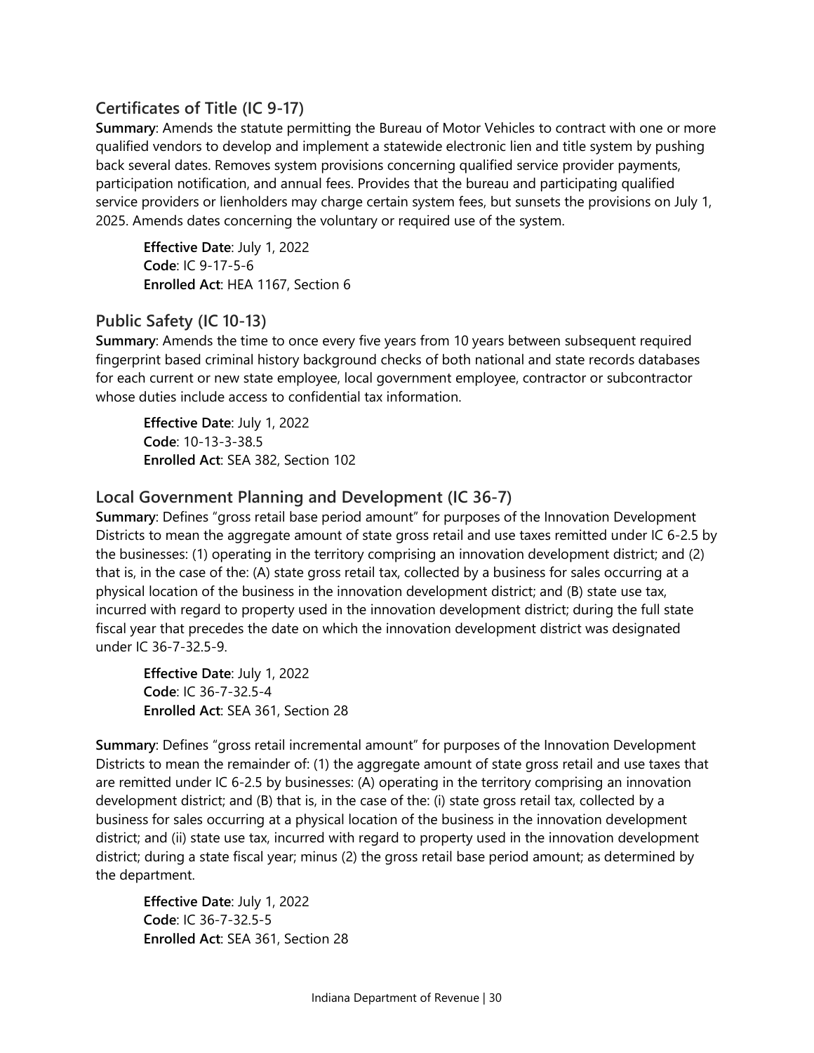### Certificates of Title (IC 9-17)

**Summary**: Amends the statute permitting the Bureau of Motor Vehicles to contract with one or more qualified vendors to develop and implement a statewide electronic lien and title system by pushing back several dates. Removes system provisions concerning qualified service provider payments, participation notification, and annual fees. Provides that the bureau and participating qualified service providers or lienholders may charge certain system fees, but sunsets the provisions on July 1, 2025. Amends dates concerning the voluntary or required use of the system.

> **Effective Date**: July 1, 2022
> **Code**: IC 9-17-5-6
> **Enrolled Act**: HEA 1167, Section 6

### Public Safety (IC 10-13)

**Summary**: Amends the time to once every five years from 10 years between subsequent required fingerprint based criminal history background checks of both national and state records databases for each current or new state employee, local government employee, contractor or subcontractor whose duties include access to confidential tax information.

> **Effective Date**: July 1, 2022
> **Code**: 10-13-3-38.5
> **Enrolled Act**: SEA 382, Section 102

### Local Government Planning and Development (IC 36-7)

**Summary**: Defines "gross retail base period amount" for purposes of the Innovation Development Districts to mean the aggregate amount of state gross retail and use taxes remitted under IC 6-2.5 by the businesses: (1) operating in the territory comprising an innovation development district; and (2) that is, in the case of the: (A) state gross retail tax, collected by a business for sales occurring at a physical location of the business in the innovation development district; and (B) state use tax, incurred with regard to property used in the innovation development district; during the full state fiscal year that precedes the date on which the innovation development district was designated under IC 36-7-32.5-9.

> **Effective Date**: July 1, 2022
> **Code**: IC 36-7-32.5-4
> **Enrolled Act**: SEA 361, Section 28

**Summary**: Defines "gross retail incremental amount" for purposes of the Innovation Development Districts to mean the remainder of: (1) the aggregate amount of state gross retail and use taxes that are remitted under IC 6-2.5 by businesses: (A) operating in the territory comprising an innovation development district; and (B) that is, in the case of the: (i) state gross retail tax, collected by a business for sales occurring at a physical location of the business in the innovation development district; and (ii) state use tax, incurred with regard to property used in the innovation development district; during a state fiscal year; minus (2) the gross retail base period amount; as determined by the department.

> **Effective Date**: July 1, 2022
> **Code**: IC 36-7-32.5-5
> **Enrolled Act**: SEA 361, Section 28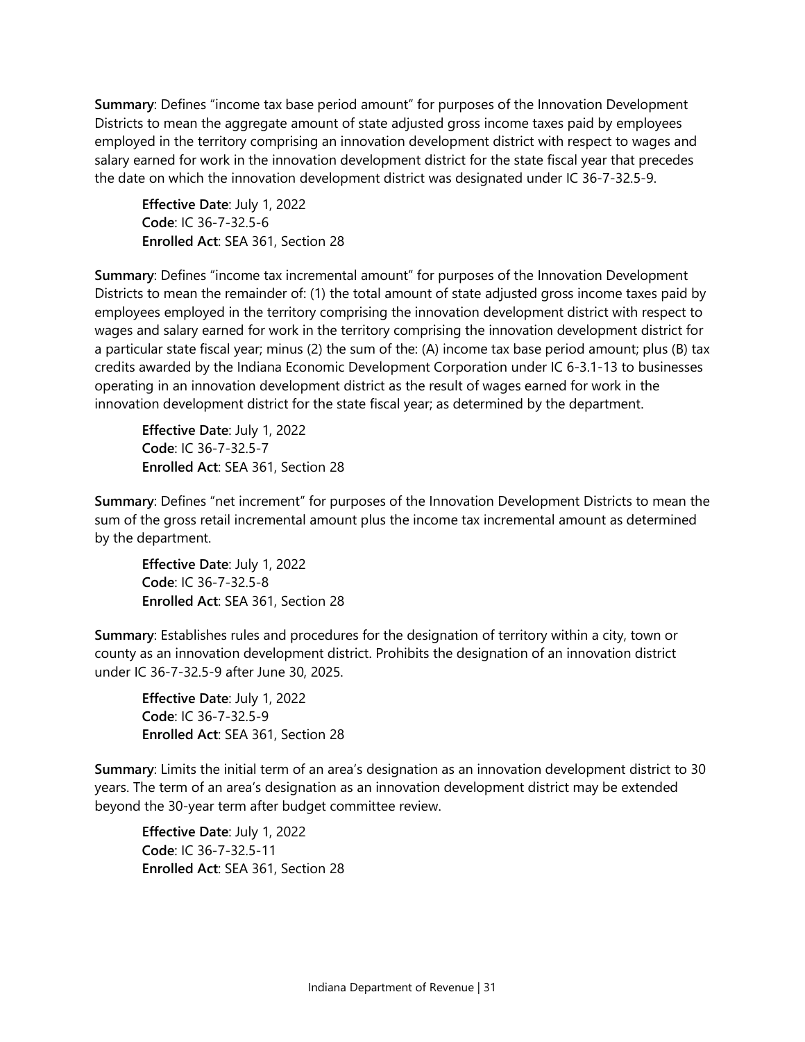**Summary**: Defines "income tax base period amount" for purposes of the Innovation Development Districts to mean the aggregate amount of state adjusted gross income taxes paid by employees employed in the territory comprising an innovation development district with respect to wages and salary earned for work in the innovation development district for the state fiscal year that precedes the date on which the innovation development district was designated under IC 36-7-32.5-9.

> **Effective Date**: July 1, 2022
> **Code**: IC 36-7-32.5-6
> **Enrolled Act**: SEA 361, Section 28

**Summary**: Defines "income tax incremental amount" for purposes of the Innovation Development Districts to mean the remainder of: (1) the total amount of state adjusted gross income taxes paid by employees employed in the territory comprising the innovation development district with respect to wages and salary earned for work in the territory comprising the innovation development district for a particular state fiscal year; minus (2) the sum of the: (A) income tax base period amount; plus (B) tax credits awarded by the Indiana Economic Development Corporation under IC 6-3.1-13 to businesses operating in an innovation development district as the result of wages earned for work in the innovation development district for the state fiscal year; as determined by the department.

> **Effective Date**: July 1, 2022
> **Code**: IC 36-7-32.5-7
> **Enrolled Act**: SEA 361, Section 28

**Summary**: Defines "net increment" for purposes of the Innovation Development Districts to mean the sum of the gross retail incremental amount plus the income tax incremental amount as determined by the department.

> **Effective Date**: July 1, 2022
> **Code**: IC 36-7-32.5-8
> **Enrolled Act**: SEA 361, Section 28

**Summary**: Establishes rules and procedures for the designation of territory within a city, town or county as an innovation development district. Prohibits the designation of an innovation district under IC 36-7-32.5-9 after June 30, 2025.

> **Effective Date**: July 1, 2022
> **Code**: IC 36-7-32.5-9
> **Enrolled Act**: SEA 361, Section 28

**Summary**: Limits the initial term of an area's designation as an innovation development district to 30 years. The term of an area's designation as an innovation development district may be extended beyond the 30-year term after budget committee review.

> **Effective Date**: July 1, 2022
> **Code**: IC 36-7-32.5-11
> **Enrolled Act**: SEA 361, Section 28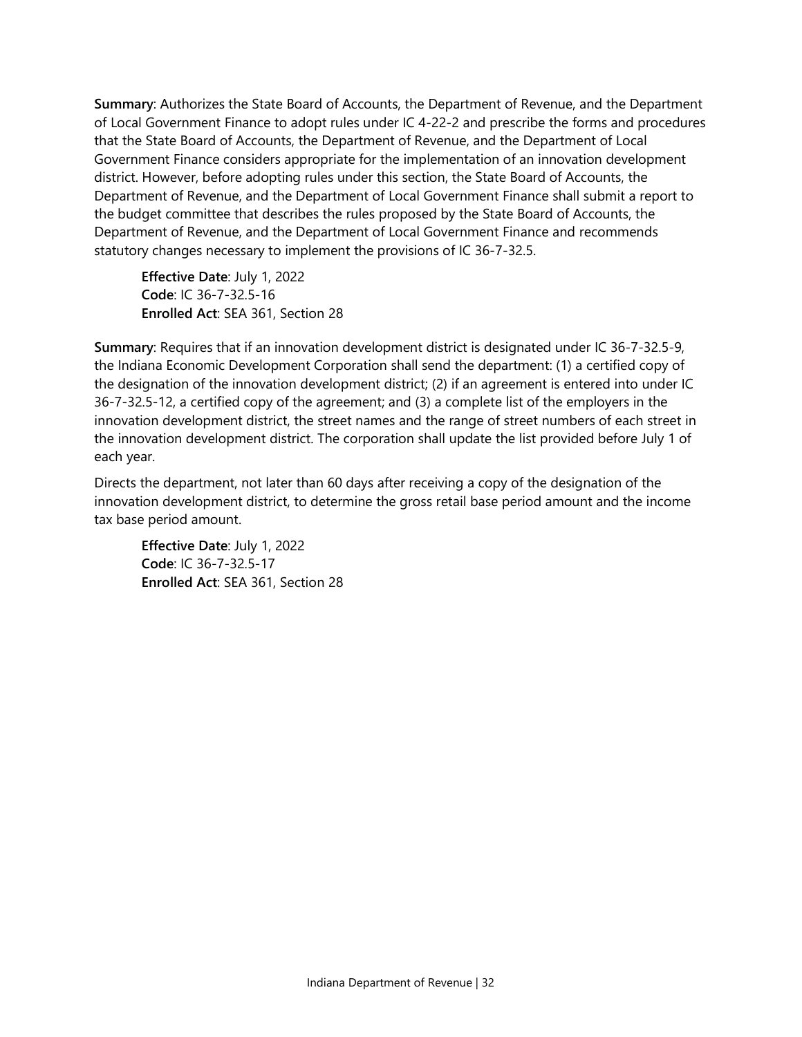**Summary**: Authorizes the State Board of Accounts, the Department of Revenue, and the Department of Local Government Finance to adopt rules under IC 4-22-2 and prescribe the forms and procedures that the State Board of Accounts, the Department of Revenue, and the Department of Local Government Finance considers appropriate for the implementation of an innovation development district. However, before adopting rules under this section, the State Board of Accounts, the Department of Revenue, and the Department of Local Government Finance shall submit a report to the budget committee that describes the rules proposed by the State Board of Accounts, the Department of Revenue, and the Department of Local Government Finance and recommends statutory changes necessary to implement the provisions of IC 36-7-32.5.

> **Effective Date**: July 1, 2022
> **Code**: IC 36-7-32.5-16
> **Enrolled Act**: SEA 361, Section 28

**Summary**: Requires that if an innovation development district is designated under IC 36-7-32.5-9, the Indiana Economic Development Corporation shall send the department: (1) a certified copy of the designation of the innovation development district; (2) if an agreement is entered into under IC 36-7-32.5-12, a certified copy of the agreement; and (3) a complete list of the employers in the innovation development district, the street names and the range of street numbers of each street in the innovation development district. The corporation shall update the list provided before July 1 of each year.

Directs the department, not later than 60 days after receiving a copy of the designation of the innovation development district, to determine the gross retail base period amount and the income tax base period amount.

> **Effective Date**: July 1, 2022
> **Code**: IC 36-7-32.5-17
> **Enrolled Act**: SEA 361, Section 28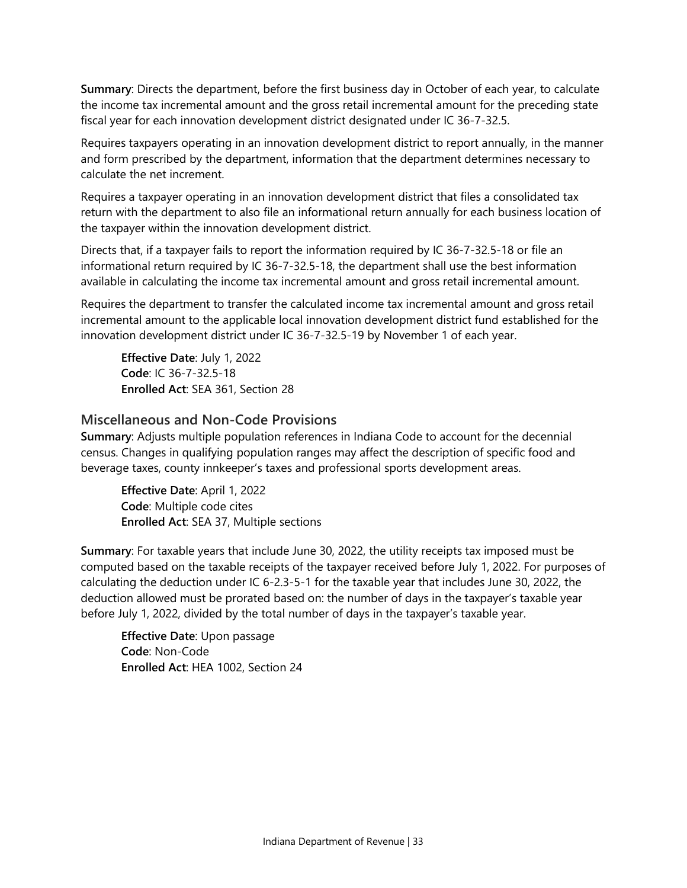**Summary**: Directs the department, before the first business day in October of each year, to calculate the income tax incremental amount and the gross retail incremental amount for the preceding state fiscal year for each innovation development district designated under IC 36-7-32.5.

Requires taxpayers operating in an innovation development district to report annually, in the manner and form prescribed by the department, information that the department determines necessary to calculate the net increment.

Requires a taxpayer operating in an innovation development district that files a consolidated tax return with the department to also file an informational return annually for each business location of the taxpayer within the innovation development district.

Directs that, if a taxpayer fails to report the information required by IC 36-7-32.5-18 or file an informational return required by IC 36-7-32.5-18, the department shall use the best information available in calculating the income tax incremental amount and gross retail incremental amount.

Requires the department to transfer the calculated income tax incremental amount and gross retail incremental amount to the applicable local innovation development district fund established for the innovation development district under IC 36-7-32.5-19 by November 1 of each year.

> **Effective Date**: July 1, 2022
> **Code**: IC 36-7-32.5-18
> **Enrolled Act**: SEA 361, Section 28

## Miscellaneous and Non-Code Provisions

**Summary**: Adjusts multiple population references in Indiana Code to account for the decennial census. Changes in qualifying population ranges may affect the description of specific food and beverage taxes, county innkeeper's taxes and professional sports development areas.

> **Effective Date**: April 1, 2022
> **Code**: Multiple code cites
> **Enrolled Act**: SEA 37, Multiple sections

**Summary**: For taxable years that include June 30, 2022, the utility receipts tax imposed must be computed based on the taxable receipts of the taxpayer received before July 1, 2022. For purposes of calculating the deduction under IC 6-2.3-5-1 for the taxable year that includes June 30, 2022, the deduction allowed must be prorated based on: the number of days in the taxpayer's taxable year before July 1, 2022, divided by the total number of days in the taxpayer's taxable year.

> **Effective Date**: Upon passage
> **Code**: Non-Code
> **Enrolled Act**: HEA 1002, Section 24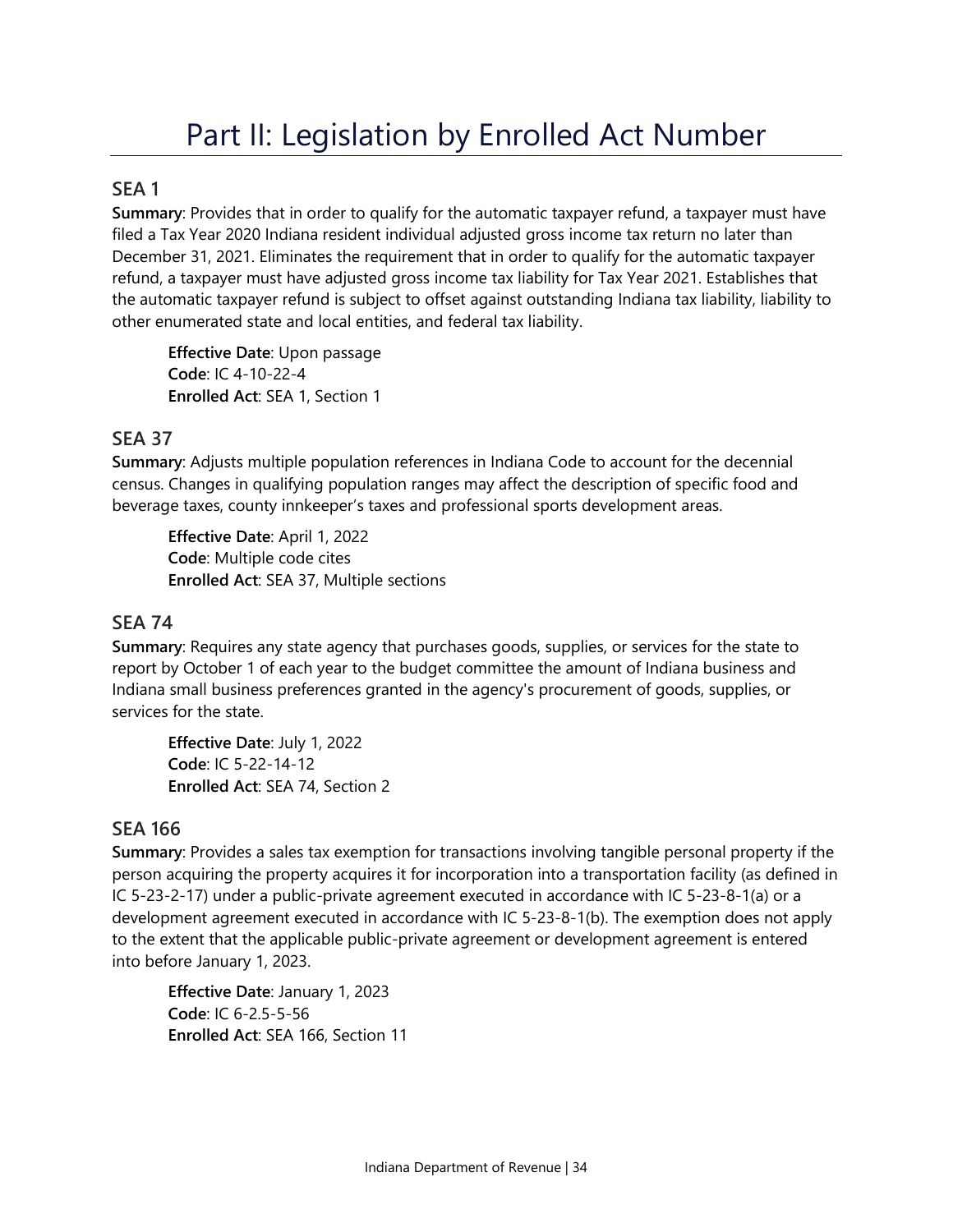# Part II: Legislation by Enrolled Act Number

## SEA 1

**Summary**: Provides that in order to qualify for the automatic taxpayer refund, a taxpayer must have filed a Tax Year 2020 Indiana resident individual adjusted gross income tax return no later than December 31, 2021. Eliminates the requirement that in order to qualify for the automatic taxpayer refund, a taxpayer must have adjusted gross income tax liability for Tax Year 2021. Establishes that the automatic taxpayer refund is subject to offset against outstanding Indiana tax liability, liability to other enumerated state and local entities, and federal tax liability.

**Effective Date**: Upon passage
**Code**: IC 4-10-22-4
**Enrolled Act**: SEA 1, Section 1

## SEA 37

**Summary**: Adjusts multiple population references in Indiana Code to account for the decennial census. Changes in qualifying population ranges may affect the description of specific food and beverage taxes, county innkeeper's taxes and professional sports development areas.

**Effective Date**: April 1, 2022
**Code**: Multiple code cites
**Enrolled Act**: SEA 37, Multiple sections

## SEA 74

**Summary**: Requires any state agency that purchases goods, supplies, or services for the state to report by October 1 of each year to the budget committee the amount of Indiana business and Indiana small business preferences granted in the agency's procurement of goods, supplies, or services for the state.

**Effective Date**: July 1, 2022
**Code**: IC 5-22-14-12
**Enrolled Act**: SEA 74, Section 2

## SEA 166

**Summary**: Provides a sales tax exemption for transactions involving tangible personal property if the person acquiring the property acquires it for incorporation into a transportation facility (as defined in IC 5-23-2-17) under a public-private agreement executed in accordance with IC 5-23-8-1(a) or a development agreement executed in accordance with IC 5-23-8-1(b). The exemption does not apply to the extent that the applicable public-private agreement or development agreement is entered into before January 1, 2023.

**Effective Date**: January 1, 2023
**Code**: IC 6-2.5-5-56
**Enrolled Act**: SEA 166, Section 11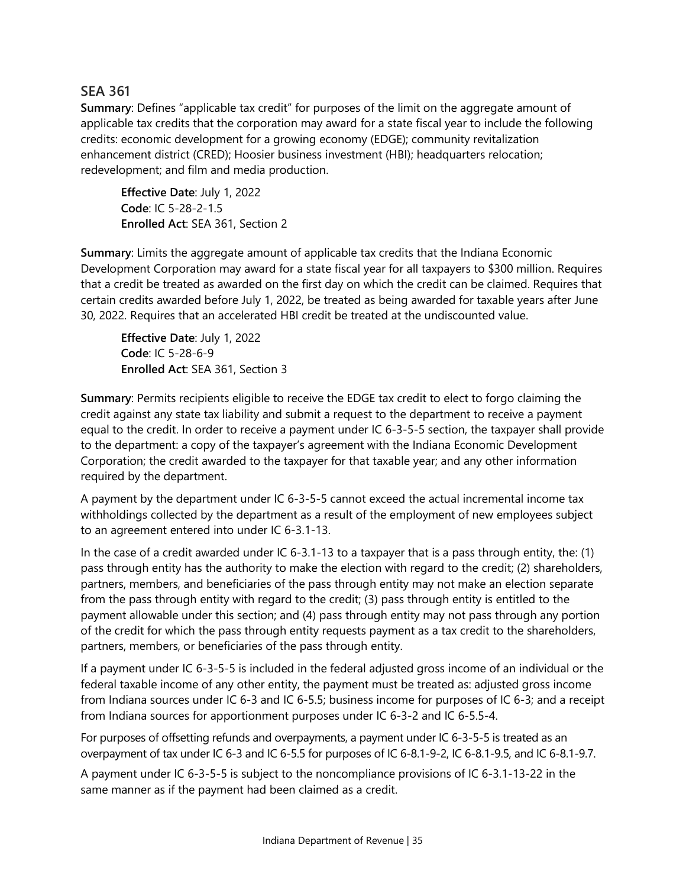## SEA 361

**Summary**: Defines "applicable tax credit" for purposes of the limit on the aggregate amount of applicable tax credits that the corporation may award for a state fiscal year to include the following credits: economic development for a growing economy (EDGE); community revitalization enhancement district (CRED); Hoosier business investment (HBI); headquarters relocation; redevelopment; and film and media production.

> **Effective Date**: July 1, 2022
> **Code**: IC 5-28-2-1.5
> **Enrolled Act**: SEA 361, Section 2

**Summary**: Limits the aggregate amount of applicable tax credits that the Indiana Economic Development Corporation may award for a state fiscal year for all taxpayers to $300 million. Requires that a credit be treated as awarded on the first day on which the credit can be claimed. Requires that certain credits awarded before July 1, 2022, be treated as being awarded for taxable years after June 30, 2022. Requires that an accelerated HBI credit be treated at the undiscounted value.

> **Effective Date**: July 1, 2022
> **Code**: IC 5-28-6-9
> **Enrolled Act**: SEA 361, Section 3

**Summary**: Permits recipients eligible to receive the EDGE tax credit to elect to forgo claiming the credit against any state tax liability and submit a request to the department to receive a payment equal to the credit. In order to receive a payment under IC 6-3-5-5 section, the taxpayer shall provide to the department: a copy of the taxpayer's agreement with the Indiana Economic Development Corporation; the credit awarded to the taxpayer for that taxable year; and any other information required by the department.

A payment by the department under IC 6-3-5-5 cannot exceed the actual incremental income tax withholdings collected by the department as a result of the employment of new employees subject to an agreement entered into under IC 6-3.1-13.

In the case of a credit awarded under IC 6-3.1-13 to a taxpayer that is a pass through entity, the: (1) pass through entity has the authority to make the election with regard to the credit; (2) shareholders, partners, members, and beneficiaries of the pass through entity may not make an election separate from the pass through entity with regard to the credit; (3) pass through entity is entitled to the payment allowable under this section; and (4) pass through entity may not pass through any portion of the credit for which the pass through entity requests payment as a tax credit to the shareholders, partners, members, or beneficiaries of the pass through entity.

If a payment under IC 6-3-5-5 is included in the federal adjusted gross income of an individual or the federal taxable income of any other entity, the payment must be treated as: adjusted gross income from Indiana sources under IC 6-3 and IC 6-5.5; business income for purposes of IC 6-3; and a receipt from Indiana sources for apportionment purposes under IC 6-3-2 and IC 6-5.5-4.

For purposes of offsetting refunds and overpayments, a payment under IC 6-3-5-5 is treated as an overpayment of tax under IC 6-3 and IC 6-5.5 for purposes of IC 6-8.1-9-2, IC 6-8.1-9.5, and IC 6-8.1-9.7.

A payment under IC 6-3-5-5 is subject to the noncompliance provisions of IC 6-3.1-13-22 in the same manner as if the payment had been claimed as a credit.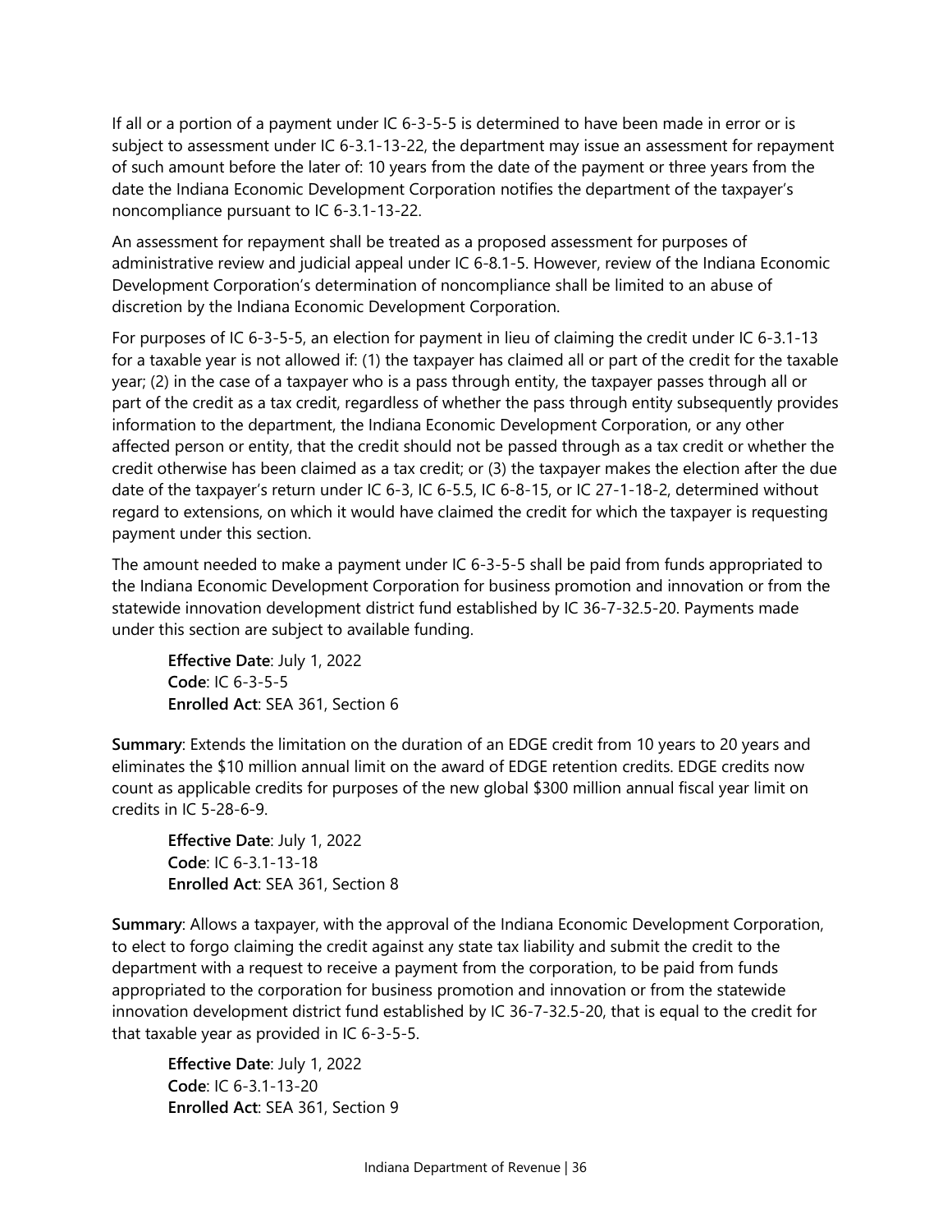If all or a portion of a payment under IC 6-3-5-5 is determined to have been made in error or is subject to assessment under IC 6-3.1-13-22, the department may issue an assessment for repayment of such amount before the later of: 10 years from the date of the payment or three years from the date the Indiana Economic Development Corporation notifies the department of the taxpayer's noncompliance pursuant to IC 6-3.1-13-22.

An assessment for repayment shall be treated as a proposed assessment for purposes of administrative review and judicial appeal under IC 6-8.1-5. However, review of the Indiana Economic Development Corporation's determination of noncompliance shall be limited to an abuse of discretion by the Indiana Economic Development Corporation.

For purposes of IC 6-3-5-5, an election for payment in lieu of claiming the credit under IC 6-3.1-13 for a taxable year is not allowed if: (1) the taxpayer has claimed all or part of the credit for the taxable year; (2) in the case of a taxpayer who is a pass through entity, the taxpayer passes through all or part of the credit as a tax credit, regardless of whether the pass through entity subsequently provides information to the department, the Indiana Economic Development Corporation, or any other affected person or entity, that the credit should not be passed through as a tax credit or whether the credit otherwise has been claimed as a tax credit; or (3) the taxpayer makes the election after the due date of the taxpayer's return under IC 6-3, IC 6-5.5, IC 6-8-15, or IC 27-1-18-2, determined without regard to extensions, on which it would have claimed the credit for which the taxpayer is requesting payment under this section.

The amount needed to make a payment under IC 6-3-5-5 shall be paid from funds appropriated to the Indiana Economic Development Corporation for business promotion and innovation or from the statewide innovation development district fund established by IC 36-7-32.5-20. Payments made under this section are subject to available funding.

> **Effective Date**: July 1, 2022
> **Code**: IC 6-3-5-5
> **Enrolled Act**: SEA 361, Section 6

**Summary**: Extends the limitation on the duration of an EDGE credit from 10 years to 20 years and eliminates the $10 million annual limit on the award of EDGE retention credits. EDGE credits now count as applicable credits for purposes of the new global $300 million annual fiscal year limit on credits in IC 5-28-6-9.

> **Effective Date**: July 1, 2022
> **Code**: IC 6-3.1-13-18
> **Enrolled Act**: SEA 361, Section 8

**Summary**: Allows a taxpayer, with the approval of the Indiana Economic Development Corporation, to elect to forgo claiming the credit against any state tax liability and submit the credit to the department with a request to receive a payment from the corporation, to be paid from funds appropriated to the corporation for business promotion and innovation or from the statewide innovation development district fund established by IC 36-7-32.5-20, that is equal to the credit for that taxable year as provided in IC 6-3-5-5.

> **Effective Date**: July 1, 2022
> **Code**: IC 6-3.1-13-20
> **Enrolled Act**: SEA 361, Section 9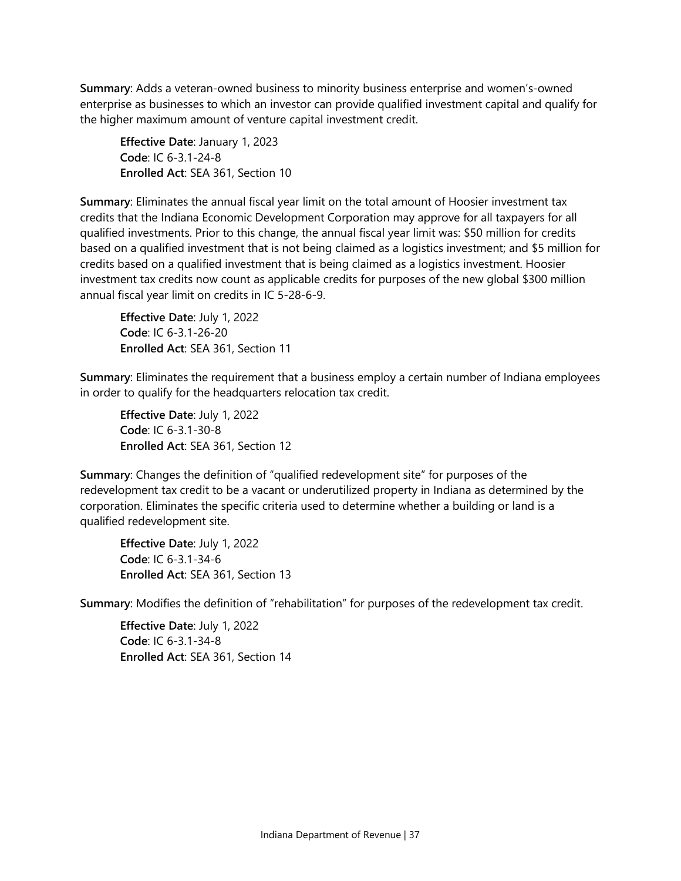**Summary**: Adds a veteran-owned business to minority business enterprise and women's-owned enterprise as businesses to which an investor can provide qualified investment capital and qualify for the higher maximum amount of venture capital investment credit.

> **Effective Date**: January 1, 2023
> **Code**: IC 6-3.1-24-8
> **Enrolled Act**: SEA 361, Section 10

**Summary**: Eliminates the annual fiscal year limit on the total amount of Hoosier investment tax credits that the Indiana Economic Development Corporation may approve for all taxpayers for all qualified investments. Prior to this change, the annual fiscal year limit was: $50 million for credits based on a qualified investment that is not being claimed as a logistics investment; and $5 million for credits based on a qualified investment that is being claimed as a logistics investment. Hoosier investment tax credits now count as applicable credits for purposes of the new global $300 million annual fiscal year limit on credits in IC 5-28-6-9.

> **Effective Date**: July 1, 2022
> **Code**: IC 6-3.1-26-20
> **Enrolled Act**: SEA 361, Section 11

**Summary**: Eliminates the requirement that a business employ a certain number of Indiana employees in order to qualify for the headquarters relocation tax credit.

> **Effective Date**: July 1, 2022
> **Code**: IC 6-3.1-30-8
> **Enrolled Act**: SEA 361, Section 12

**Summary**: Changes the definition of "qualified redevelopment site" for purposes of the redevelopment tax credit to be a vacant or underutilized property in Indiana as determined by the corporation. Eliminates the specific criteria used to determine whether a building or land is a qualified redevelopment site.

> **Effective Date**: July 1, 2022
> **Code**: IC 6-3.1-34-6
> **Enrolled Act**: SEA 361, Section 13

**Summary**: Modifies the definition of "rehabilitation" for purposes of the redevelopment tax credit.

> **Effective Date**: July 1, 2022
> **Code**: IC 6-3.1-34-8
> **Enrolled Act**: SEA 361, Section 14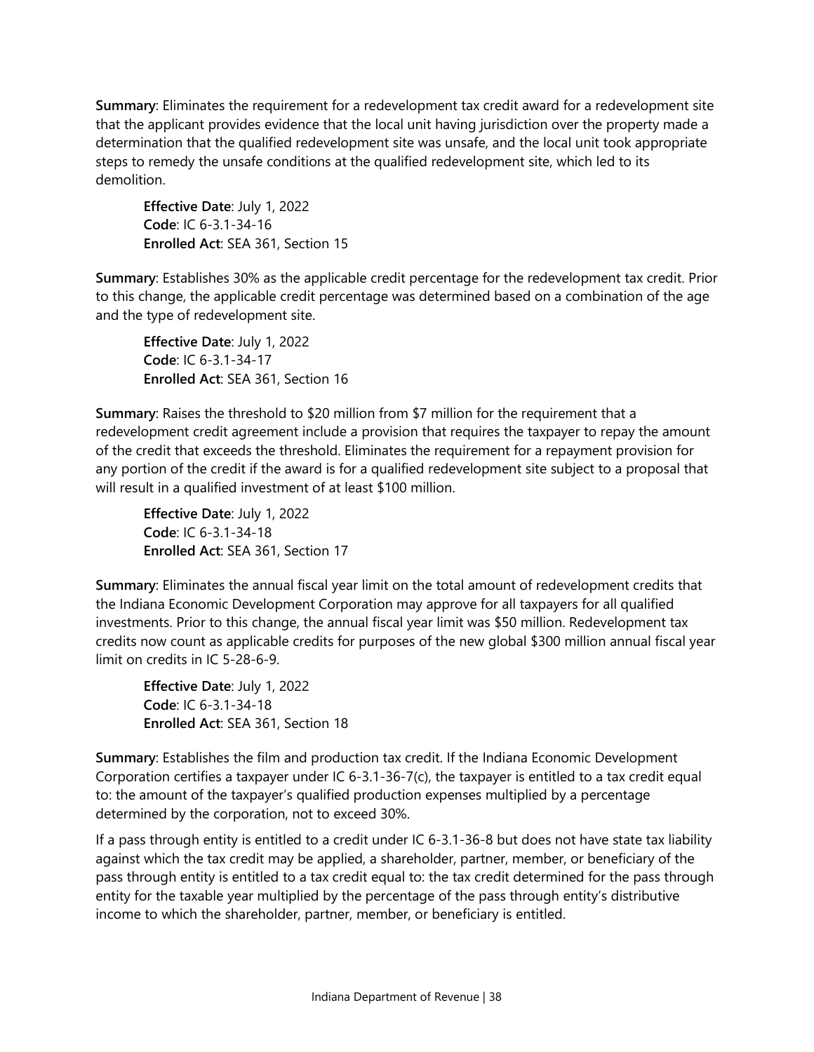**Summary**: Eliminates the requirement for a redevelopment tax credit award for a redevelopment site that the applicant provides evidence that the local unit having jurisdiction over the property made a determination that the qualified redevelopment site was unsafe, and the local unit took appropriate steps to remedy the unsafe conditions at the qualified redevelopment site, which led to its demolition.

> **Effective Date**: July 1, 2022
> **Code**: IC 6-3.1-34-16
> **Enrolled Act**: SEA 361, Section 15

**Summary**: Establishes 30% as the applicable credit percentage for the redevelopment tax credit. Prior to this change, the applicable credit percentage was determined based on a combination of the age and the type of redevelopment site.

> **Effective Date**: July 1, 2022
> **Code**: IC 6-3.1-34-17
> **Enrolled Act**: SEA 361, Section 16

**Summary**: Raises the threshold to $20 million from $7 million for the requirement that a redevelopment credit agreement include a provision that requires the taxpayer to repay the amount of the credit that exceeds the threshold. Eliminates the requirement for a repayment provision for any portion of the credit if the award is for a qualified redevelopment site subject to a proposal that will result in a qualified investment of at least $100 million.

> **Effective Date**: July 1, 2022
> **Code**: IC 6-3.1-34-18
> **Enrolled Act**: SEA 361, Section 17

**Summary**: Eliminates the annual fiscal year limit on the total amount of redevelopment credits that the Indiana Economic Development Corporation may approve for all taxpayers for all qualified investments. Prior to this change, the annual fiscal year limit was $50 million. Redevelopment tax credits now count as applicable credits for purposes of the new global $300 million annual fiscal year limit on credits in IC 5-28-6-9.

> **Effective Date**: July 1, 2022
> **Code**: IC 6-3.1-34-18
> **Enrolled Act**: SEA 361, Section 18

**Summary**: Establishes the film and production tax credit. If the Indiana Economic Development Corporation certifies a taxpayer under IC 6-3.1-36-7(c), the taxpayer is entitled to a tax credit equal to: the amount of the taxpayer's qualified production expenses multiplied by a percentage determined by the corporation, not to exceed 30%.

If a pass through entity is entitled to a credit under IC 6-3.1-36-8 but does not have state tax liability against which the tax credit may be applied, a shareholder, partner, member, or beneficiary of the pass through entity is entitled to a tax credit equal to: the tax credit determined for the pass through entity for the taxable year multiplied by the percentage of the pass through entity's distributive income to which the shareholder, partner, member, or beneficiary is entitled.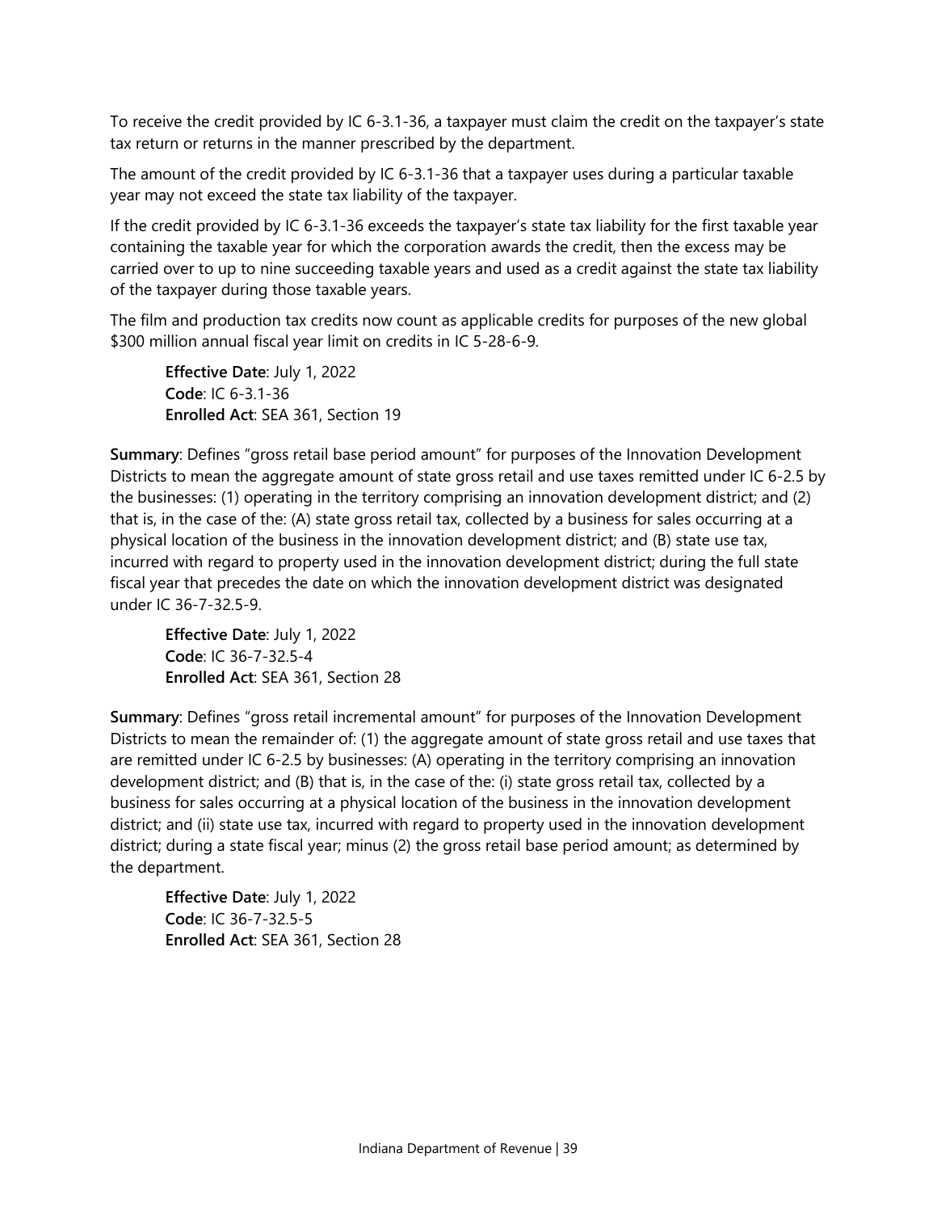To receive the credit provided by IC 6-3.1-36, a taxpayer must claim the credit on the taxpayer's state tax return or returns in the manner prescribed by the department.

The amount of the credit provided by IC 6-3.1-36 that a taxpayer uses during a particular taxable year may not exceed the state tax liability of the taxpayer.

If the credit provided by IC 6-3.1-36 exceeds the taxpayer's state tax liability for the first taxable year containing the taxable year for which the corporation awards the credit, then the excess may be carried over to up to nine succeeding taxable years and used as a credit against the state tax liability of the taxpayer during those taxable years.

The film and production tax credits now count as applicable credits for purposes of the new global $300 million annual fiscal year limit on credits in IC 5-28-6-9.

> **Effective Date**: July 1, 2022
> **Code**: IC 6-3.1-36
> **Enrolled Act**: SEA 361, Section 19

**Summary**: Defines "gross retail base period amount" for purposes of the Innovation Development Districts to mean the aggregate amount of state gross retail and use taxes remitted under IC 6-2.5 by the businesses: (1) operating in the territory comprising an innovation development district; and (2) that is, in the case of the: (A) state gross retail tax, collected by a business for sales occurring at a physical location of the business in the innovation development district; and (B) state use tax, incurred with regard to property used in the innovation development district; during the full state fiscal year that precedes the date on which the innovation development district was designated under IC 36-7-32.5-9.

> **Effective Date**: July 1, 2022
> **Code**: IC 36-7-32.5-4
> **Enrolled Act**: SEA 361, Section 28

**Summary**: Defines "gross retail incremental amount" for purposes of the Innovation Development Districts to mean the remainder of: (1) the aggregate amount of state gross retail and use taxes that are remitted under IC 6-2.5 by businesses: (A) operating in the territory comprising an innovation development district; and (B) that is, in the case of the: (i) state gross retail tax, collected by a business for sales occurring at a physical location of the business in the innovation development district; and (ii) state use tax, incurred with regard to property used in the innovation development district; during a state fiscal year; minus (2) the gross retail base period amount; as determined by the department.

> **Effective Date**: July 1, 2022
> **Code**: IC 36-7-32.5-5
> **Enrolled Act**: SEA 361, Section 28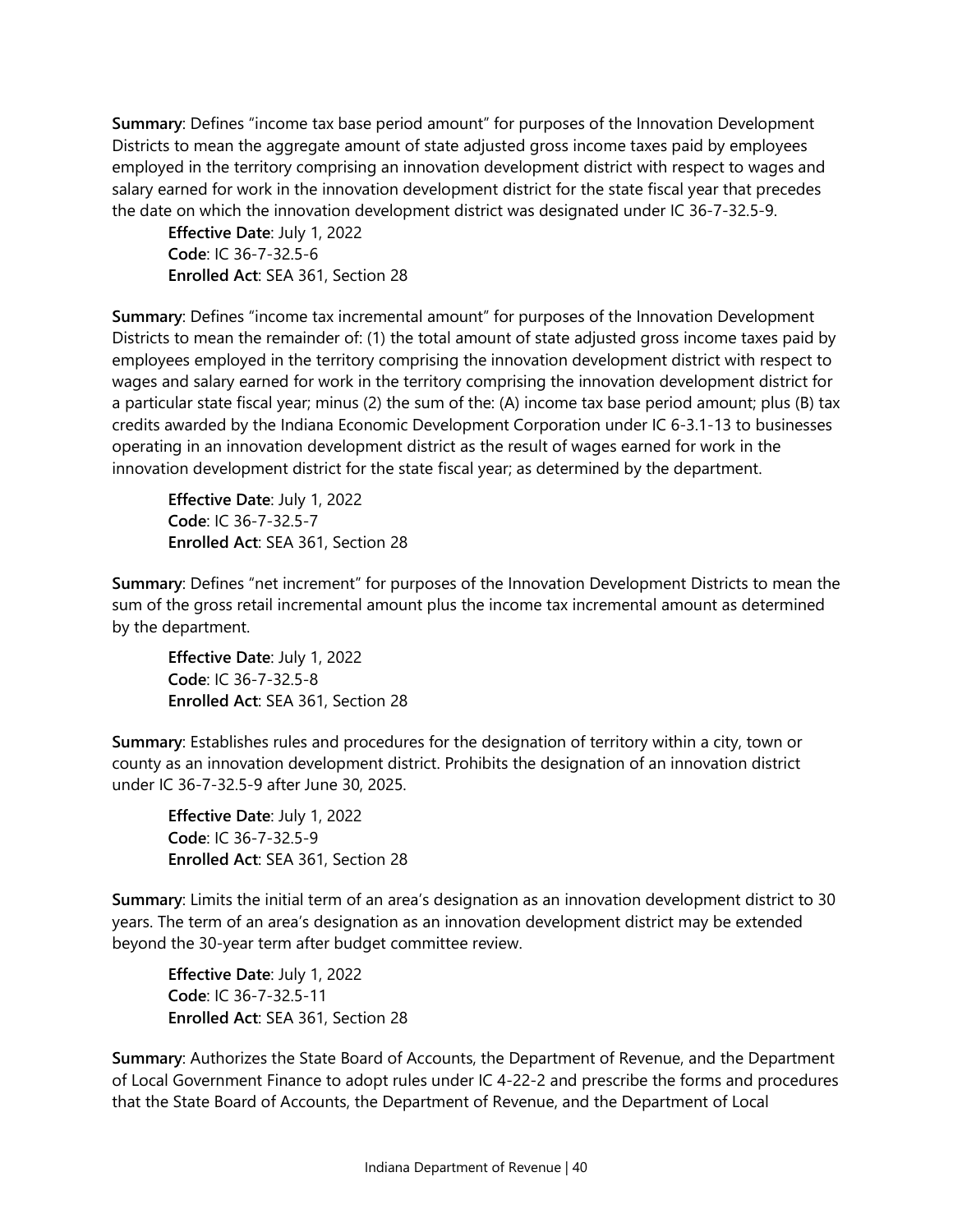**Summary**: Defines "income tax base period amount" for purposes of the Innovation Development Districts to mean the aggregate amount of state adjusted gross income taxes paid by employees employed in the territory comprising an innovation development district with respect to wages and salary earned for work in the innovation development district for the state fiscal year that precedes the date on which the innovation development district was designated under IC 36-7-32.5-9.

**Effective Date**: July 1, 2022
**Code**: IC 36-7-32.5-6
**Enrolled Act**: SEA 361, Section 28

**Summary**: Defines "income tax incremental amount" for purposes of the Innovation Development Districts to mean the remainder of: (1) the total amount of state adjusted gross income taxes paid by employees employed in the territory comprising the innovation development district with respect to wages and salary earned for work in the territory comprising the innovation development district for a particular state fiscal year; minus (2) the sum of the: (A) income tax base period amount; plus (B) tax credits awarded by the Indiana Economic Development Corporation under IC 6-3.1-13 to businesses operating in an innovation development district as the result of wages earned for work in the innovation development district for the state fiscal year; as determined by the department.

**Effective Date**: July 1, 2022
**Code**: IC 36-7-32.5-7
**Enrolled Act**: SEA 361, Section 28

**Summary**: Defines "net increment" for purposes of the Innovation Development Districts to mean the sum of the gross retail incremental amount plus the income tax incremental amount as determined by the department.

**Effective Date**: July 1, 2022
**Code**: IC 36-7-32.5-8
**Enrolled Act**: SEA 361, Section 28

**Summary**: Establishes rules and procedures for the designation of territory within a city, town or county as an innovation development district. Prohibits the designation of an innovation district under IC 36-7-32.5-9 after June 30, 2025.

**Effective Date**: July 1, 2022
**Code**: IC 36-7-32.5-9
**Enrolled Act**: SEA 361, Section 28

**Summary**: Limits the initial term of an area's designation as an innovation development district to 30 years. The term of an area's designation as an innovation development district may be extended beyond the 30-year term after budget committee review.

**Effective Date**: July 1, 2022
**Code**: IC 36-7-32.5-11
**Enrolled Act**: SEA 361, Section 28

**Summary**: Authorizes the State Board of Accounts, the Department of Revenue, and the Department of Local Government Finance to adopt rules under IC 4-22-2 and prescribe the forms and procedures that the State Board of Accounts, the Department of Revenue, and the Department of Local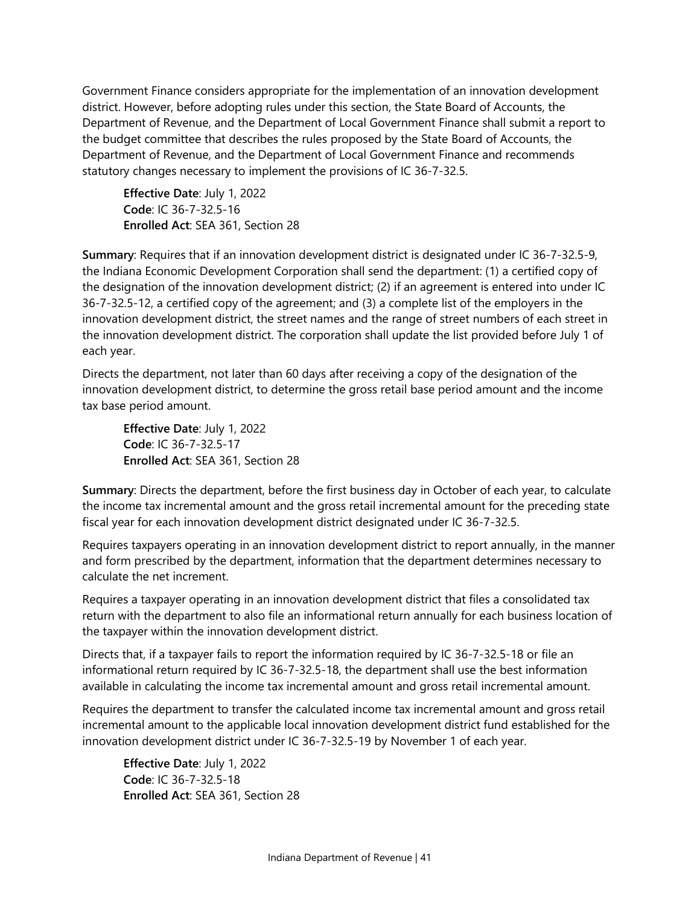Government Finance considers appropriate for the implementation of an innovation development district. However, before adopting rules under this section, the State Board of Accounts, the Department of Revenue, and the Department of Local Government Finance shall submit a report to the budget committee that describes the rules proposed by the State Board of Accounts, the Department of Revenue, and the Department of Local Government Finance and recommends statutory changes necessary to implement the provisions of IC 36-7-32.5.

> **Effective Date**: July 1, 2022
> **Code**: IC 36-7-32.5-16
> **Enrolled Act**: SEA 361, Section 28

**Summary**: Requires that if an innovation development district is designated under IC 36-7-32.5-9, the Indiana Economic Development Corporation shall send the department: (1) a certified copy of the designation of the innovation development district; (2) if an agreement is entered into under IC 36-7-32.5-12, a certified copy of the agreement; and (3) a complete list of the employers in the innovation development district, the street names and the range of street numbers of each street in the innovation development district. The corporation shall update the list provided before July 1 of each year.

Directs the department, not later than 60 days after receiving a copy of the designation of the innovation development district, to determine the gross retail base period amount and the income tax base period amount.

> **Effective Date**: July 1, 2022
> **Code**: IC 36-7-32.5-17
> **Enrolled Act**: SEA 361, Section 28

**Summary**: Directs the department, before the first business day in October of each year, to calculate the income tax incremental amount and the gross retail incremental amount for the preceding state fiscal year for each innovation development district designated under IC 36-7-32.5.

Requires taxpayers operating in an innovation development district to report annually, in the manner and form prescribed by the department, information that the department determines necessary to calculate the net increment.

Requires a taxpayer operating in an innovation development district that files a consolidated tax return with the department to also file an informational return annually for each business location of the taxpayer within the innovation development district.

Directs that, if a taxpayer fails to report the information required by IC 36-7-32.5-18 or file an informational return required by IC 36-7-32.5-18, the department shall use the best information available in calculating the income tax incremental amount and gross retail incremental amount.

Requires the department to transfer the calculated income tax incremental amount and gross retail incremental amount to the applicable local innovation development district fund established for the innovation development district under IC 36-7-32.5-19 by November 1 of each year.

> **Effective Date**: July 1, 2022
> **Code**: IC 36-7-32.5-18
> **Enrolled Act**: SEA 361, Section 28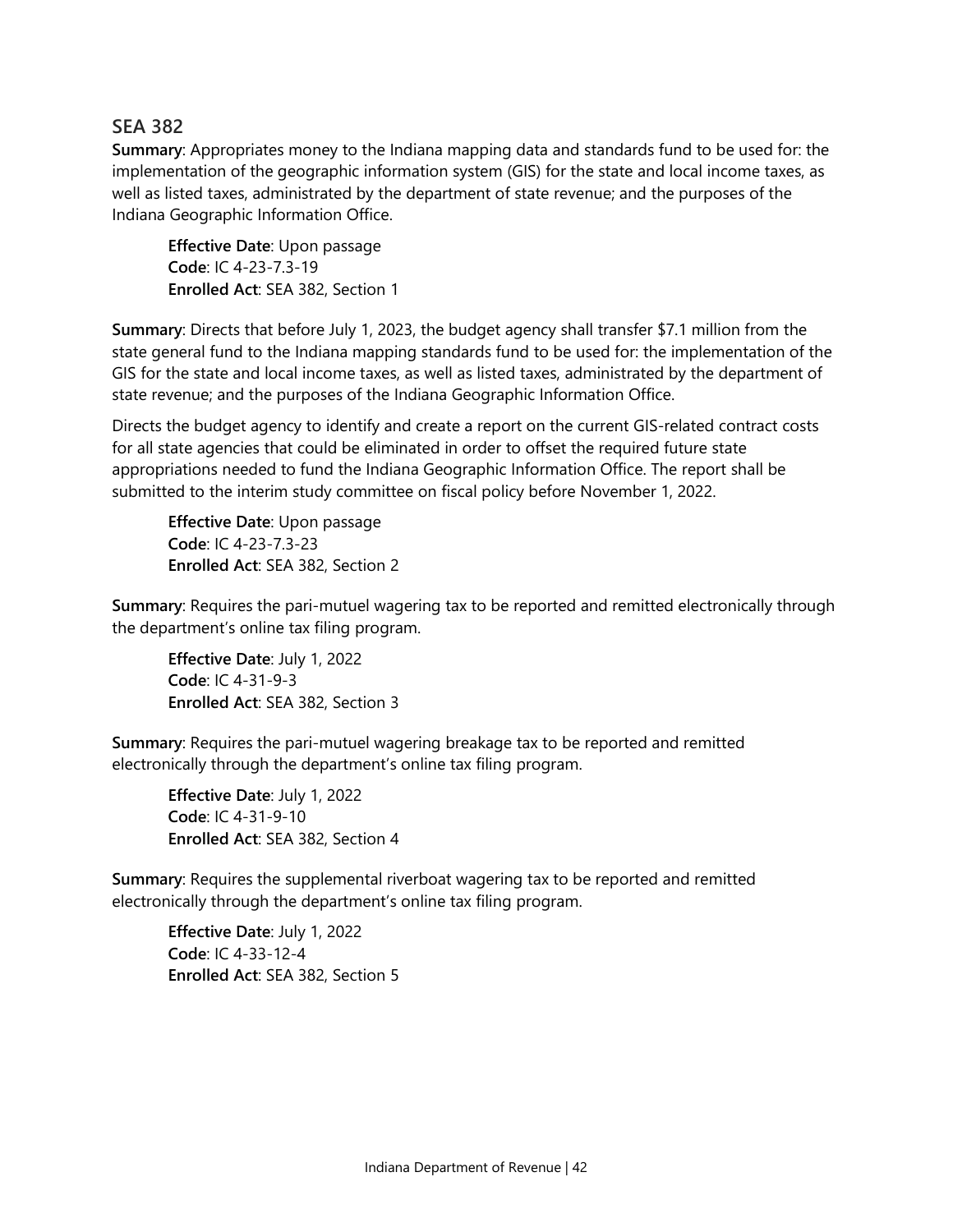## SEA 382

**Summary**: Appropriates money to the Indiana mapping data and standards fund to be used for: the implementation of the geographic information system (GIS) for the state and local income taxes, as well as listed taxes, administrated by the department of state revenue; and the purposes of the Indiana Geographic Information Office.

> **Effective Date**: Upon passage
> **Code**: IC 4-23-7.3-19
> **Enrolled Act**: SEA 382, Section 1

**Summary**: Directs that before July 1, 2023, the budget agency shall transfer $7.1 million from the state general fund to the Indiana mapping standards fund to be used for: the implementation of the GIS for the state and local income taxes, as well as listed taxes, administrated by the department of state revenue; and the purposes of the Indiana Geographic Information Office.

Directs the budget agency to identify and create a report on the current GIS-related contract costs for all state agencies that could be eliminated in order to offset the required future state appropriations needed to fund the Indiana Geographic Information Office. The report shall be submitted to the interim study committee on fiscal policy before November 1, 2022.

> **Effective Date**: Upon passage
> **Code**: IC 4-23-7.3-23
> **Enrolled Act**: SEA 382, Section 2

**Summary**: Requires the pari-mutuel wagering tax to be reported and remitted electronically through the department's online tax filing program.

> **Effective Date**: July 1, 2022
> **Code**: IC 4-31-9-3
> **Enrolled Act**: SEA 382, Section 3

**Summary**: Requires the pari-mutuel wagering breakage tax to be reported and remitted electronically through the department's online tax filing program.

> **Effective Date**: July 1, 2022
> **Code**: IC 4-31-9-10
> **Enrolled Act**: SEA 382, Section 4

**Summary**: Requires the supplemental riverboat wagering tax to be reported and remitted electronically through the department's online tax filing program.

> **Effective Date**: July 1, 2022
> **Code**: IC 4-33-12-4
> **Enrolled Act**: SEA 382, Section 5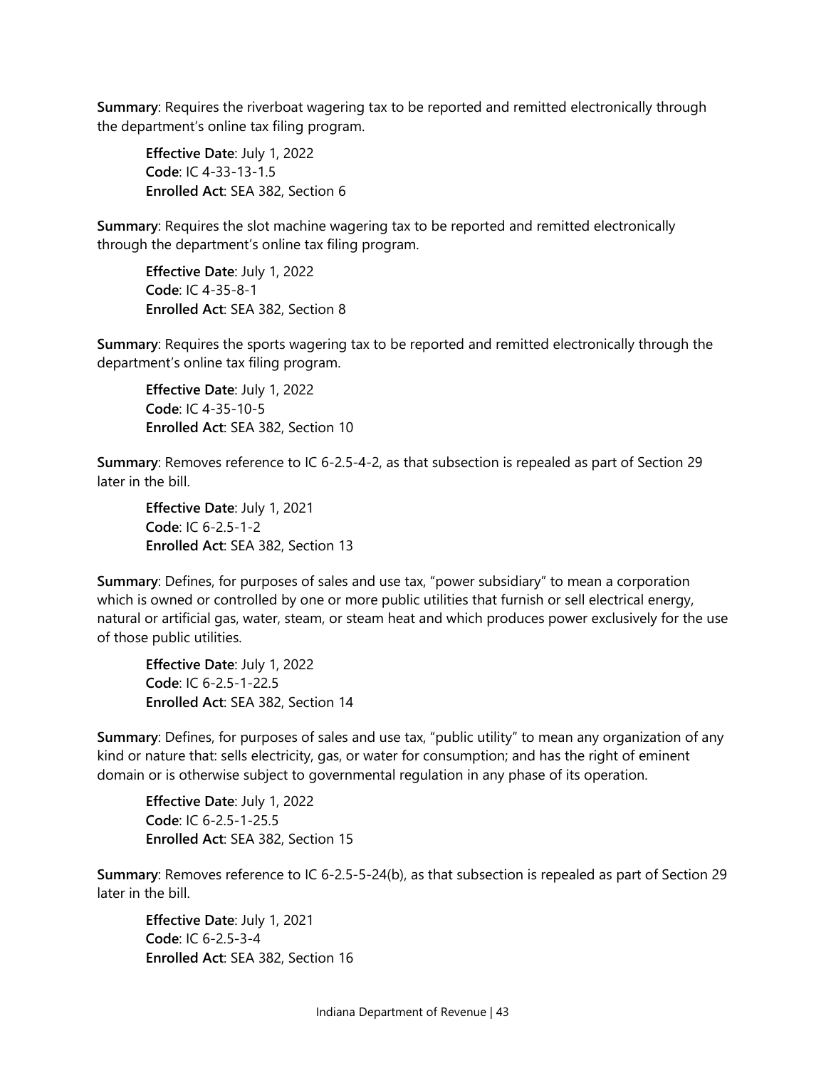**Summary**: Requires the riverboat wagering tax to be reported and remitted electronically through the department's online tax filing program.

> **Effective Date**: July 1, 2022
> **Code**: IC 4-33-13-1.5
> **Enrolled Act**: SEA 382, Section 6

**Summary**: Requires the slot machine wagering tax to be reported and remitted electronically through the department's online tax filing program.

> **Effective Date**: July 1, 2022
> **Code**: IC 4-35-8-1
> **Enrolled Act**: SEA 382, Section 8

**Summary**: Requires the sports wagering tax to be reported and remitted electronically through the department's online tax filing program.

> **Effective Date**: July 1, 2022
> **Code**: IC 4-35-10-5
> **Enrolled Act**: SEA 382, Section 10

**Summary**: Removes reference to IC 6-2.5-4-2, as that subsection is repealed as part of Section 29 later in the bill.

> **Effective Date**: July 1, 2021
> **Code**: IC 6-2.5-1-2
> **Enrolled Act**: SEA 382, Section 13

**Summary**: Defines, for purposes of sales and use tax, "power subsidiary" to mean a corporation which is owned or controlled by one or more public utilities that furnish or sell electrical energy, natural or artificial gas, water, steam, or steam heat and which produces power exclusively for the use of those public utilities.

> **Effective Date**: July 1, 2022
> **Code**: IC 6-2.5-1-22.5
> **Enrolled Act**: SEA 382, Section 14

**Summary**: Defines, for purposes of sales and use tax, "public utility" to mean any organization of any kind or nature that: sells electricity, gas, or water for consumption; and has the right of eminent domain or is otherwise subject to governmental regulation in any phase of its operation.

> **Effective Date**: July 1, 2022
> **Code**: IC 6-2.5-1-25.5
> **Enrolled Act**: SEA 382, Section 15

**Summary**: Removes reference to IC 6-2.5-5-24(b), as that subsection is repealed as part of Section 29 later in the bill.

> **Effective Date**: July 1, 2021
> **Code**: IC 6-2.5-3-4
> **Enrolled Act**: SEA 382, Section 16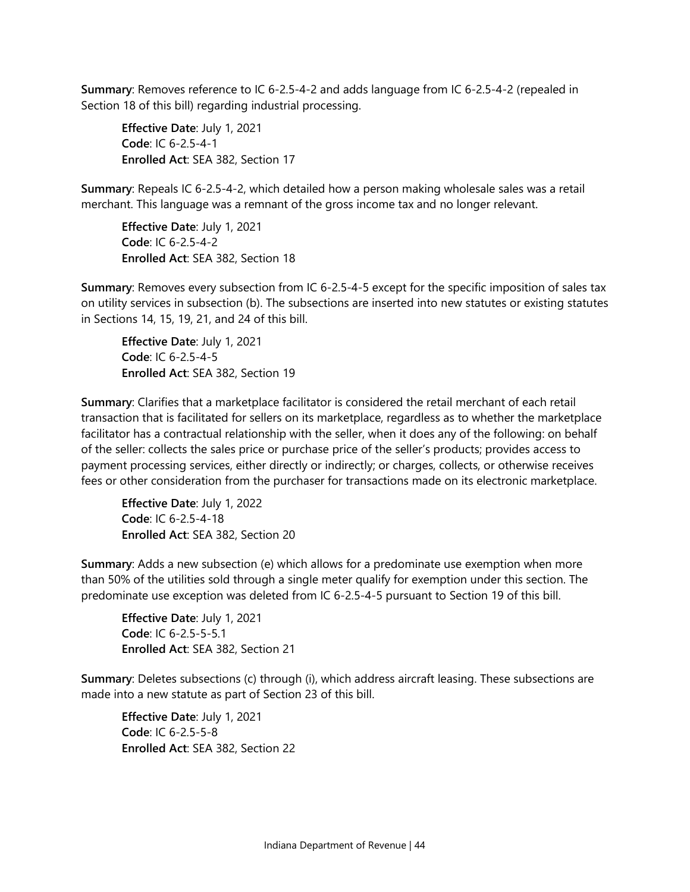**Summary**: Removes reference to IC 6-2.5-4-2 and adds language from IC 6-2.5-4-2 (repealed in Section 18 of this bill) regarding industrial processing.

> **Effective Date**: July 1, 2021
> **Code**: IC 6-2.5-4-1
> **Enrolled Act**: SEA 382, Section 17

**Summary**: Repeals IC 6-2.5-4-2, which detailed how a person making wholesale sales was a retail merchant. This language was a remnant of the gross income tax and no longer relevant.

> **Effective Date**: July 1, 2021
> **Code**: IC 6-2.5-4-2
> **Enrolled Act**: SEA 382, Section 18

**Summary**: Removes every subsection from IC 6-2.5-4-5 except for the specific imposition of sales tax on utility services in subsection (b). The subsections are inserted into new statutes or existing statutes in Sections 14, 15, 19, 21, and 24 of this bill.

> **Effective Date**: July 1, 2021
> **Code**: IC 6-2.5-4-5
> **Enrolled Act**: SEA 382, Section 19

**Summary**: Clarifies that a marketplace facilitator is considered the retail merchant of each retail transaction that is facilitated for sellers on its marketplace, regardless as to whether the marketplace facilitator has a contractual relationship with the seller, when it does any of the following: on behalf of the seller: collects the sales price or purchase price of the seller's products; provides access to payment processing services, either directly or indirectly; or charges, collects, or otherwise receives fees or other consideration from the purchaser for transactions made on its electronic marketplace.

> **Effective Date**: July 1, 2022
> **Code**: IC 6-2.5-4-18
> **Enrolled Act**: SEA 382, Section 20

**Summary**: Adds a new subsection (e) which allows for a predominate use exemption when more than 50% of the utilities sold through a single meter qualify for exemption under this section. The predominate use exception was deleted from IC 6-2.5-4-5 pursuant to Section 19 of this bill.

> **Effective Date**: July 1, 2021
> **Code**: IC 6-2.5-5-5.1
> **Enrolled Act**: SEA 382, Section 21

**Summary**: Deletes subsections (c) through (i), which address aircraft leasing. These subsections are made into a new statute as part of Section 23 of this bill.

> **Effective Date**: July 1, 2021
> **Code**: IC 6-2.5-5-8
> **Enrolled Act**: SEA 382, Section 22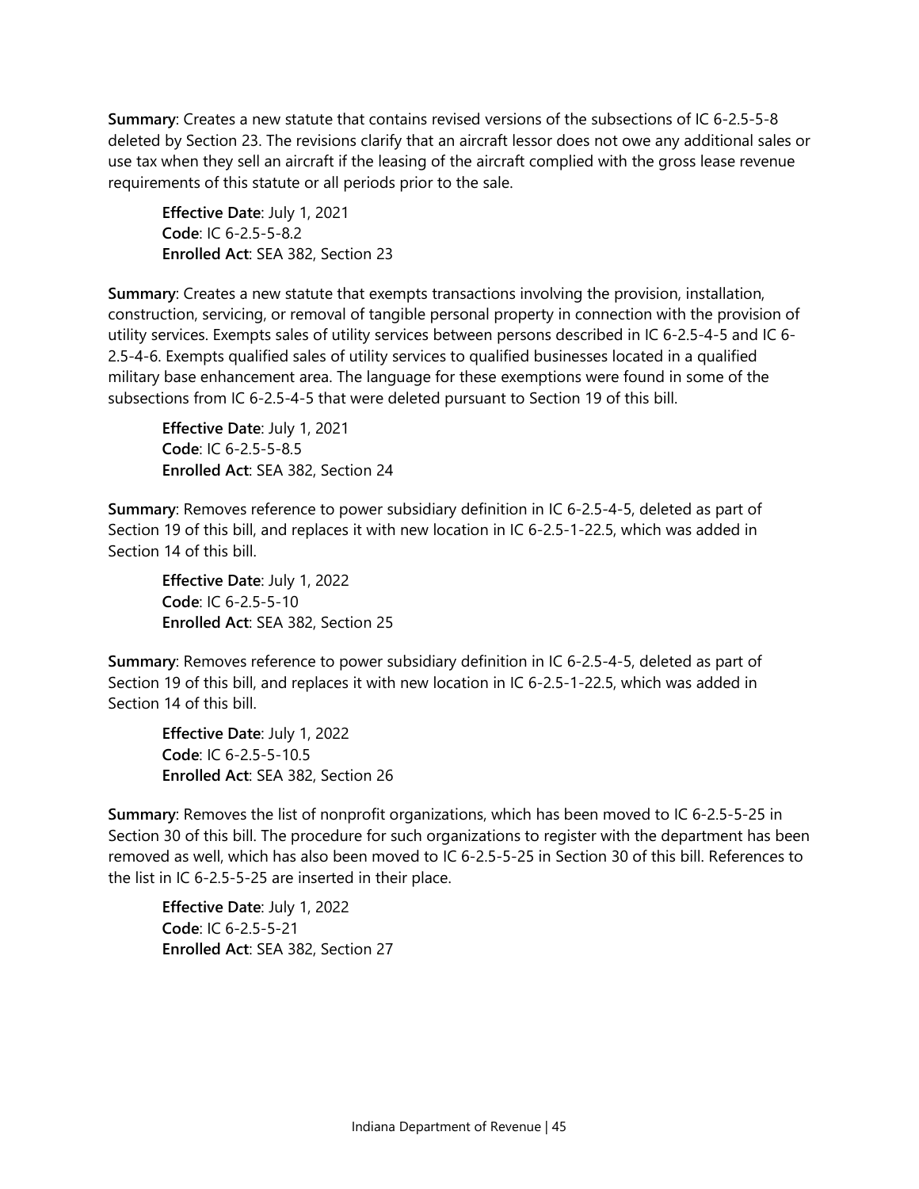**Summary**: Creates a new statute that contains revised versions of the subsections of IC 6-2.5-5-8 deleted by Section 23. The revisions clarify that an aircraft lessor does not owe any additional sales or use tax when they sell an aircraft if the leasing of the aircraft complied with the gross lease revenue requirements of this statute or all periods prior to the sale.

> **Effective Date**: July 1, 2021
> **Code**: IC 6-2.5-5-8.2
> **Enrolled Act**: SEA 382, Section 23

**Summary**: Creates a new statute that exempts transactions involving the provision, installation, construction, servicing, or removal of tangible personal property in connection with the provision of utility services. Exempts sales of utility services between persons described in IC 6-2.5-4-5 and IC 6-2.5-4-6. Exempts qualified sales of utility services to qualified businesses located in a qualified military base enhancement area. The language for these exemptions were found in some of the subsections from IC 6-2.5-4-5 that were deleted pursuant to Section 19 of this bill.

> **Effective Date**: July 1, 2021
> **Code**: IC 6-2.5-5-8.5
> **Enrolled Act**: SEA 382, Section 24

**Summary**: Removes reference to power subsidiary definition in IC 6-2.5-4-5, deleted as part of Section 19 of this bill, and replaces it with new location in IC 6-2.5-1-22.5, which was added in Section 14 of this bill.

> **Effective Date**: July 1, 2022
> **Code**: IC 6-2.5-5-10
> **Enrolled Act**: SEA 382, Section 25

**Summary**: Removes reference to power subsidiary definition in IC 6-2.5-4-5, deleted as part of Section 19 of this bill, and replaces it with new location in IC 6-2.5-1-22.5, which was added in Section 14 of this bill.

> **Effective Date**: July 1, 2022
> **Code**: IC 6-2.5-5-10.5
> **Enrolled Act**: SEA 382, Section 26

**Summary**: Removes the list of nonprofit organizations, which has been moved to IC 6-2.5-5-25 in Section 30 of this bill. The procedure for such organizations to register with the department has been removed as well, which has also been moved to IC 6-2.5-5-25 in Section 30 of this bill. References to the list in IC 6-2.5-5-25 are inserted in their place.

> **Effective Date**: July 1, 2022
> **Code**: IC 6-2.5-5-21
> **Enrolled Act**: SEA 382, Section 27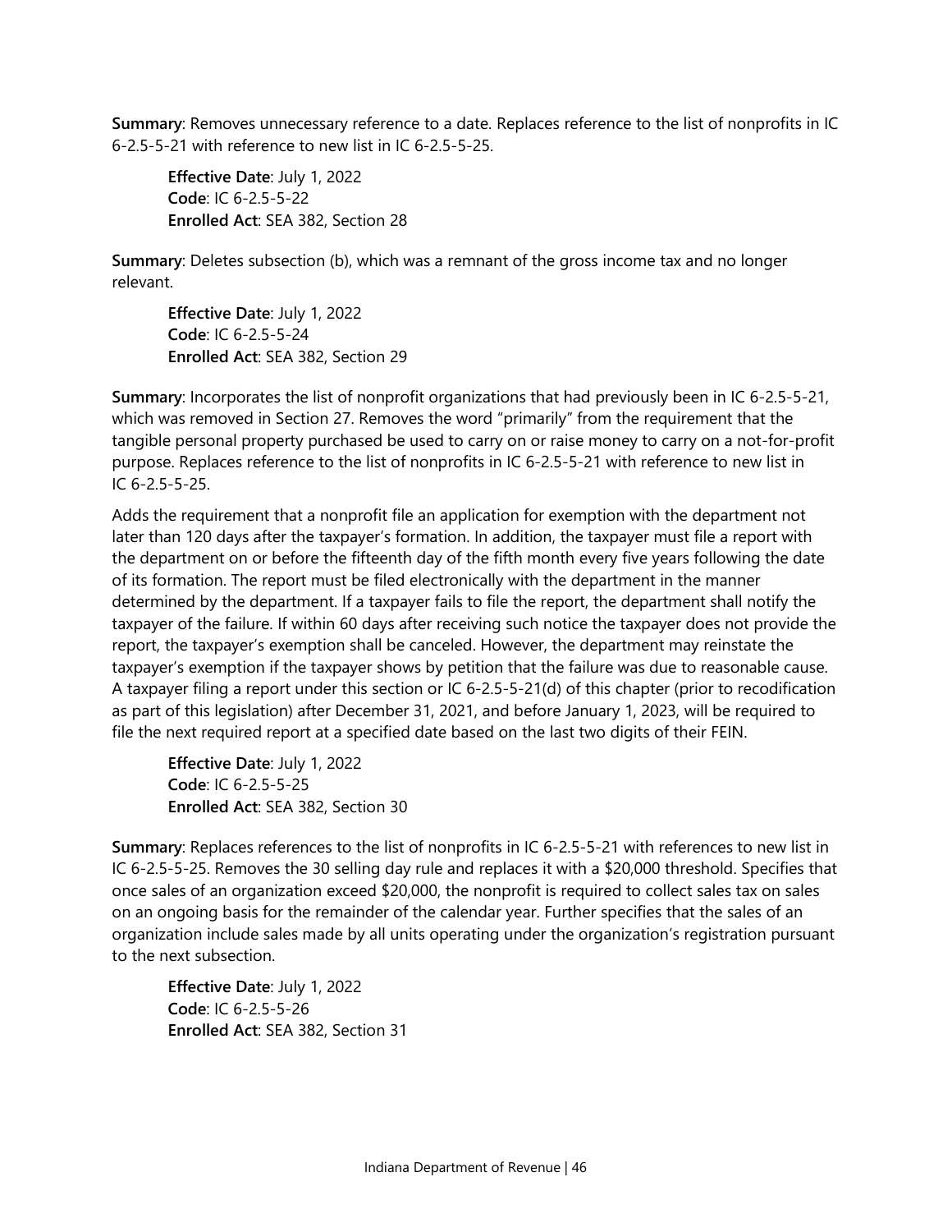**Summary**: Removes unnecessary reference to a date. Replaces reference to the list of nonprofits in IC 6-2.5-5-21 with reference to new list in IC 6-2.5-5-25.

> **Effective Date**: July 1, 2022
> **Code**: IC 6-2.5-5-22
> **Enrolled Act**: SEA 382, Section 28

**Summary**: Deletes subsection (b), which was a remnant of the gross income tax and no longer relevant.

> **Effective Date**: July 1, 2022
> **Code**: IC 6-2.5-5-24
> **Enrolled Act**: SEA 382, Section 29

**Summary**: Incorporates the list of nonprofit organizations that had previously been in IC 6-2.5-5-21, which was removed in Section 27. Removes the word "primarily" from the requirement that the tangible personal property purchased be used to carry on or raise money to carry on a not-for-profit purpose. Replaces reference to the list of nonprofits in IC 6-2.5-5-21 with reference to new list in IC 6-2.5-5-25.

Adds the requirement that a nonprofit file an application for exemption with the department not later than 120 days after the taxpayer's formation. In addition, the taxpayer must file a report with the department on or before the fifteenth day of the fifth month every five years following the date of its formation. The report must be filed electronically with the department in the manner determined by the department. If a taxpayer fails to file the report, the department shall notify the taxpayer of the failure. If within 60 days after receiving such notice the taxpayer does not provide the report, the taxpayer's exemption shall be canceled. However, the department may reinstate the taxpayer's exemption if the taxpayer shows by petition that the failure was due to reasonable cause. A taxpayer filing a report under this section or IC 6-2.5-5-21(d) of this chapter (prior to recodification as part of this legislation) after December 31, 2021, and before January 1, 2023, will be required to file the next required report at a specified date based on the last two digits of their FEIN.

> **Effective Date**: July 1, 2022
> **Code**: IC 6-2.5-5-25
> **Enrolled Act**: SEA 382, Section 30

**Summary**: Replaces references to the list of nonprofits in IC 6-2.5-5-21 with references to new list in IC 6-2.5-5-25. Removes the 30 selling day rule and replaces it with a $20,000 threshold. Specifies that once sales of an organization exceed $20,000, the nonprofit is required to collect sales tax on sales on an ongoing basis for the remainder of the calendar year. Further specifies that the sales of an organization include sales made by all units operating under the organization's registration pursuant to the next subsection.

> **Effective Date**: July 1, 2022
> **Code**: IC 6-2.5-5-26
> **Enrolled Act**: SEA 382, Section 31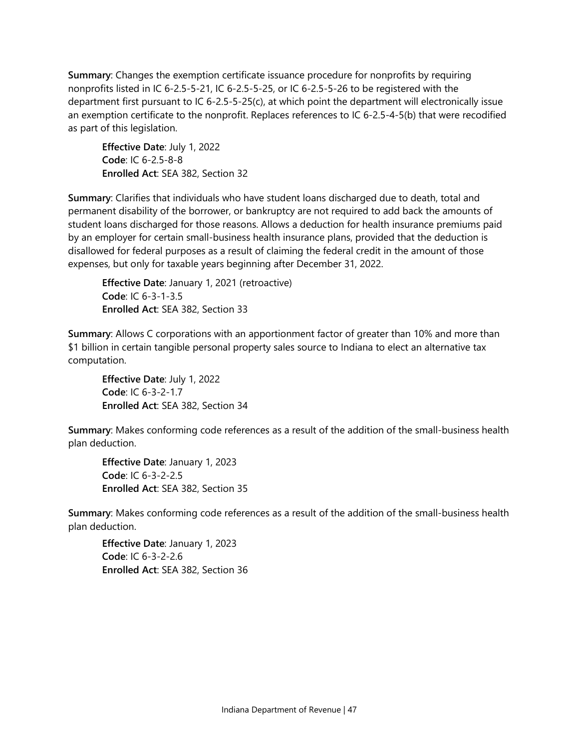**Summary**: Changes the exemption certificate issuance procedure for nonprofits by requiring nonprofits listed in IC 6-2.5-5-21, IC 6-2.5-5-25, or IC 6-2.5-5-26 to be registered with the department first pursuant to IC 6-2.5-5-25(c), at which point the department will electronically issue an exemption certificate to the nonprofit. Replaces references to IC 6-2.5-4-5(b) that were recodified as part of this legislation.

> **Effective Date**: July 1, 2022
> **Code**: IC 6-2.5-8-8
> **Enrolled Act**: SEA 382, Section 32

**Summary**: Clarifies that individuals who have student loans discharged due to death, total and permanent disability of the borrower, or bankruptcy are not required to add back the amounts of student loans discharged for those reasons. Allows a deduction for health insurance premiums paid by an employer for certain small-business health insurance plans, provided that the deduction is disallowed for federal purposes as a result of claiming the federal credit in the amount of those expenses, but only for taxable years beginning after December 31, 2022.

> **Effective Date**: January 1, 2021 (retroactive)
> **Code**: IC 6-3-1-3.5
> **Enrolled Act**: SEA 382, Section 33

**Summary**: Allows C corporations with an apportionment factor of greater than 10% and more than $1 billion in certain tangible personal property sales source to Indiana to elect an alternative tax computation.

> **Effective Date**: July 1, 2022
> **Code**: IC 6-3-2-1.7
> **Enrolled Act**: SEA 382, Section 34

**Summary**: Makes conforming code references as a result of the addition of the small-business health plan deduction.

> **Effective Date**: January 1, 2023
> **Code**: IC 6-3-2-2.5
> **Enrolled Act**: SEA 382, Section 35

**Summary**: Makes conforming code references as a result of the addition of the small-business health plan deduction.

> **Effective Date**: January 1, 2023
> **Code**: IC 6-3-2-2.6
> **Enrolled Act**: SEA 382, Section 36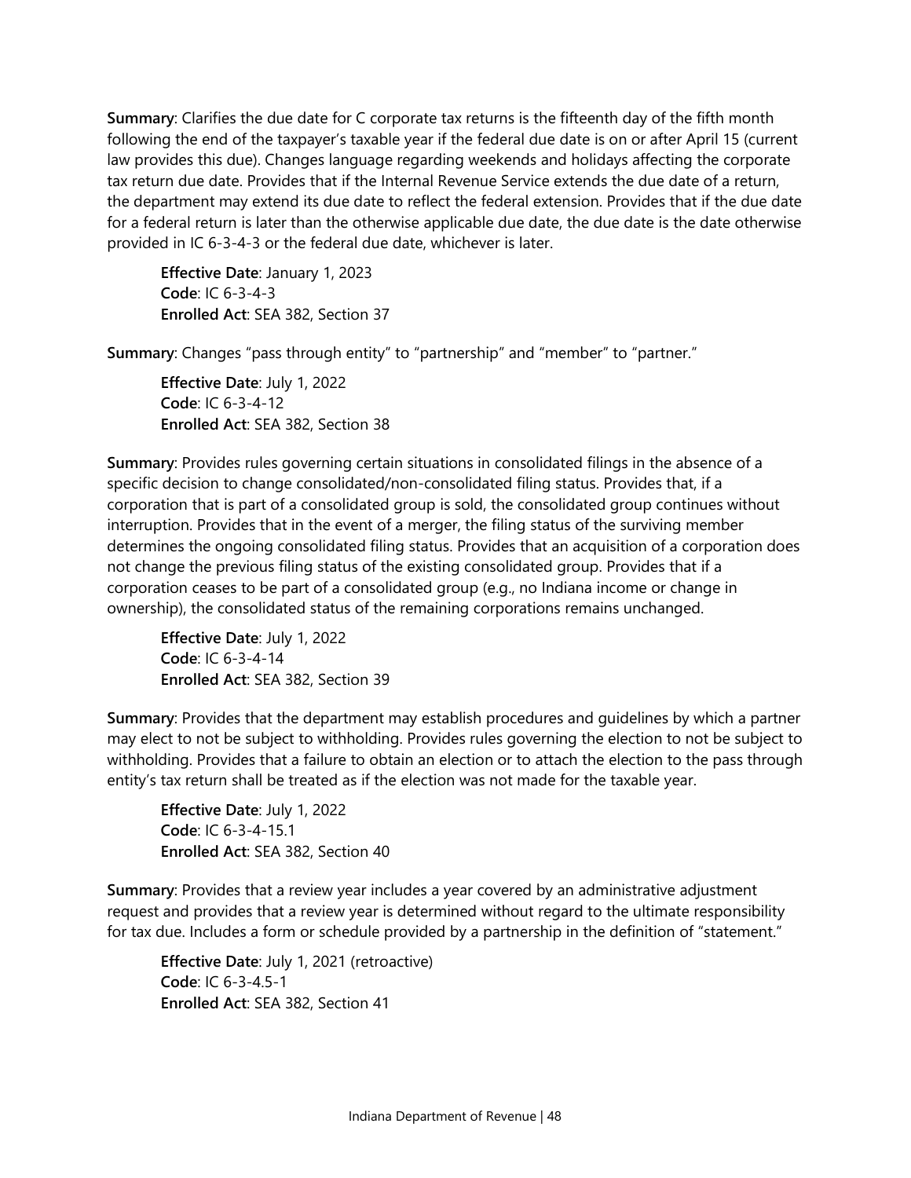**Summary**: Clarifies the due date for C corporate tax returns is the fifteenth day of the fifth month following the end of the taxpayer's taxable year if the federal due date is on or after April 15 (current law provides this due). Changes language regarding weekends and holidays affecting the corporate tax return due date. Provides that if the Internal Revenue Service extends the due date of a return, the department may extend its due date to reflect the federal extension. Provides that if the due date for a federal return is later than the otherwise applicable due date, the due date is the date otherwise provided in IC 6-3-4-3 or the federal due date, whichever is later.

> **Effective Date**: January 1, 2023
> **Code**: IC 6-3-4-3
> **Enrolled Act**: SEA 382, Section 37

**Summary**: Changes "pass through entity" to "partnership" and "member" to "partner."

> **Effective Date**: July 1, 2022
> **Code**: IC 6-3-4-12
> **Enrolled Act**: SEA 382, Section 38

**Summary**: Provides rules governing certain situations in consolidated filings in the absence of a specific decision to change consolidated/non-consolidated filing status. Provides that, if a corporation that is part of a consolidated group is sold, the consolidated group continues without interruption. Provides that in the event of a merger, the filing status of the surviving member determines the ongoing consolidated filing status. Provides that an acquisition of a corporation does not change the previous filing status of the existing consolidated group. Provides that if a corporation ceases to be part of a consolidated group (e.g., no Indiana income or change in ownership), the consolidated status of the remaining corporations remains unchanged.

> **Effective Date**: July 1, 2022
> **Code**: IC 6-3-4-14
> **Enrolled Act**: SEA 382, Section 39

**Summary**: Provides that the department may establish procedures and guidelines by which a partner may elect to not be subject to withholding. Provides rules governing the election to not be subject to withholding. Provides that a failure to obtain an election or to attach the election to the pass through entity's tax return shall be treated as if the election was not made for the taxable year.

> **Effective Date**: July 1, 2022
> **Code**: IC 6-3-4-15.1
> **Enrolled Act**: SEA 382, Section 40

**Summary**: Provides that a review year includes a year covered by an administrative adjustment request and provides that a review year is determined without regard to the ultimate responsibility for tax due. Includes a form or schedule provided by a partnership in the definition of "statement."

> **Effective Date**: July 1, 2021 (retroactive)
> **Code**: IC 6-3-4.5-1
> **Enrolled Act**: SEA 382, Section 41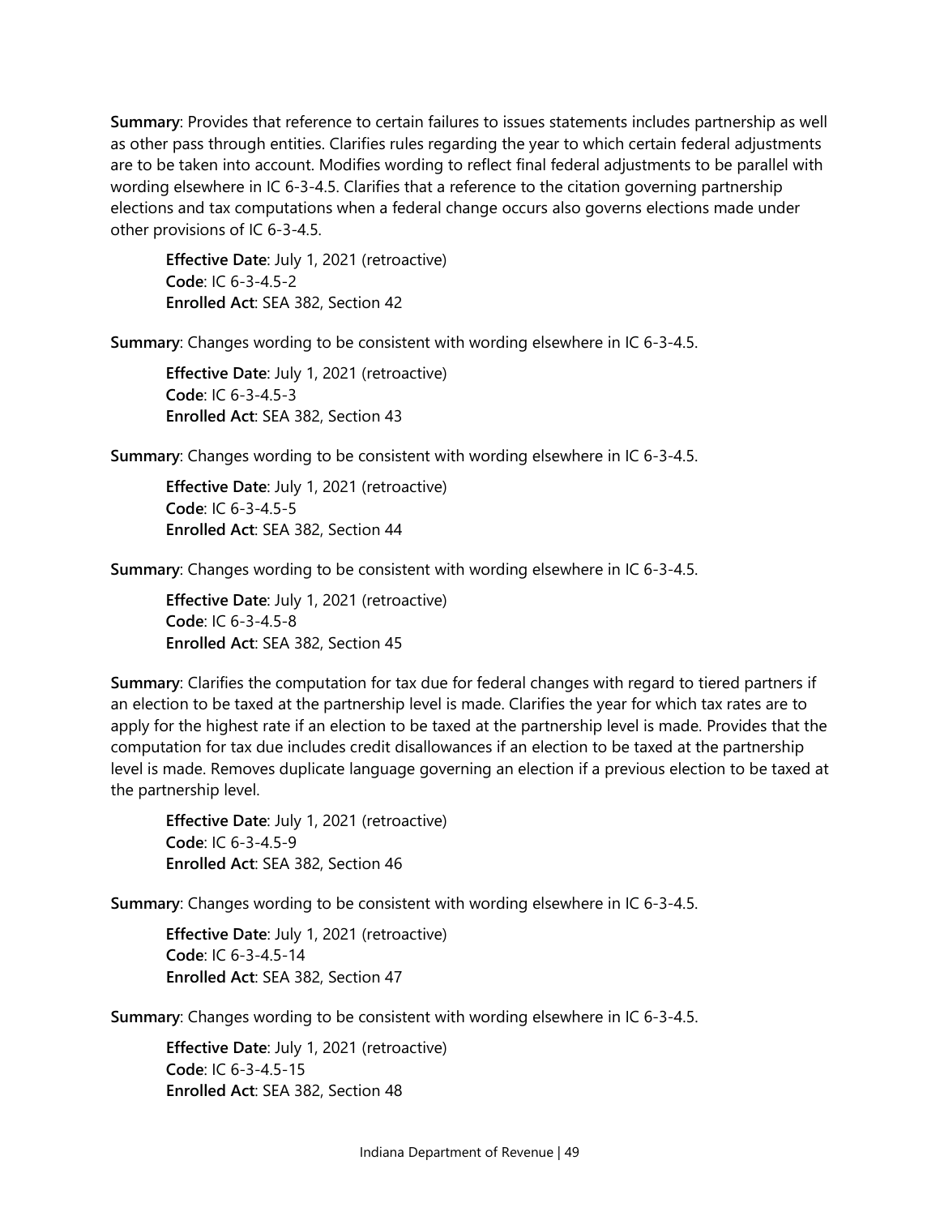**Summary**: Provides that reference to certain failures to issues statements includes partnership as well as other pass through entities. Clarifies rules regarding the year to which certain federal adjustments are to be taken into account. Modifies wording to reflect final federal adjustments to be parallel with wording elsewhere in IC 6-3-4.5. Clarifies that a reference to the citation governing partnership elections and tax computations when a federal change occurs also governs elections made under other provisions of IC 6-3-4.5.

> **Effective Date**: July 1, 2021 (retroactive)
> **Code**: IC 6-3-4.5-2
> **Enrolled Act**: SEA 382, Section 42

**Summary**: Changes wording to be consistent with wording elsewhere in IC 6-3-4.5.

> **Effective Date**: July 1, 2021 (retroactive)
> **Code**: IC 6-3-4.5-3
> **Enrolled Act**: SEA 382, Section 43

**Summary**: Changes wording to be consistent with wording elsewhere in IC 6-3-4.5.

> **Effective Date**: July 1, 2021 (retroactive)
> **Code**: IC 6-3-4.5-5
> **Enrolled Act**: SEA 382, Section 44

**Summary**: Changes wording to be consistent with wording elsewhere in IC 6-3-4.5.

> **Effective Date**: July 1, 2021 (retroactive)
> **Code**: IC 6-3-4.5-8
> **Enrolled Act**: SEA 382, Section 45

**Summary**: Clarifies the computation for tax due for federal changes with regard to tiered partners if an election to be taxed at the partnership level is made. Clarifies the year for which tax rates are to apply for the highest rate if an election to be taxed at the partnership level is made. Provides that the computation for tax due includes credit disallowances if an election to be taxed at the partnership level is made. Removes duplicate language governing an election if a previous election to be taxed at the partnership level.

> **Effective Date**: July 1, 2021 (retroactive)
> **Code**: IC 6-3-4.5-9
> **Enrolled Act**: SEA 382, Section 46

**Summary**: Changes wording to be consistent with wording elsewhere in IC 6-3-4.5.

> **Effective Date**: July 1, 2021 (retroactive)
> **Code**: IC 6-3-4.5-14
> **Enrolled Act**: SEA 382, Section 47

**Summary**: Changes wording to be consistent with wording elsewhere in IC 6-3-4.5.

> **Effective Date**: July 1, 2021 (retroactive)
> **Code**: IC 6-3-4.5-15
> **Enrolled Act**: SEA 382, Section 48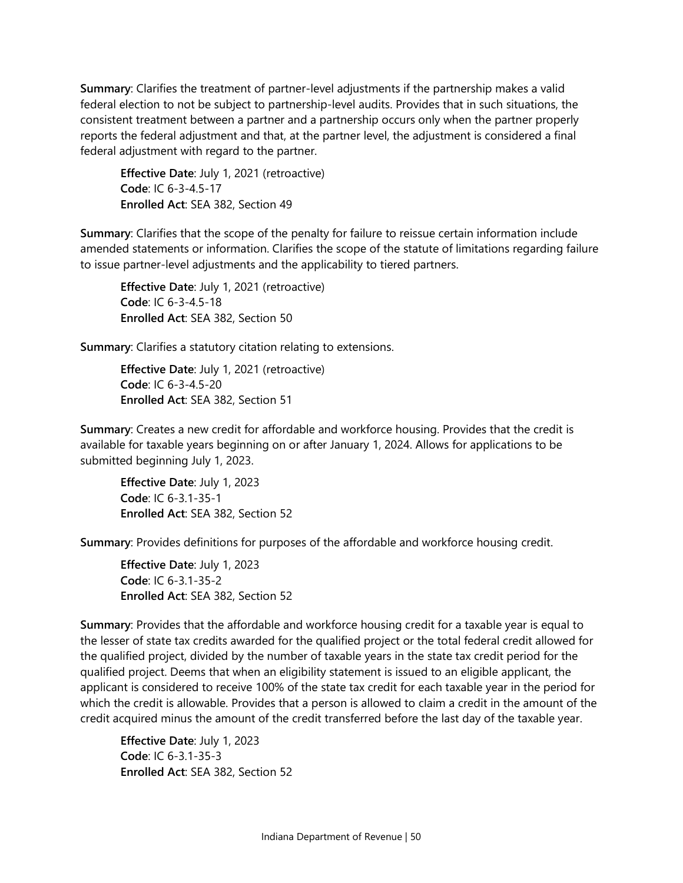**Summary**: Clarifies the treatment of partner-level adjustments if the partnership makes a valid federal election to not be subject to partnership-level audits. Provides that in such situations, the consistent treatment between a partner and a partnership occurs only when the partner properly reports the federal adjustment and that, at the partner level, the adjustment is considered a final federal adjustment with regard to the partner.

> **Effective Date**: July 1, 2021 (retroactive)
> **Code**: IC 6-3-4.5-17
> **Enrolled Act**: SEA 382, Section 49

**Summary**: Clarifies that the scope of the penalty for failure to reissue certain information include amended statements or information. Clarifies the scope of the statute of limitations regarding failure to issue partner-level adjustments and the applicability to tiered partners.

> **Effective Date**: July 1, 2021 (retroactive)
> **Code**: IC 6-3-4.5-18
> **Enrolled Act**: SEA 382, Section 50

**Summary**: Clarifies a statutory citation relating to extensions.

> **Effective Date**: July 1, 2021 (retroactive)
> **Code**: IC 6-3-4.5-20
> **Enrolled Act**: SEA 382, Section 51

**Summary**: Creates a new credit for affordable and workforce housing. Provides that the credit is available for taxable years beginning on or after January 1, 2024. Allows for applications to be submitted beginning July 1, 2023.

> **Effective Date**: July 1, 2023
> **Code**: IC 6-3.1-35-1
> **Enrolled Act**: SEA 382, Section 52

**Summary**: Provides definitions for purposes of the affordable and workforce housing credit.

> **Effective Date**: July 1, 2023
> **Code**: IC 6-3.1-35-2
> **Enrolled Act**: SEA 382, Section 52

**Summary**: Provides that the affordable and workforce housing credit for a taxable year is equal to the lesser of state tax credits awarded for the qualified project or the total federal credit allowed for the qualified project, divided by the number of taxable years in the state tax credit period for the qualified project. Deems that when an eligibility statement is issued to an eligible applicant, the applicant is considered to receive 100% of the state tax credit for each taxable year in the period for which the credit is allowable. Provides that a person is allowed to claim a credit in the amount of the credit acquired minus the amount of the credit transferred before the last day of the taxable year.

> **Effective Date**: July 1, 2023
> **Code**: IC 6-3.1-35-3
> **Enrolled Act**: SEA 382, Section 52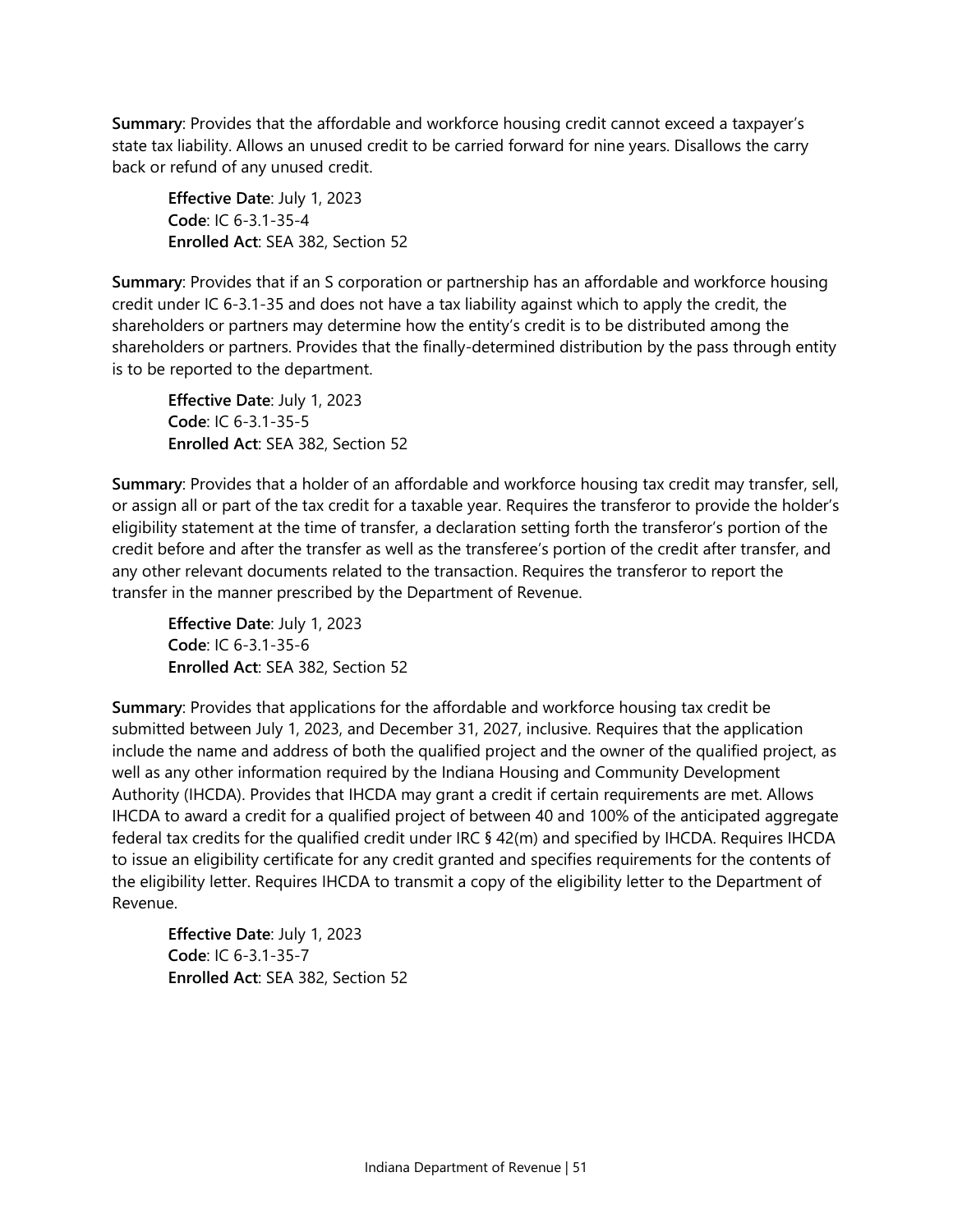**Summary**: Provides that the affordable and workforce housing credit cannot exceed a taxpayer's state tax liability. Allows an unused credit to be carried forward for nine years. Disallows the carry back or refund of any unused credit.

> **Effective Date**: July 1, 2023
> **Code**: IC 6-3.1-35-4
> **Enrolled Act**: SEA 382, Section 52

**Summary**: Provides that if an S corporation or partnership has an affordable and workforce housing credit under IC 6-3.1-35 and does not have a tax liability against which to apply the credit, the shareholders or partners may determine how the entity's credit is to be distributed among the shareholders or partners. Provides that the finally-determined distribution by the pass through entity is to be reported to the department.

> **Effective Date**: July 1, 2023
> **Code**: IC 6-3.1-35-5
> **Enrolled Act**: SEA 382, Section 52

**Summary**: Provides that a holder of an affordable and workforce housing tax credit may transfer, sell, or assign all or part of the tax credit for a taxable year. Requires the transferor to provide the holder's eligibility statement at the time of transfer, a declaration setting forth the transferor's portion of the credit before and after the transfer as well as the transferee's portion of the credit after transfer, and any other relevant documents related to the transaction. Requires the transferor to report the transfer in the manner prescribed by the Department of Revenue.

> **Effective Date**: July 1, 2023
> **Code**: IC 6-3.1-35-6
> **Enrolled Act**: SEA 382, Section 52

**Summary**: Provides that applications for the affordable and workforce housing tax credit be submitted between July 1, 2023, and December 31, 2027, inclusive. Requires that the application include the name and address of both the qualified project and the owner of the qualified project, as well as any other information required by the Indiana Housing and Community Development Authority (IHCDA). Provides that IHCDA may grant a credit if certain requirements are met. Allows IHCDA to award a credit for a qualified project of between 40 and 100% of the anticipated aggregate federal tax credits for the qualified credit under IRC § 42(m) and specified by IHCDA. Requires IHCDA to issue an eligibility certificate for any credit granted and specifies requirements for the contents of the eligibility letter. Requires IHCDA to transmit a copy of the eligibility letter to the Department of Revenue.

> **Effective Date**: July 1, 2023
> **Code**: IC 6-3.1-35-7
> **Enrolled Act**: SEA 382, Section 52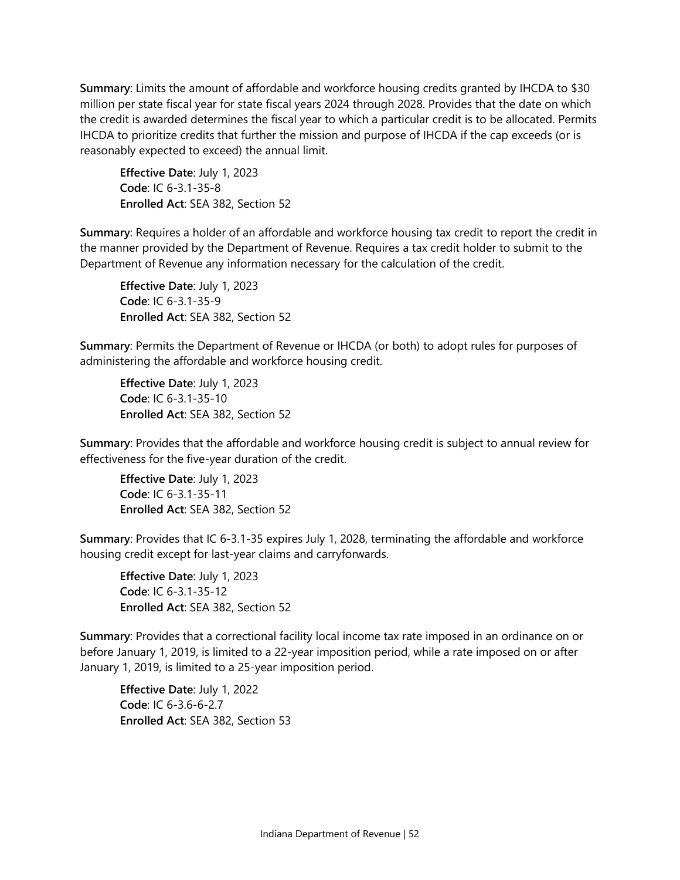**Summary**: Limits the amount of affordable and workforce housing credits granted by IHCDA to $30 million per state fiscal year for state fiscal years 2024 through 2028. Provides that the date on which the credit is awarded determines the fiscal year to which a particular credit is to be allocated. Permits IHCDA to prioritize credits that further the mission and purpose of IHCDA if the cap exceeds (or is reasonably expected to exceed) the annual limit.

> **Effective Date**: July 1, 2023
> **Code**: IC 6-3.1-35-8
> **Enrolled Act**: SEA 382, Section 52

**Summary**: Requires a holder of an affordable and workforce housing tax credit to report the credit in the manner provided by the Department of Revenue. Requires a tax credit holder to submit to the Department of Revenue any information necessary for the calculation of the credit.

> **Effective Date**: July 1, 2023
> **Code**: IC 6-3.1-35-9
> **Enrolled Act**: SEA 382, Section 52

**Summary**: Permits the Department of Revenue or IHCDA (or both) to adopt rules for purposes of administering the affordable and workforce housing credit.

> **Effective Date**: July 1, 2023
> **Code**: IC 6-3.1-35-10
> **Enrolled Act**: SEA 382, Section 52

**Summary**: Provides that the affordable and workforce housing credit is subject to annual review for effectiveness for the five-year duration of the credit.

> **Effective Date**: July 1, 2023
> **Code**: IC 6-3.1-35-11
> **Enrolled Act**: SEA 382, Section 52

**Summary**: Provides that IC 6-3.1-35 expires July 1, 2028, terminating the affordable and workforce housing credit except for last-year claims and carryforwards.

> **Effective Date**: July 1, 2023
> **Code**: IC 6-3.1-35-12
> **Enrolled Act**: SEA 382, Section 52

**Summary**: Provides that a correctional facility local income tax rate imposed in an ordinance on or before January 1, 2019, is limited to a 22-year imposition period, while a rate imposed on or after January 1, 2019, is limited to a 25-year imposition period.

> **Effective Date**: July 1, 2022
> **Code**: IC 6-3.6-6-2.7
> **Enrolled Act**: SEA 382, Section 53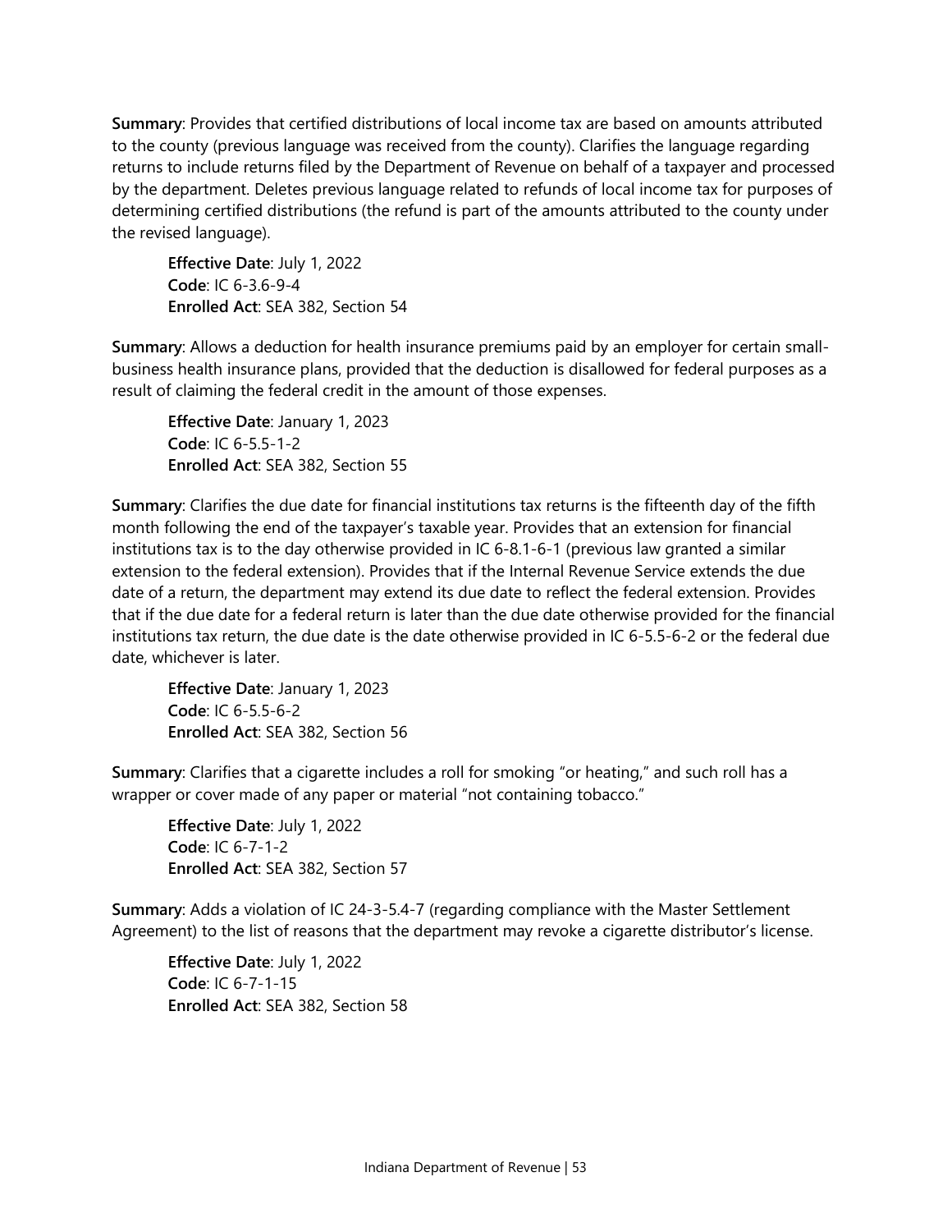**Summary**: Provides that certified distributions of local income tax are based on amounts attributed to the county (previous language was received from the county). Clarifies the language regarding returns to include returns filed by the Department of Revenue on behalf of a taxpayer and processed by the department. Deletes previous language related to refunds of local income tax for purposes of determining certified distributions (the refund is part of the amounts attributed to the county under the revised language).

> **Effective Date**: July 1, 2022
> **Code**: IC 6-3.6-9-4
> **Enrolled Act**: SEA 382, Section 54

**Summary**: Allows a deduction for health insurance premiums paid by an employer for certain small-business health insurance plans, provided that the deduction is disallowed for federal purposes as a result of claiming the federal credit in the amount of those expenses.

> **Effective Date**: January 1, 2023
> **Code**: IC 6-5.5-1-2
> **Enrolled Act**: SEA 382, Section 55

**Summary**: Clarifies the due date for financial institutions tax returns is the fifteenth day of the fifth month following the end of the taxpayer's taxable year. Provides that an extension for financial institutions tax is to the day otherwise provided in IC 6-8.1-6-1 (previous law granted a similar extension to the federal extension). Provides that if the Internal Revenue Service extends the due date of a return, the department may extend its due date to reflect the federal extension. Provides that if the due date for a federal return is later than the due date otherwise provided for the financial institutions tax return, the due date is the date otherwise provided in IC 6-5.5-6-2 or the federal due date, whichever is later.

> **Effective Date**: January 1, 2023
> **Code**: IC 6-5.5-6-2
> **Enrolled Act**: SEA 382, Section 56

**Summary**: Clarifies that a cigarette includes a roll for smoking "or heating," and such roll has a wrapper or cover made of any paper or material "not containing tobacco."

> **Effective Date**: July 1, 2022
> **Code**: IC 6-7-1-2
> **Enrolled Act**: SEA 382, Section 57

**Summary**: Adds a violation of IC 24-3-5.4-7 (regarding compliance with the Master Settlement Agreement) to the list of reasons that the department may revoke a cigarette distributor's license.

> **Effective Date**: July 1, 2022
> **Code**: IC 6-7-1-15
> **Enrolled Act**: SEA 382, Section 58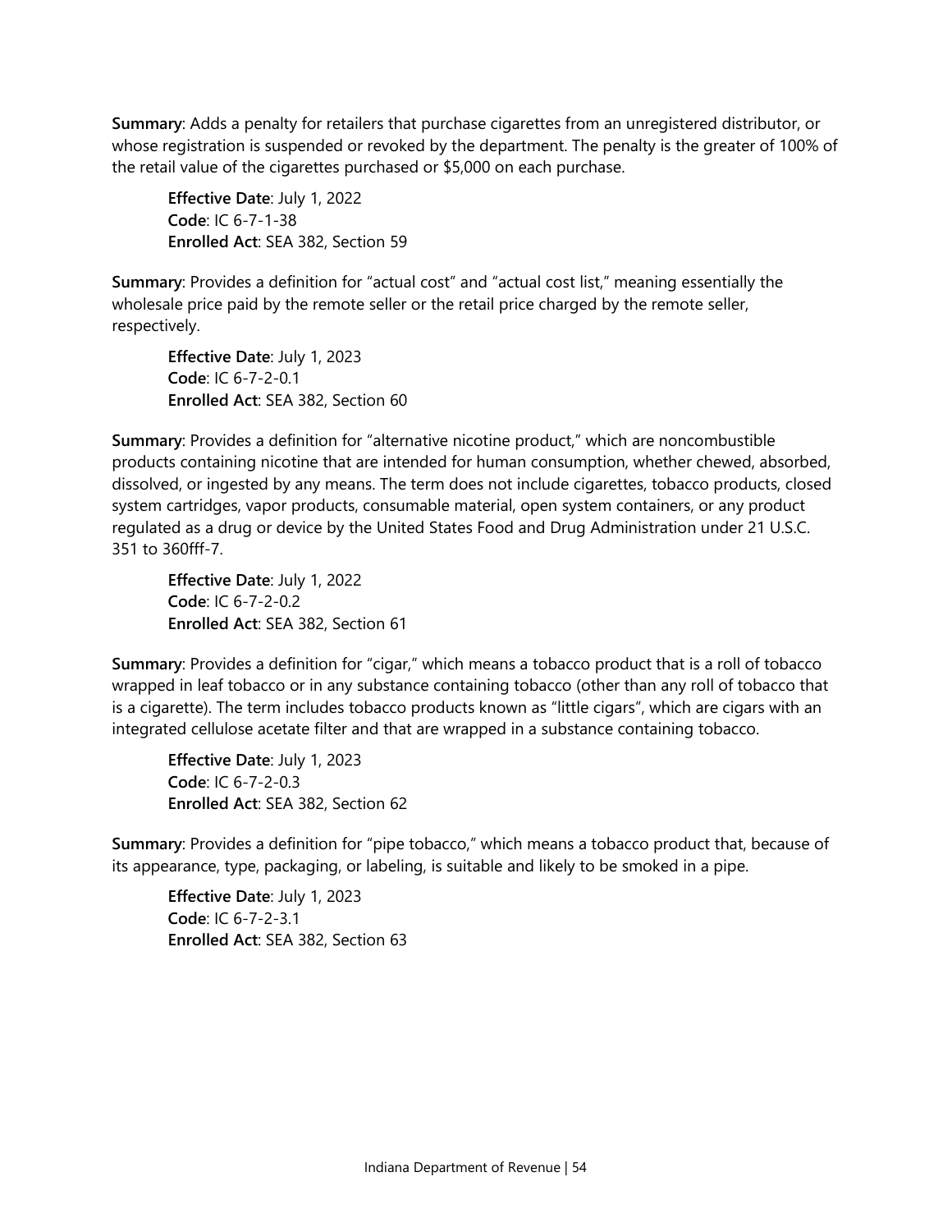**Summary**: Adds a penalty for retailers that purchase cigarettes from an unregistered distributor, or whose registration is suspended or revoked by the department. The penalty is the greater of 100% of the retail value of the cigarettes purchased or $5,000 on each purchase.

> **Effective Date**: July 1, 2022
> **Code**: IC 6-7-1-38
> **Enrolled Act**: SEA 382, Section 59

**Summary**: Provides a definition for "actual cost" and "actual cost list," meaning essentially the wholesale price paid by the remote seller or the retail price charged by the remote seller, respectively.

> **Effective Date**: July 1, 2023
> **Code**: IC 6-7-2-0.1
> **Enrolled Act**: SEA 382, Section 60

**Summary**: Provides a definition for "alternative nicotine product," which are noncombustible products containing nicotine that are intended for human consumption, whether chewed, absorbed, dissolved, or ingested by any means. The term does not include cigarettes, tobacco products, closed system cartridges, vapor products, consumable material, open system containers, or any product regulated as a drug or device by the United States Food and Drug Administration under 21 U.S.C. 351 to 360fff-7.

> **Effective Date**: July 1, 2022
> **Code**: IC 6-7-2-0.2
> **Enrolled Act**: SEA 382, Section 61

**Summary**: Provides a definition for "cigar," which means a tobacco product that is a roll of tobacco wrapped in leaf tobacco or in any substance containing tobacco (other than any roll of tobacco that is a cigarette). The term includes tobacco products known as "little cigars", which are cigars with an integrated cellulose acetate filter and that are wrapped in a substance containing tobacco.

> **Effective Date**: July 1, 2023
> **Code**: IC 6-7-2-0.3
> **Enrolled Act**: SEA 382, Section 62

**Summary**: Provides a definition for "pipe tobacco," which means a tobacco product that, because of its appearance, type, packaging, or labeling, is suitable and likely to be smoked in a pipe.

> **Effective Date**: July 1, 2023
> **Code**: IC 6-7-2-3.1
> **Enrolled Act**: SEA 382, Section 63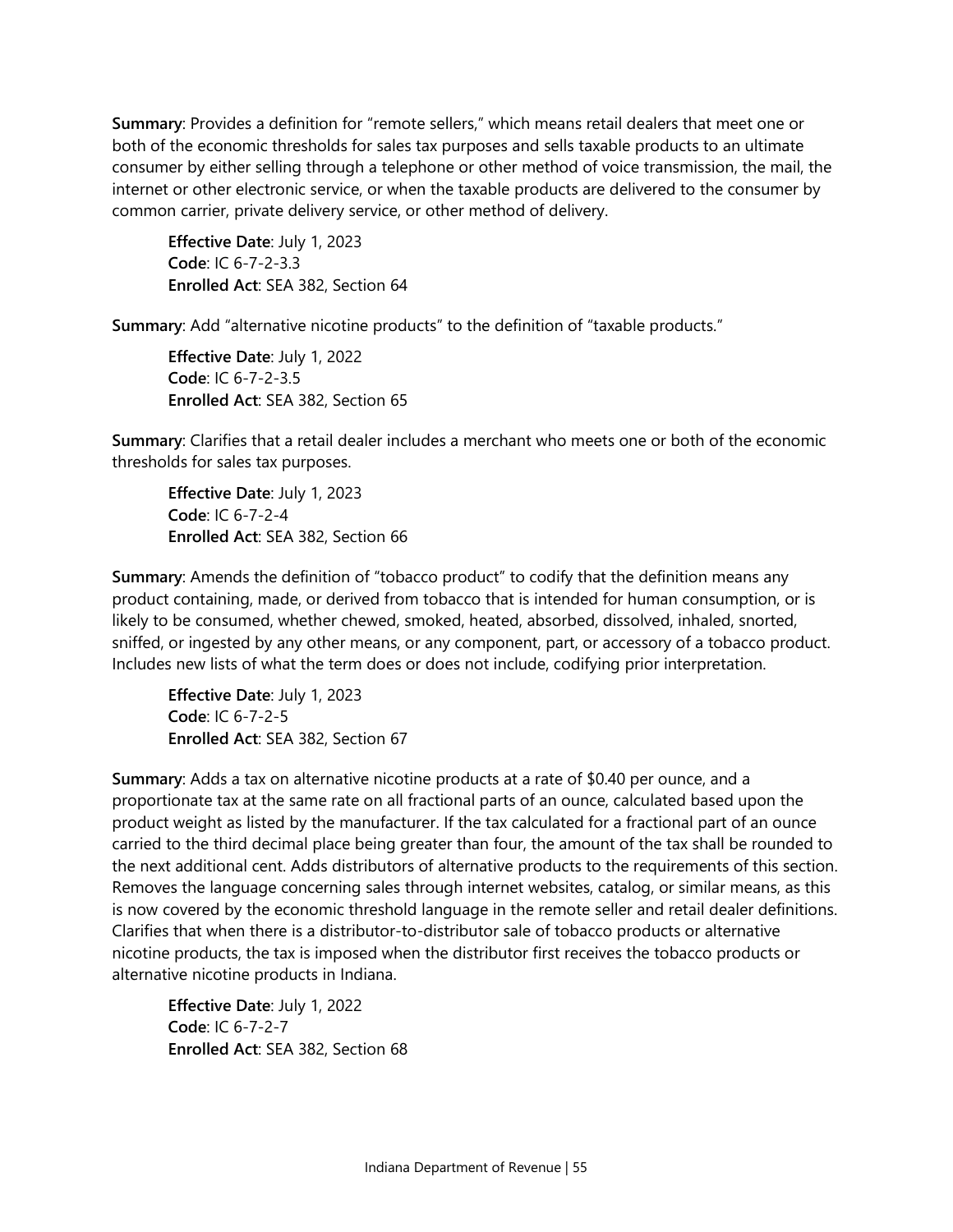**Summary**: Provides a definition for "remote sellers," which means retail dealers that meet one or both of the economic thresholds for sales tax purposes and sells taxable products to an ultimate consumer by either selling through a telephone or other method of voice transmission, the mail, the internet or other electronic service, or when the taxable products are delivered to the consumer by common carrier, private delivery service, or other method of delivery.

> **Effective Date**: July 1, 2023
> **Code**: IC 6-7-2-3.3
> **Enrolled Act**: SEA 382, Section 64

**Summary**: Add "alternative nicotine products" to the definition of "taxable products."

> **Effective Date**: July 1, 2022
> **Code**: IC 6-7-2-3.5
> **Enrolled Act**: SEA 382, Section 65

**Summary**: Clarifies that a retail dealer includes a merchant who meets one or both of the economic thresholds for sales tax purposes.

> **Effective Date**: July 1, 2023
> **Code**: IC 6-7-2-4
> **Enrolled Act**: SEA 382, Section 66

**Summary**: Amends the definition of "tobacco product" to codify that the definition means any product containing, made, or derived from tobacco that is intended for human consumption, or is likely to be consumed, whether chewed, smoked, heated, absorbed, dissolved, inhaled, snorted, sniffed, or ingested by any other means, or any component, part, or accessory of a tobacco product. Includes new lists of what the term does or does not include, codifying prior interpretation.

> **Effective Date**: July 1, 2023
> **Code**: IC 6-7-2-5
> **Enrolled Act**: SEA 382, Section 67

**Summary**: Adds a tax on alternative nicotine products at a rate of $0.40 per ounce, and a proportionate tax at the same rate on all fractional parts of an ounce, calculated based upon the product weight as listed by the manufacturer. If the tax calculated for a fractional part of an ounce carried to the third decimal place being greater than four, the amount of the tax shall be rounded to the next additional cent. Adds distributors of alternative products to the requirements of this section. Removes the language concerning sales through internet websites, catalog, or similar means, as this is now covered by the economic threshold language in the remote seller and retail dealer definitions. Clarifies that when there is a distributor-to-distributor sale of tobacco products or alternative nicotine products, the tax is imposed when the distributor first receives the tobacco products or alternative nicotine products in Indiana.

> **Effective Date**: July 1, 2022
> **Code**: IC 6-7-2-7
> **Enrolled Act**: SEA 382, Section 68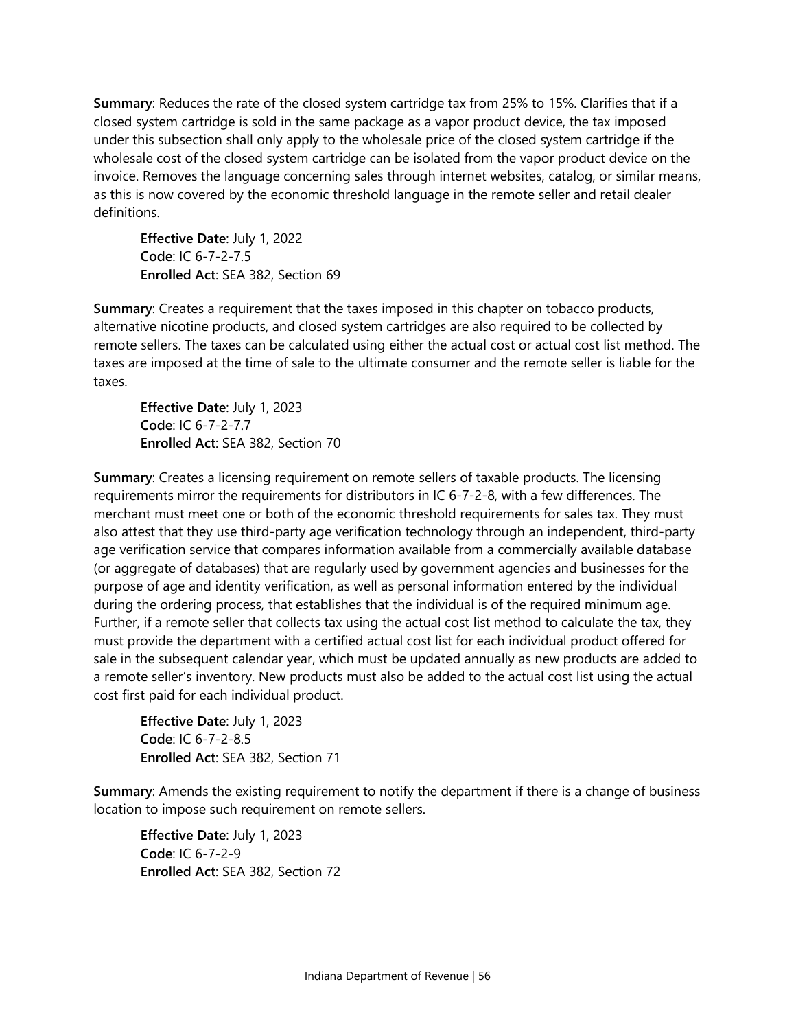**Summary**: Reduces the rate of the closed system cartridge tax from 25% to 15%. Clarifies that if a closed system cartridge is sold in the same package as a vapor product device, the tax imposed under this subsection shall only apply to the wholesale price of the closed system cartridge if the wholesale cost of the closed system cartridge can be isolated from the vapor product device on the invoice. Removes the language concerning sales through internet websites, catalog, or similar means, as this is now covered by the economic threshold language in the remote seller and retail dealer definitions.

> **Effective Date**: July 1, 2022
> **Code**: IC 6-7-2-7.5
> **Enrolled Act**: SEA 382, Section 69

**Summary**: Creates a requirement that the taxes imposed in this chapter on tobacco products, alternative nicotine products, and closed system cartridges are also required to be collected by remote sellers. The taxes can be calculated using either the actual cost or actual cost list method. The taxes are imposed at the time of sale to the ultimate consumer and the remote seller is liable for the taxes.

> **Effective Date**: July 1, 2023
> **Code**: IC 6-7-2-7.7
> **Enrolled Act**: SEA 382, Section 70

**Summary**: Creates a licensing requirement on remote sellers of taxable products. The licensing requirements mirror the requirements for distributors in IC 6-7-2-8, with a few differences. The merchant must meet one or both of the economic threshold requirements for sales tax. They must also attest that they use third-party age verification technology through an independent, third-party age verification service that compares information available from a commercially available database (or aggregate of databases) that are regularly used by government agencies and businesses for the purpose of age and identity verification, as well as personal information entered by the individual during the ordering process, that establishes that the individual is of the required minimum age. Further, if a remote seller that collects tax using the actual cost list method to calculate the tax, they must provide the department with a certified actual cost list for each individual product offered for sale in the subsequent calendar year, which must be updated annually as new products are added to a remote seller's inventory. New products must also be added to the actual cost list using the actual cost first paid for each individual product.

> **Effective Date**: July 1, 2023
> **Code**: IC 6-7-2-8.5
> **Enrolled Act**: SEA 382, Section 71

**Summary**: Amends the existing requirement to notify the department if there is a change of business location to impose such requirement on remote sellers.

> **Effective Date**: July 1, 2023
> **Code**: IC 6-7-2-9
> **Enrolled Act**: SEA 382, Section 72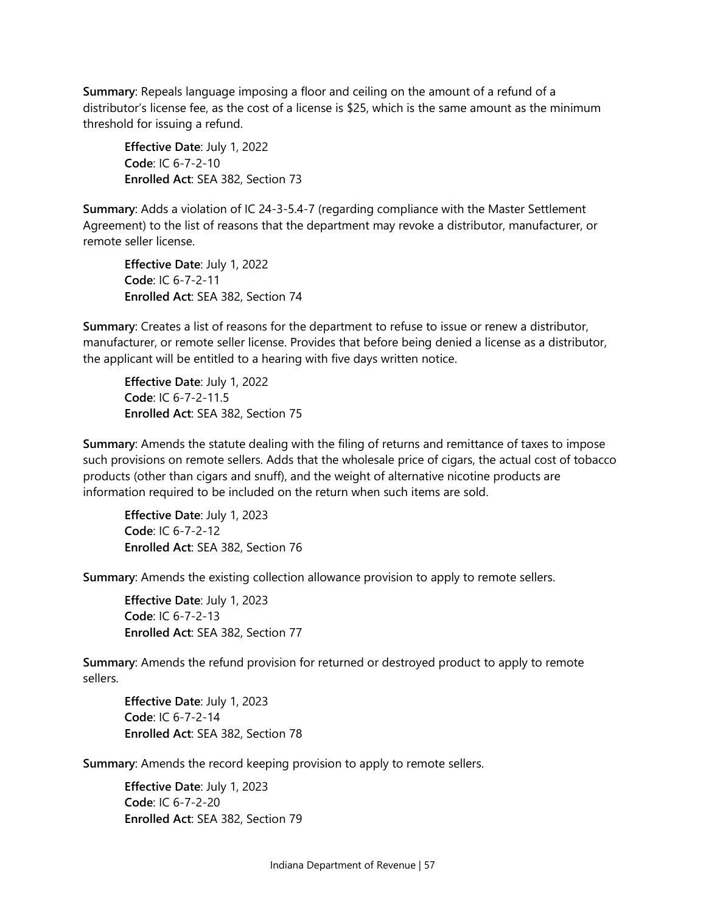**Summary**: Repeals language imposing a floor and ceiling on the amount of a refund of a distributor's license fee, as the cost of a license is $25, which is the same amount as the minimum threshold for issuing a refund.

> **Effective Date**: July 1, 2022
> **Code**: IC 6-7-2-10
> **Enrolled Act**: SEA 382, Section 73

**Summary**: Adds a violation of IC 24-3-5.4-7 (regarding compliance with the Master Settlement Agreement) to the list of reasons that the department may revoke a distributor, manufacturer, or remote seller license.

> **Effective Date**: July 1, 2022
> **Code**: IC 6-7-2-11
> **Enrolled Act**: SEA 382, Section 74

**Summary**: Creates a list of reasons for the department to refuse to issue or renew a distributor, manufacturer, or remote seller license. Provides that before being denied a license as a distributor, the applicant will be entitled to a hearing with five days written notice.

> **Effective Date**: July 1, 2022
> **Code**: IC 6-7-2-11.5
> **Enrolled Act**: SEA 382, Section 75

**Summary**: Amends the statute dealing with the filing of returns and remittance of taxes to impose such provisions on remote sellers. Adds that the wholesale price of cigars, the actual cost of tobacco products (other than cigars and snuff), and the weight of alternative nicotine products are information required to be included on the return when such items are sold.

> **Effective Date**: July 1, 2023
> **Code**: IC 6-7-2-12
> **Enrolled Act**: SEA 382, Section 76

**Summary**: Amends the existing collection allowance provision to apply to remote sellers.

> **Effective Date**: July 1, 2023
> **Code**: IC 6-7-2-13
> **Enrolled Act**: SEA 382, Section 77

**Summary**: Amends the refund provision for returned or destroyed product to apply to remote sellers.

> **Effective Date**: July 1, 2023
> **Code**: IC 6-7-2-14
> **Enrolled Act**: SEA 382, Section 78

**Summary**: Amends the record keeping provision to apply to remote sellers.

> **Effective Date**: July 1, 2023
> **Code**: IC 6-7-2-20
> **Enrolled Act**: SEA 382, Section 79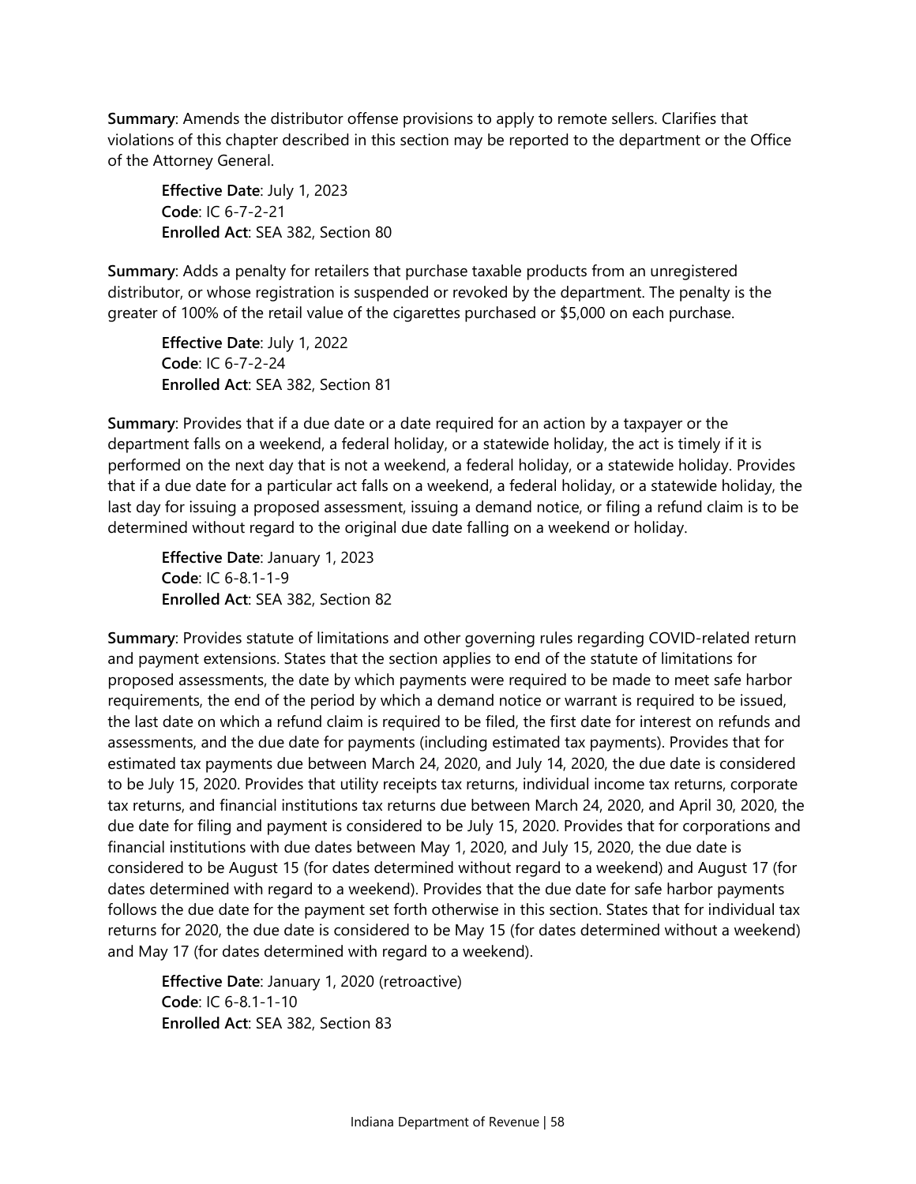**Summary**: Amends the distributor offense provisions to apply to remote sellers. Clarifies that violations of this chapter described in this section may be reported to the department or the Office of the Attorney General.

**Effective Date**: July 1, 2023
**Code**: IC 6-7-2-21
**Enrolled Act**: SEA 382, Section 80

**Summary**: Adds a penalty for retailers that purchase taxable products from an unregistered distributor, or whose registration is suspended or revoked by the department. The penalty is the greater of 100% of the retail value of the cigarettes purchased or $5,000 on each purchase.

**Effective Date**: July 1, 2022
**Code**: IC 6-7-2-24
**Enrolled Act**: SEA 382, Section 81

**Summary**: Provides that if a due date or a date required for an action by a taxpayer or the department falls on a weekend, a federal holiday, or a statewide holiday, the act is timely if it is performed on the next day that is not a weekend, a federal holiday, or a statewide holiday. Provides that if a due date for a particular act falls on a weekend, a federal holiday, or a statewide holiday, the last day for issuing a proposed assessment, issuing a demand notice, or filing a refund claim is to be determined without regard to the original due date falling on a weekend or holiday.

**Effective Date**: January 1, 2023
**Code**: IC 6-8.1-1-9
**Enrolled Act**: SEA 382, Section 82

**Summary**: Provides statute of limitations and other governing rules regarding COVID-related return and payment extensions. States that the section applies to end of the statute of limitations for proposed assessments, the date by which payments were required to be made to meet safe harbor requirements, the end of the period by which a demand notice or warrant is required to be issued, the last date on which a refund claim is required to be filed, the first date for interest on refunds and assessments, and the due date for payments (including estimated tax payments). Provides that for estimated tax payments due between March 24, 2020, and July 14, 2020, the due date is considered to be July 15, 2020. Provides that utility receipts tax returns, individual income tax returns, corporate tax returns, and financial institutions tax returns due between March 24, 2020, and April 30, 2020, the due date for filing and payment is considered to be July 15, 2020. Provides that for corporations and financial institutions with due dates between May 1, 2020, and July 15, 2020, the due date is considered to be August 15 (for dates determined without regard to a weekend) and August 17 (for dates determined with regard to a weekend). Provides that the due date for safe harbor payments follows the due date for the payment set forth otherwise in this section. States that for individual tax returns for 2020, the due date is considered to be May 15 (for dates determined without a weekend) and May 17 (for dates determined with regard to a weekend).

**Effective Date**: January 1, 2020 (retroactive)
**Code**: IC 6-8.1-1-10
**Enrolled Act**: SEA 382, Section 83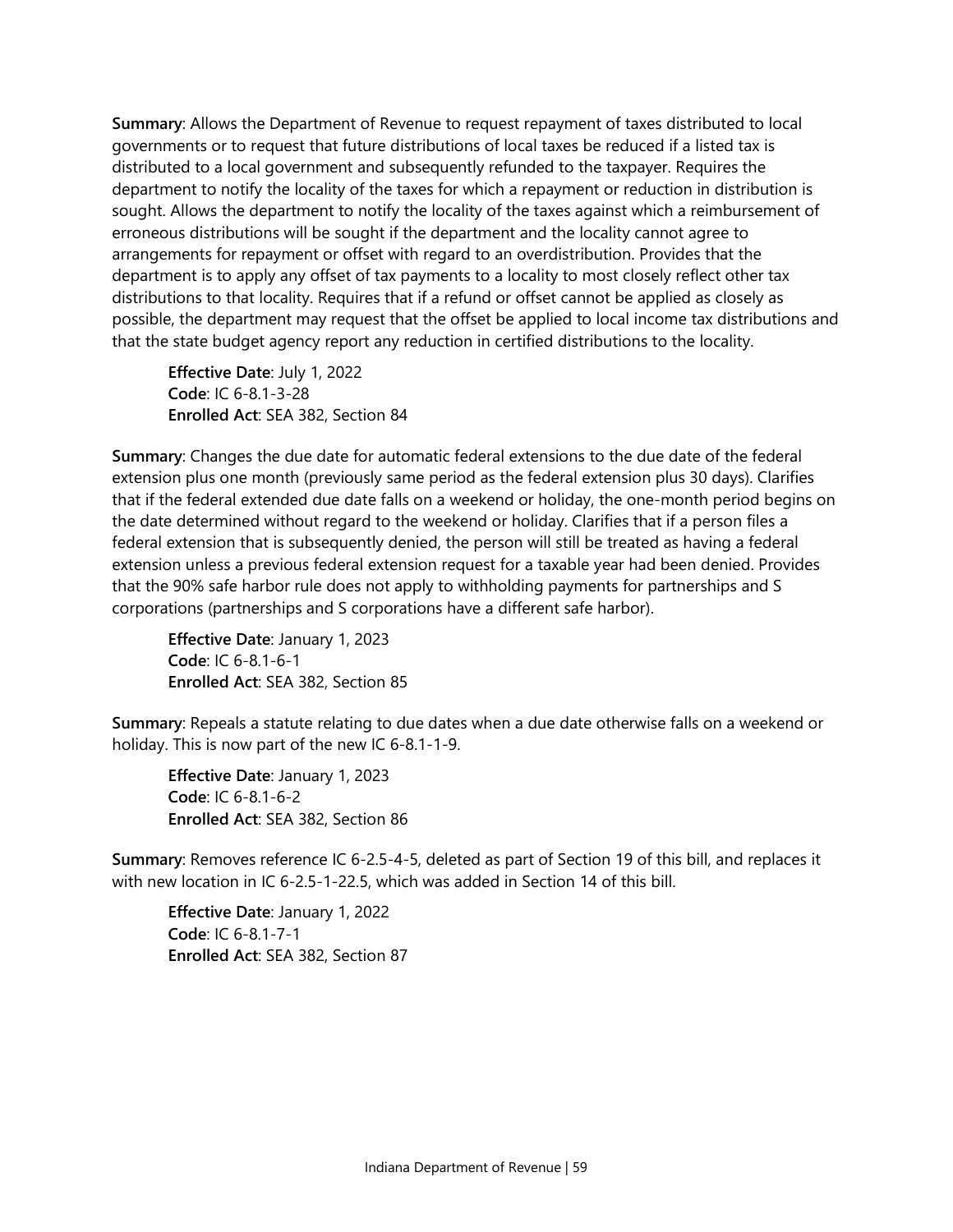**Summary**: Allows the Department of Revenue to request repayment of taxes distributed to local governments or to request that future distributions of local taxes be reduced if a listed tax is distributed to a local government and subsequently refunded to the taxpayer. Requires the department to notify the locality of the taxes for which a repayment or reduction in distribution is sought. Allows the department to notify the locality of the taxes against which a reimbursement of erroneous distributions will be sought if the department and the locality cannot agree to arrangements for repayment or offset with regard to an overdistribution. Provides that the department is to apply any offset of tax payments to a locality to most closely reflect other tax distributions to that locality. Requires that if a refund or offset cannot be applied as closely as possible, the department may request that the offset be applied to local income tax distributions and that the state budget agency report any reduction in certified distributions to the locality.

> **Effective Date**: July 1, 2022
> **Code**: IC 6-8.1-3-28
> **Enrolled Act**: SEA 382, Section 84

**Summary**: Changes the due date for automatic federal extensions to the due date of the federal extension plus one month (previously same period as the federal extension plus 30 days). Clarifies that if the federal extended due date falls on a weekend or holiday, the one-month period begins on the date determined without regard to the weekend or holiday. Clarifies that if a person files a federal extension that is subsequently denied, the person will still be treated as having a federal extension unless a previous federal extension request for a taxable year had been denied. Provides that the 90% safe harbor rule does not apply to withholding payments for partnerships and S corporations (partnerships and S corporations have a different safe harbor).

> **Effective Date**: January 1, 2023
> **Code**: IC 6-8.1-6-1
> **Enrolled Act**: SEA 382, Section 85

**Summary**: Repeals a statute relating to due dates when a due date otherwise falls on a weekend or holiday. This is now part of the new IC 6-8.1-1-9.

> **Effective Date**: January 1, 2023
> **Code**: IC 6-8.1-6-2
> **Enrolled Act**: SEA 382, Section 86

**Summary**: Removes reference IC 6-2.5-4-5, deleted as part of Section 19 of this bill, and replaces it with new location in IC 6-2.5-1-22.5, which was added in Section 14 of this bill.

> **Effective Date**: January 1, 2022
> **Code**: IC 6-8.1-7-1
> **Enrolled Act**: SEA 382, Section 87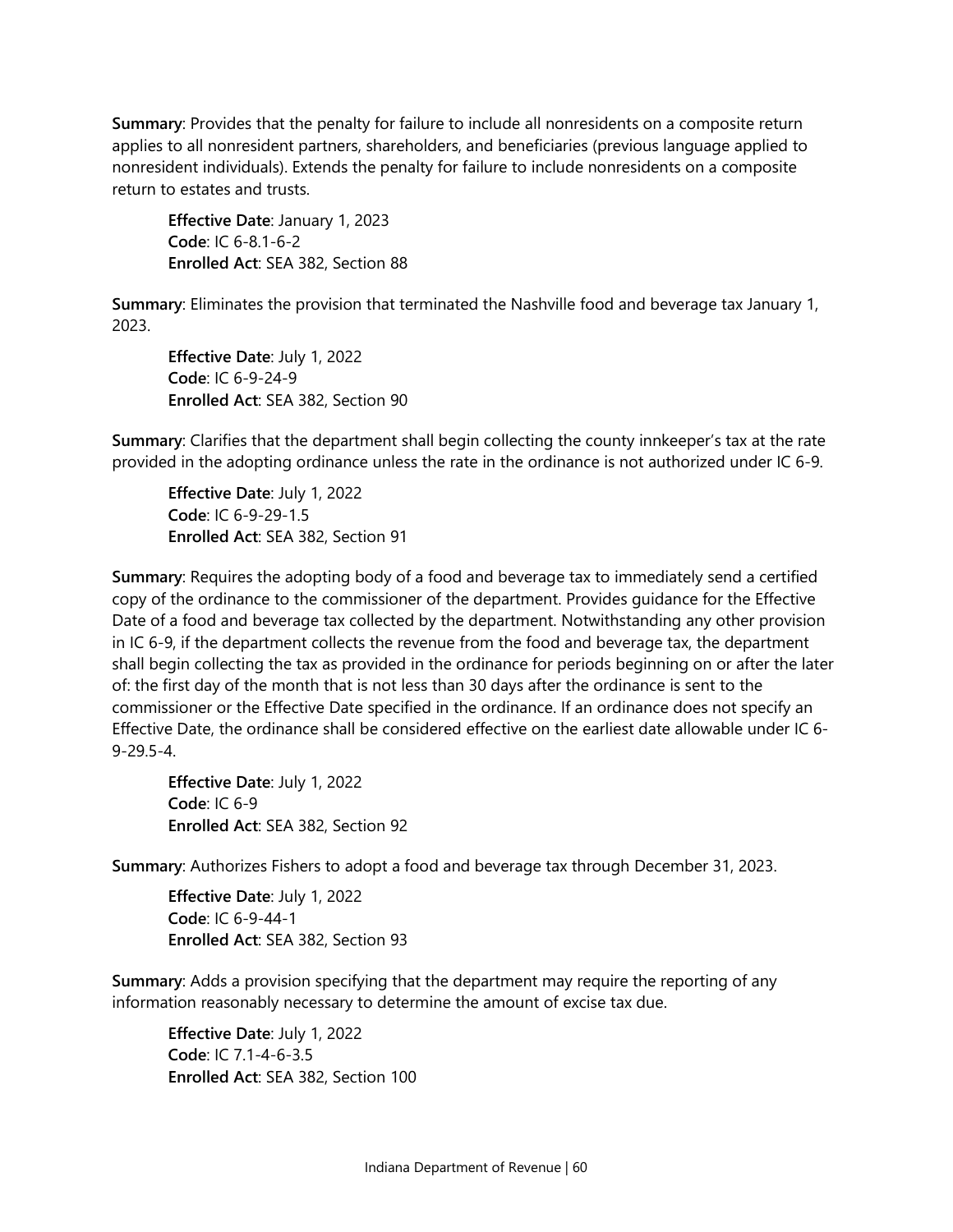**Summary**: Provides that the penalty for failure to include all nonresidents on a composite return applies to all nonresident partners, shareholders, and beneficiaries (previous language applied to nonresident individuals). Extends the penalty for failure to include nonresidents on a composite return to estates and trusts.

> **Effective Date**: January 1, 2023
> **Code**: IC 6-8.1-6-2
> **Enrolled Act**: SEA 382, Section 88

**Summary**: Eliminates the provision that terminated the Nashville food and beverage tax January 1, 2023.

> **Effective Date**: July 1, 2022
> **Code**: IC 6-9-24-9
> **Enrolled Act**: SEA 382, Section 90

**Summary**: Clarifies that the department shall begin collecting the county innkeeper's tax at the rate provided in the adopting ordinance unless the rate in the ordinance is not authorized under IC 6-9.

> **Effective Date**: July 1, 2022
> **Code**: IC 6-9-29-1.5
> **Enrolled Act**: SEA 382, Section 91

**Summary**: Requires the adopting body of a food and beverage tax to immediately send a certified copy of the ordinance to the commissioner of the department. Provides guidance for the Effective Date of a food and beverage tax collected by the department. Notwithstanding any other provision in IC 6-9, if the department collects the revenue from the food and beverage tax, the department shall begin collecting the tax as provided in the ordinance for periods beginning on or after the later of: the first day of the month that is not less than 30 days after the ordinance is sent to the commissioner or the Effective Date specified in the ordinance. If an ordinance does not specify an Effective Date, the ordinance shall be considered effective on the earliest date allowable under IC 6-9-29.5-4.

> **Effective Date**: July 1, 2022
> **Code**: IC 6-9
> **Enrolled Act**: SEA 382, Section 92

**Summary**: Authorizes Fishers to adopt a food and beverage tax through December 31, 2023.

> **Effective Date**: July 1, 2022
> **Code**: IC 6-9-44-1
> **Enrolled Act**: SEA 382, Section 93

**Summary**: Adds a provision specifying that the department may require the reporting of any information reasonably necessary to determine the amount of excise tax due.

> **Effective Date**: July 1, 2022
> **Code**: IC 7.1-4-6-3.5
> **Enrolled Act**: SEA 382, Section 100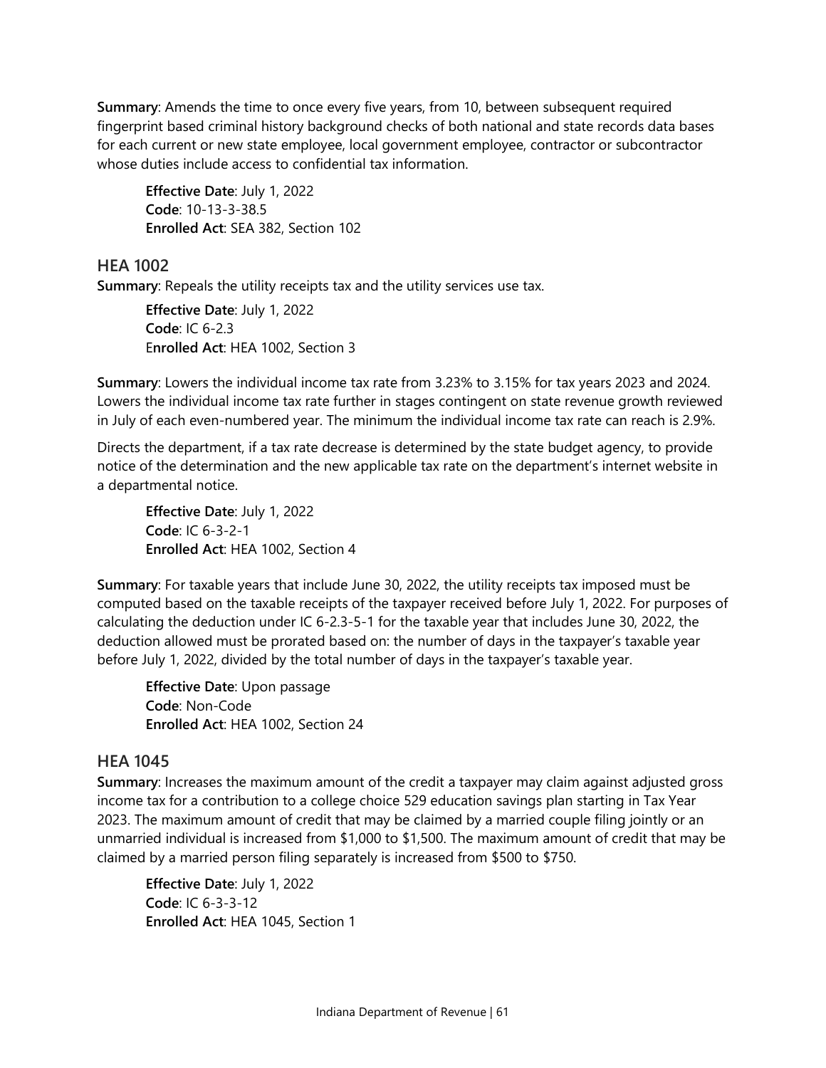**Summary**: Amends the time to once every five years, from 10, between subsequent required fingerprint based criminal history background checks of both national and state records data bases for each current or new state employee, local government employee, contractor or subcontractor whose duties include access to confidential tax information.

> **Effective Date**: July 1, 2022
> **Code**: 10-13-3-38.5
> **Enrolled Act**: SEA 382, Section 102

### HEA 1002

**Summary**: Repeals the utility receipts tax and the utility services use tax.

> **Effective Date**: July 1, 2022
> **Code**: IC 6-2.3
> **Enrolled Act**: HEA 1002, Section 3

**Summary**: Lowers the individual income tax rate from 3.23% to 3.15% for tax years 2023 and 2024. Lowers the individual income tax rate further in stages contingent on state revenue growth reviewed in July of each even-numbered year. The minimum the individual income tax rate can reach is 2.9%.

Directs the department, if a tax rate decrease is determined by the state budget agency, to provide notice of the determination and the new applicable tax rate on the department's internet website in a departmental notice.

> **Effective Date**: July 1, 2022
> **Code**: IC 6-3-2-1
> **Enrolled Act**: HEA 1002, Section 4

**Summary**: For taxable years that include June 30, 2022, the utility receipts tax imposed must be computed based on the taxable receipts of the taxpayer received before July 1, 2022. For purposes of calculating the deduction under IC 6-2.3-5-1 for the taxable year that includes June 30, 2022, the deduction allowed must be prorated based on: the number of days in the taxpayer's taxable year before July 1, 2022, divided by the total number of days in the taxpayer's taxable year.

> **Effective Date**: Upon passage
> **Code**: Non-Code
> **Enrolled Act**: HEA 1002, Section 24

### HEA 1045

**Summary**: Increases the maximum amount of the credit a taxpayer may claim against adjusted gross income tax for a contribution to a college choice 529 education savings plan starting in Tax Year 2023. The maximum amount of credit that may be claimed by a married couple filing jointly or an unmarried individual is increased from $1,000 to $1,500. The maximum amount of credit that may be claimed by a married person filing separately is increased from $500 to $750.

> **Effective Date**: July 1, 2022
> **Code**: IC 6-3-3-12
> **Enrolled Act**: HEA 1045, Section 1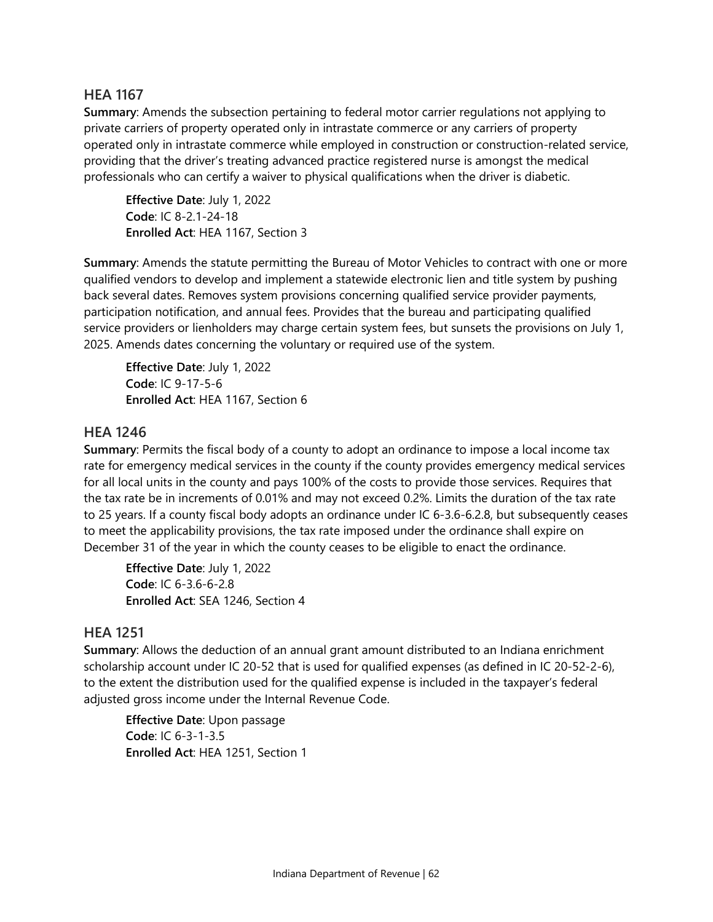### HEA 1167

**Summary**: Amends the subsection pertaining to federal motor carrier regulations not applying to private carriers of property operated only in intrastate commerce or any carriers of property operated only in intrastate commerce while employed in construction or construction-related service, providing that the driver's treating advanced practice registered nurse is amongst the medical professionals who can certify a waiver to physical qualifications when the driver is diabetic.

> **Effective Date**: July 1, 2022
> **Code**: IC 8-2.1-24-18
> **Enrolled Act**: HEA 1167, Section 3

**Summary**: Amends the statute permitting the Bureau of Motor Vehicles to contract with one or more qualified vendors to develop and implement a statewide electronic lien and title system by pushing back several dates. Removes system provisions concerning qualified service provider payments, participation notification, and annual fees. Provides that the bureau and participating qualified service providers or lienholders may charge certain system fees, but sunsets the provisions on July 1, 2025. Amends dates concerning the voluntary or required use of the system.

> **Effective Date**: July 1, 2022
> **Code**: IC 9-17-5-6
> **Enrolled Act**: HEA 1167, Section 6

### HEA 1246

**Summary**: Permits the fiscal body of a county to adopt an ordinance to impose a local income tax rate for emergency medical services in the county if the county provides emergency medical services for all local units in the county and pays 100% of the costs to provide those services. Requires that the tax rate be in increments of 0.01% and may not exceed 0.2%. Limits the duration of the tax rate to 25 years. If a county fiscal body adopts an ordinance under IC 6-3.6-6.2.8, but subsequently ceases to meet the applicability provisions, the tax rate imposed under the ordinance shall expire on December 31 of the year in which the county ceases to be eligible to enact the ordinance.

> **Effective Date**: July 1, 2022
> **Code**: IC 6-3.6-6-2.8
> **Enrolled Act**: SEA 1246, Section 4

### HEA 1251

**Summary**: Allows the deduction of an annual grant amount distributed to an Indiana enrichment scholarship account under IC 20-52 that is used for qualified expenses (as defined in IC 20-52-2-6), to the extent the distribution used for the qualified expense is included in the taxpayer's federal adjusted gross income under the Internal Revenue Code.

> **Effective Date**: Upon passage
> **Code**: IC 6-3-1-3.5
> **Enrolled Act**: HEA 1251, Section 1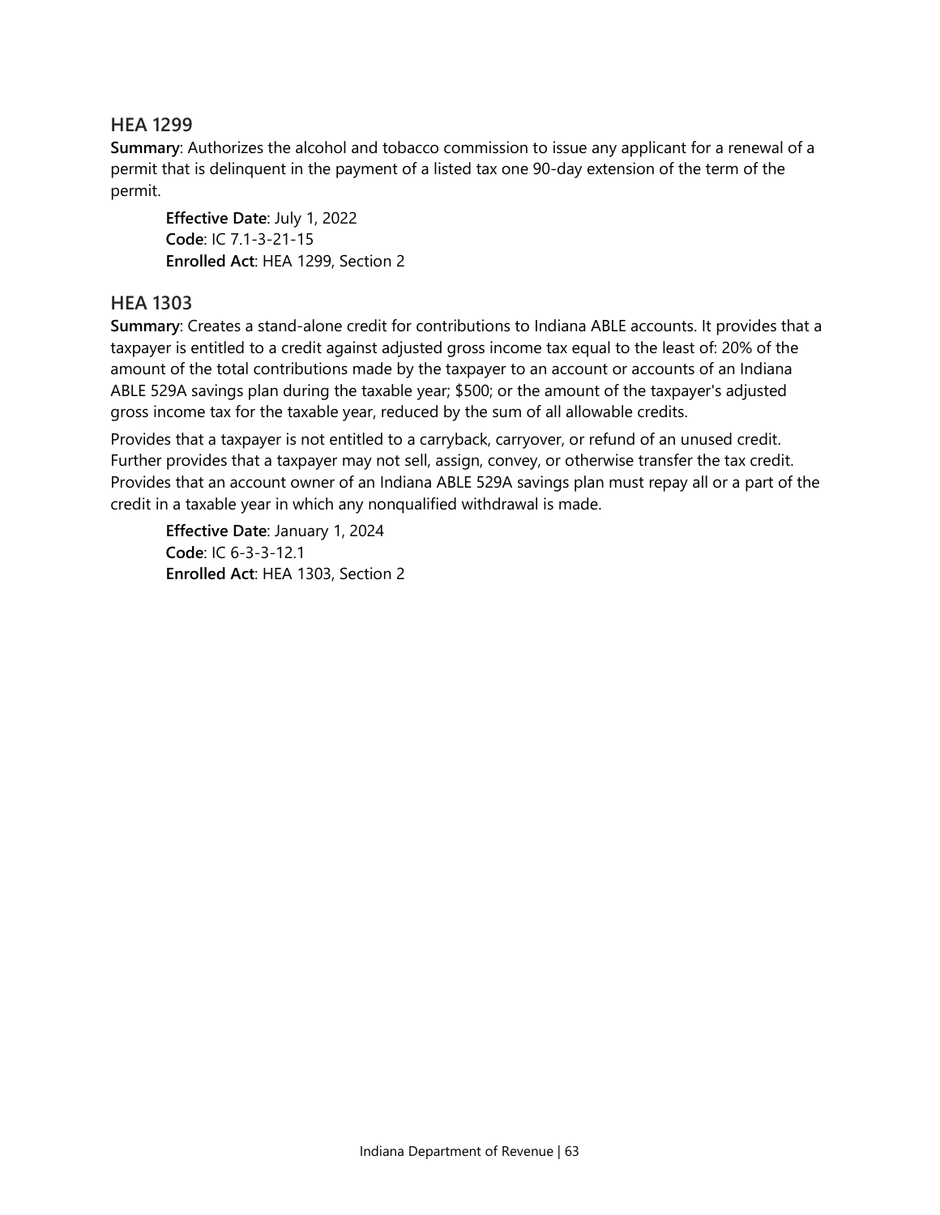## HEA 1299

**Summary**: Authorizes the alcohol and tobacco commission to issue any applicant for a renewal of a permit that is delinquent in the payment of a listed tax one 90-day extension of the term of the permit.

> **Effective Date**: July 1, 2022
> **Code**: IC 7.1-3-21-15
> **Enrolled Act**: HEA 1299, Section 2

## HEA 1303

**Summary**: Creates a stand-alone credit for contributions to Indiana ABLE accounts. It provides that a taxpayer is entitled to a credit against adjusted gross income tax equal to the least of: 20% of the amount of the total contributions made by the taxpayer to an account or accounts of an Indiana ABLE 529A savings plan during the taxable year; $500; or the amount of the taxpayer's adjusted gross income tax for the taxable year, reduced by the sum of all allowable credits.

Provides that a taxpayer is not entitled to a carryback, carryover, or refund of an unused credit. Further provides that a taxpayer may not sell, assign, convey, or otherwise transfer the tax credit. Provides that an account owner of an Indiana ABLE 529A savings plan must repay all or a part of the credit in a taxable year in which any nonqualified withdrawal is made.

> **Effective Date**: January 1, 2024
> **Code**: IC 6-3-3-12.1
> **Enrolled Act**: HEA 1303, Section 2